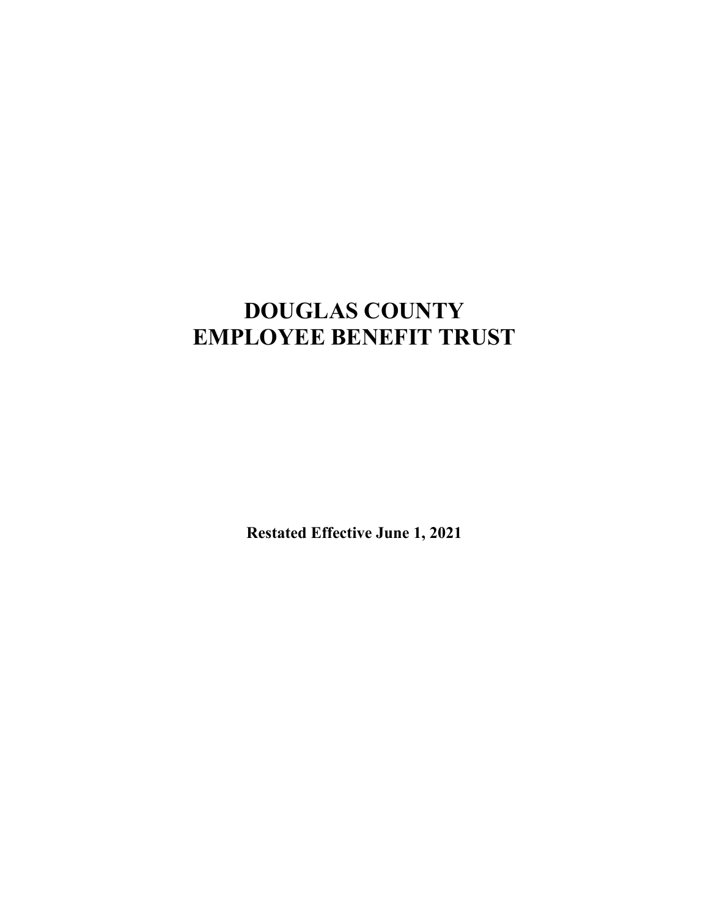# DOUGLAS COUNTY EMPLOYEE BENEFIT TRUST

**Restated Effective June 1, 2021**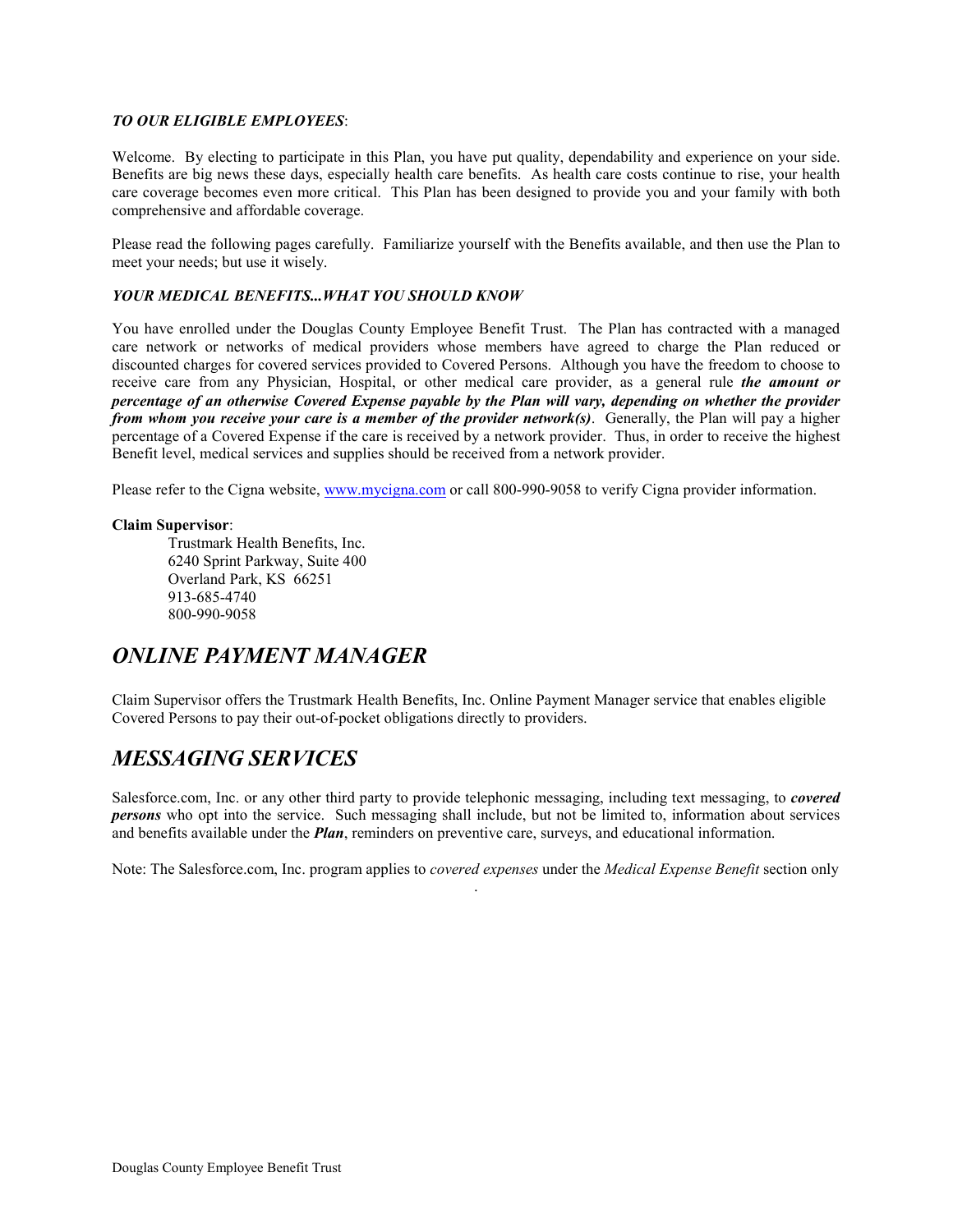***TO OUR ELIGIBLE EMPLOYEES***:

Welcome. By electing to participate in this Plan, you have put quality, dependability and experience on your side. Benefits are big news these days, especially health care benefits. As health care costs continue to rise, your health care coverage becomes even more critical. This Plan has been designed to provide you and your family with both comprehensive and affordable coverage.

Please read the following pages carefully. Familiarize yourself with the Benefits available, and then use the Plan to meet your needs; but use it wisely.

***YOUR MEDICAL BENEFITS...WHAT YOU SHOULD KNOW***

You have enrolled under the Douglas County Employee Benefit Trust. The Plan has contracted with a managed care network or networks of medical providers whose members have agreed to charge the Plan reduced or discounted charges for covered services provided to Covered Persons. Although you have the freedom to choose to receive care from any Physician, Hospital, or other medical care provider, as a general rule ***the amount or percentage of an otherwise Covered Expense payable by the Plan will vary, depending on whether the provider from whom you receive your care is a member of the provider network(s)***. Generally, the Plan will pay a higher percentage of a Covered Expense if the care is received by a network provider. Thus, in order to receive the highest Benefit level, medical services and supplies should be received from a network provider.

Please refer to the Cigna website, www.mycigna.com or call 800-990-9058 to verify Cigna provider information.

**Claim Supervisor**:

Trustmark Health Benefits, Inc.
6240 Sprint Parkway, Suite 400
Overland Park, KS 66251
913-685-4740
800-990-9058

## *ONLINE PAYMENT MANAGER*

Claim Supervisor offers the Trustmark Health Benefits, Inc. Online Payment Manager service that enables eligible Covered Persons to pay their out-of-pocket obligations directly to providers.

## *MESSAGING SERVICES*

Salesforce.com, Inc. or any other third party to provide telephonic messaging, including text messaging, to ***covered persons*** who opt into the service. Such messaging shall include, but not be limited to, information about services and benefits available under the ***Plan***, reminders on preventive care, surveys, and educational information.

Note: The Salesforce.com, Inc. program applies to *covered expenses* under the *Medical Expense Benefit* section only
.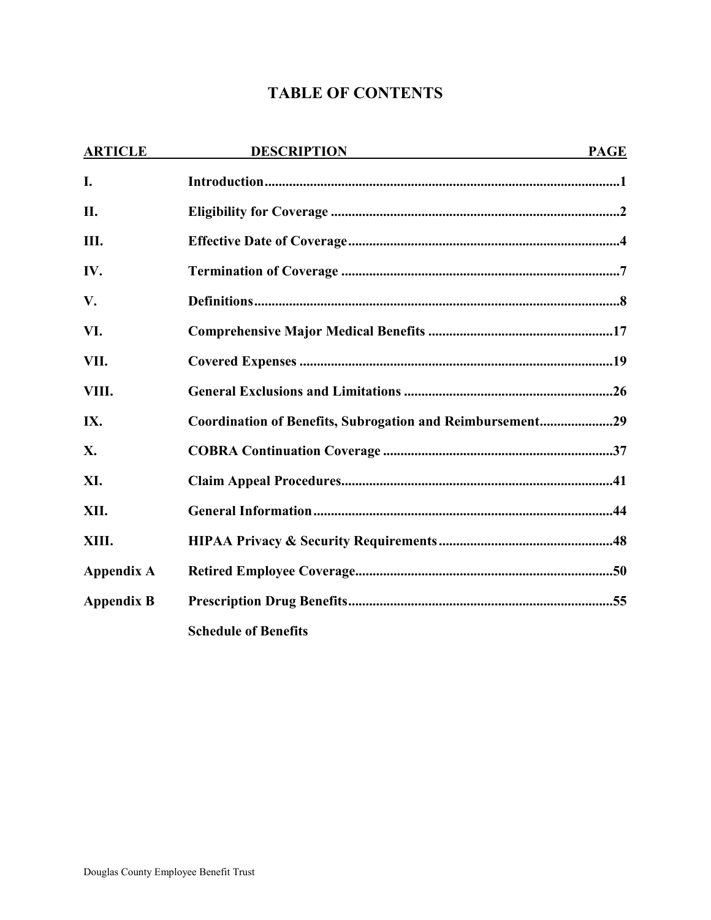# TABLE OF CONTENTS

| ARTICLE | DESCRIPTION | PAGE |
|---|---|---|
| I. | Introduction | 1 |
| II. | Eligibility for Coverage | 2 |
| III. | Effective Date of Coverage | 4 |
| IV. | Termination of Coverage | 7 |
| V. | Definitions | 8 |
| VI. | Comprehensive Major Medical Benefits | 17 |
| VII. | Covered Expenses | 19 |
| VIII. | General Exclusions and Limitations | 26 |
| IX. | Coordination of Benefits, Subrogation and Reimbursement | 29 |
| X. | COBRA Continuation Coverage | 37 |
| XI. | Claim Appeal Procedures | 41 |
| XII. | General Information | 44 |
| XIII. | HIPAA Privacy & Security Requirements | 48 |
| Appendix A | Retired Employee Coverage | 50 |
| Appendix B | Prescription Drug Benefits | 55 |
| | Schedule of Benefits | |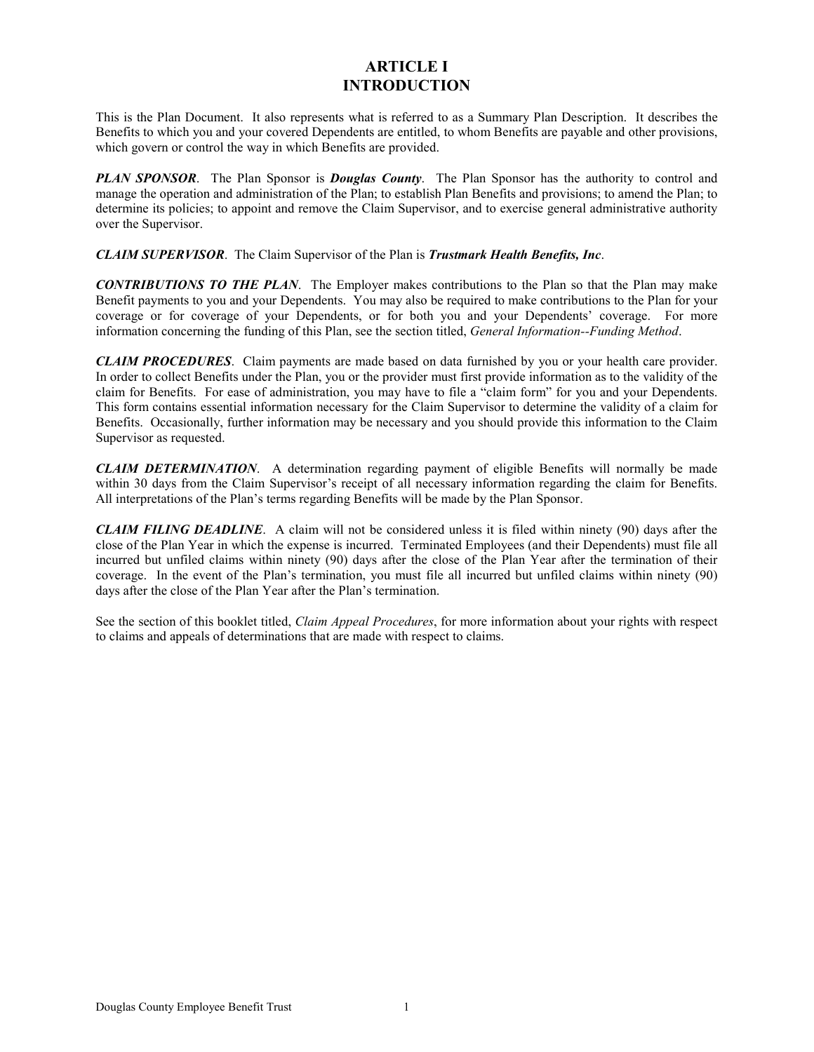# ARTICLE I
# INTRODUCTION

This is the Plan Document. It also represents what is referred to as a Summary Plan Description. It describes the Benefits to which you and your covered Dependents are entitled, to whom Benefits are payable and other provisions, which govern or control the way in which Benefits are provided.

***PLAN SPONSOR***. The Plan Sponsor is ***Douglas County***. The Plan Sponsor has the authority to control and manage the operation and administration of the Plan; to establish Plan Benefits and provisions; to amend the Plan; to determine its policies; to appoint and remove the Claim Supervisor, and to exercise general administrative authority over the Supervisor.

***CLAIM SUPERVISOR***. The Claim Supervisor of the Plan is ***Trustmark Health Benefits, Inc***.

***CONTRIBUTIONS TO THE PLAN***. The Employer makes contributions to the Plan so that the Plan may make Benefit payments to you and your Dependents. You may also be required to make contributions to the Plan for your coverage or for coverage of your Dependents, or for both you and your Dependents' coverage. For more information concerning the funding of this Plan, see the section titled, *General Information--Funding Method*.

***CLAIM PROCEDURES***. Claim payments are made based on data furnished by you or your health care provider. In order to collect Benefits under the Plan, you or the provider must first provide information as to the validity of the claim for Benefits. For ease of administration, you may have to file a "claim form" for you and your Dependents. This form contains essential information necessary for the Claim Supervisor to determine the validity of a claim for Benefits. Occasionally, further information may be necessary and you should provide this information to the Claim Supervisor as requested.

***CLAIM DETERMINATION***. A determination regarding payment of eligible Benefits will normally be made within 30 days from the Claim Supervisor's receipt of all necessary information regarding the claim for Benefits. All interpretations of the Plan's terms regarding Benefits will be made by the Plan Sponsor.

***CLAIM FILING DEADLINE***. A claim will not be considered unless it is filed within ninety (90) days after the close of the Plan Year in which the expense is incurred. Terminated Employees (and their Dependents) must file all incurred but unfiled claims within ninety (90) days after the close of the Plan Year after the termination of their coverage. In the event of the Plan's termination, you must file all incurred but unfiled claims within ninety (90) days after the close of the Plan Year after the Plan's termination.

See the section of this booklet titled, *Claim Appeal Procedures*, for more information about your rights with respect to claims and appeals of determinations that are made with respect to claims.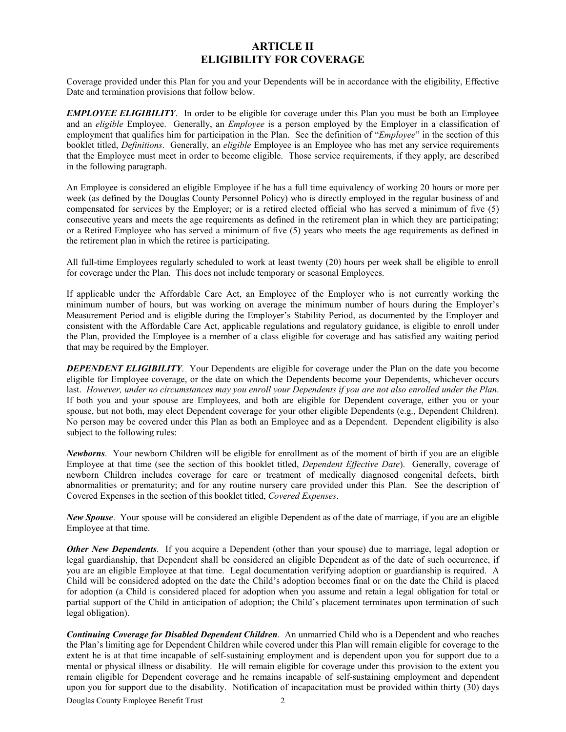# ARTICLE II
# ELIGIBILITY FOR COVERAGE

Coverage provided under this Plan for you and your Dependents will be in accordance with the eligibility, Effective Date and termination provisions that follow below.

***EMPLOYEE ELIGIBILITY***. In order to be eligible for coverage under this Plan you must be both an Employee and an *eligible* Employee. Generally, an *Employee* is a person employed by the Employer in a classification of employment that qualifies him for participation in the Plan. See the definition of "*Employee*" in the section of this booklet titled, *Definitions*. Generally, an *eligible* Employee is an Employee who has met any service requirements that the Employee must meet in order to become eligible. Those service requirements, if they apply, are described in the following paragraph.

An Employee is considered an eligible Employee if he has a full time equivalency of working 20 hours or more per week (as defined by the Douglas County Personnel Policy) who is directly employed in the regular business of and compensated for services by the Employer; or is a retired elected official who has served a minimum of five (5) consecutive years and meets the age requirements as defined in the retirement plan in which they are participating; or a Retired Employee who has served a minimum of five (5) years who meets the age requirements as defined in the retirement plan in which the retiree is participating.

All full-time Employees regularly scheduled to work at least twenty (20) hours per week shall be eligible to enroll for coverage under the Plan. This does not include temporary or seasonal Employees.

If applicable under the Affordable Care Act, an Employee of the Employer who is not currently working the minimum number of hours, but was working on average the minimum number of hours during the Employer's Measurement Period and is eligible during the Employer's Stability Period, as documented by the Employer and consistent with the Affordable Care Act, applicable regulations and regulatory guidance, is eligible to enroll under the Plan, provided the Employee is a member of a class eligible for coverage and has satisfied any waiting period that may be required by the Employer.

***DEPENDENT ELIGIBILITY***. Your Dependents are eligible for coverage under the Plan on the date you become eligible for Employee coverage, or the date on which the Dependents become your Dependents, whichever occurs last. *However, under no circumstances may you enroll your Dependents if you are not also enrolled under the Plan*. If both you and your spouse are Employees, and both are eligible for Dependent coverage, either you or your spouse, but not both, may elect Dependent coverage for your other eligible Dependents (e.g., Dependent Children). No person may be covered under this Plan as both an Employee and as a Dependent. Dependent eligibility is also subject to the following rules:

***Newborns***. Your newborn Children will be eligible for enrollment as of the moment of birth if you are an eligible Employee at that time (see the section of this booklet titled, *Dependent Effective Date*). Generally, coverage of newborn Children includes coverage for care or treatment of medically diagnosed congenital defects, birth abnormalities or prematurity; and for any routine nursery care provided under this Plan. See the description of Covered Expenses in the section of this booklet titled, *Covered Expenses*.

***New Spouse***. Your spouse will be considered an eligible Dependent as of the date of marriage, if you are an eligible Employee at that time.

***Other New Dependents***. If you acquire a Dependent (other than your spouse) due to marriage, legal adoption or legal guardianship, that Dependent shall be considered an eligible Dependent as of the date of such occurrence, if you are an eligible Employee at that time. Legal documentation verifying adoption or guardianship is required. A Child will be considered adopted on the date the Child's adoption becomes final or on the date the Child is placed for adoption (a Child is considered placed for adoption when you assume and retain a legal obligation for total or partial support of the Child in anticipation of adoption; the Child's placement terminates upon termination of such legal obligation).

***Continuing Coverage for Disabled Dependent Children***. An unmarried Child who is a Dependent and who reaches the Plan's limiting age for Dependent Children while covered under this Plan will remain eligible for coverage to the extent he is at that time incapable of self-sustaining employment and is dependent upon you for support due to a mental or physical illness or disability. He will remain eligible for coverage under this provision to the extent you remain eligible for Dependent coverage and he remains incapable of self-sustaining employment and dependent upon you for support due to the disability. Notification of incapacitation must be provided within thirty (30) days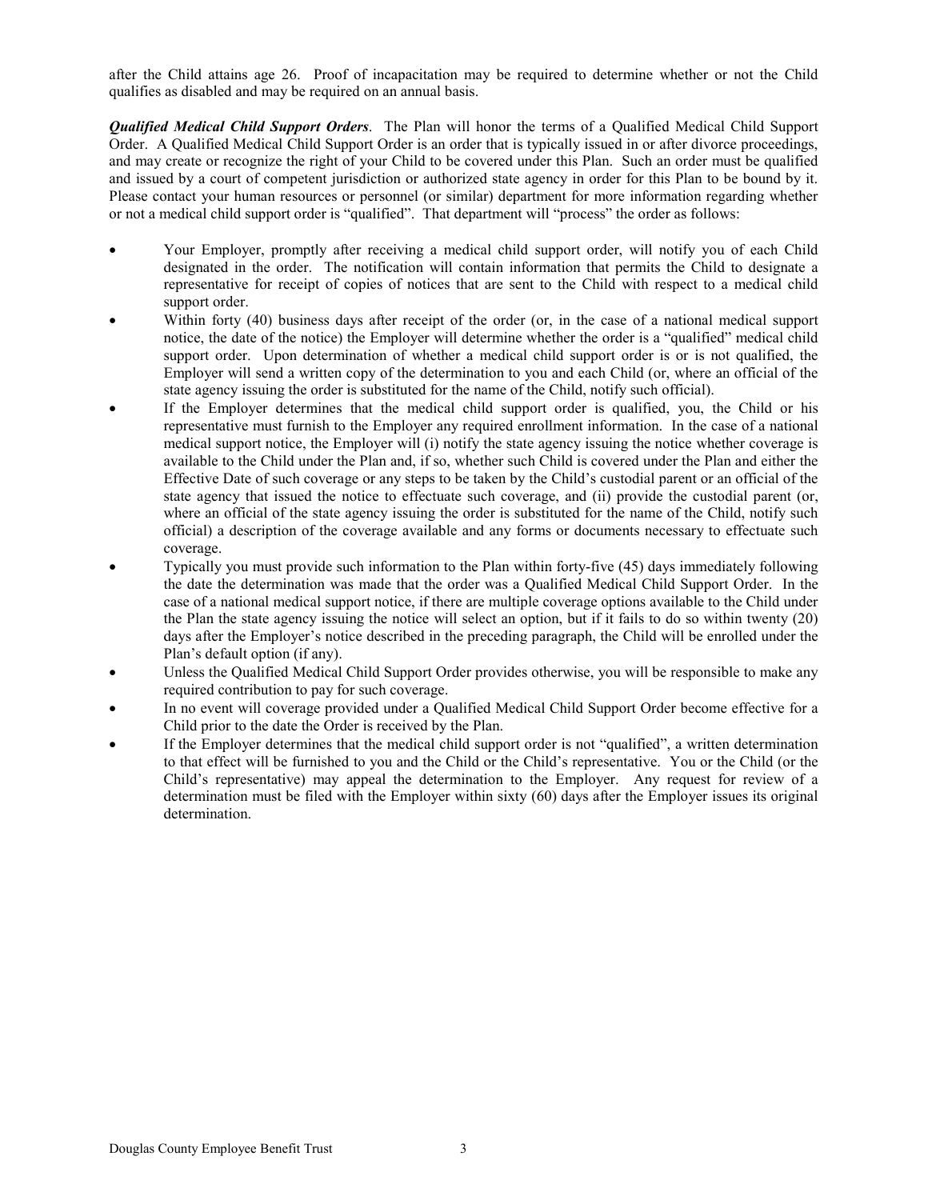after the Child attains age 26. Proof of incapacitation may be required to determine whether or not the Child qualifies as disabled and may be required on an annual basis.

***Qualified Medical Child Support Orders***. The Plan will honor the terms of a Qualified Medical Child Support Order. A Qualified Medical Child Support Order is an order that is typically issued in or after divorce proceedings, and may create or recognize the right of your Child to be covered under this Plan. Such an order must be qualified and issued by a court of competent jurisdiction or authorized state agency in order for this Plan to be bound by it. Please contact your human resources or personnel (or similar) department for more information regarding whether or not a medical child support order is "qualified". That department will "process" the order as follows:

- Your Employer, promptly after receiving a medical child support order, will notify you of each Child designated in the order. The notification will contain information that permits the Child to designate a representative for receipt of copies of notices that are sent to the Child with respect to a medical child support order.
- Within forty (40) business days after receipt of the order (or, in the case of a national medical support notice, the date of the notice) the Employer will determine whether the order is a "qualified" medical child support order. Upon determination of whether a medical child support order is or is not qualified, the Employer will send a written copy of the determination to you and each Child (or, where an official of the state agency issuing the order is substituted for the name of the Child, notify such official).
- If the Employer determines that the medical child support order is qualified, you, the Child or his representative must furnish to the Employer any required enrollment information. In the case of a national medical support notice, the Employer will (i) notify the state agency issuing the notice whether coverage is available to the Child under the Plan and, if so, whether such Child is covered under the Plan and either the Effective Date of such coverage or any steps to be taken by the Child's custodial parent or an official of the state agency that issued the notice to effectuate such coverage, and (ii) provide the custodial parent (or, where an official of the state agency issuing the order is substituted for the name of the Child, notify such official) a description of the coverage available and any forms or documents necessary to effectuate such coverage.
- Typically you must provide such information to the Plan within forty-five (45) days immediately following the date the determination was made that the order was a Qualified Medical Child Support Order. In the case of a national medical support notice, if there are multiple coverage options available to the Child under the Plan the state agency issuing the notice will select an option, but if it fails to do so within twenty (20) days after the Employer's notice described in the preceding paragraph, the Child will be enrolled under the Plan's default option (if any).
- Unless the Qualified Medical Child Support Order provides otherwise, you will be responsible to make any required contribution to pay for such coverage.
- In no event will coverage provided under a Qualified Medical Child Support Order become effective for a Child prior to the date the Order is received by the Plan.
- If the Employer determines that the medical child support order is not "qualified", a written determination to that effect will be furnished to you and the Child or the Child's representative. You or the Child (or the Child's representative) may appeal the determination to the Employer. Any request for review of a determination must be filed with the Employer within sixty (60) days after the Employer issues its original determination.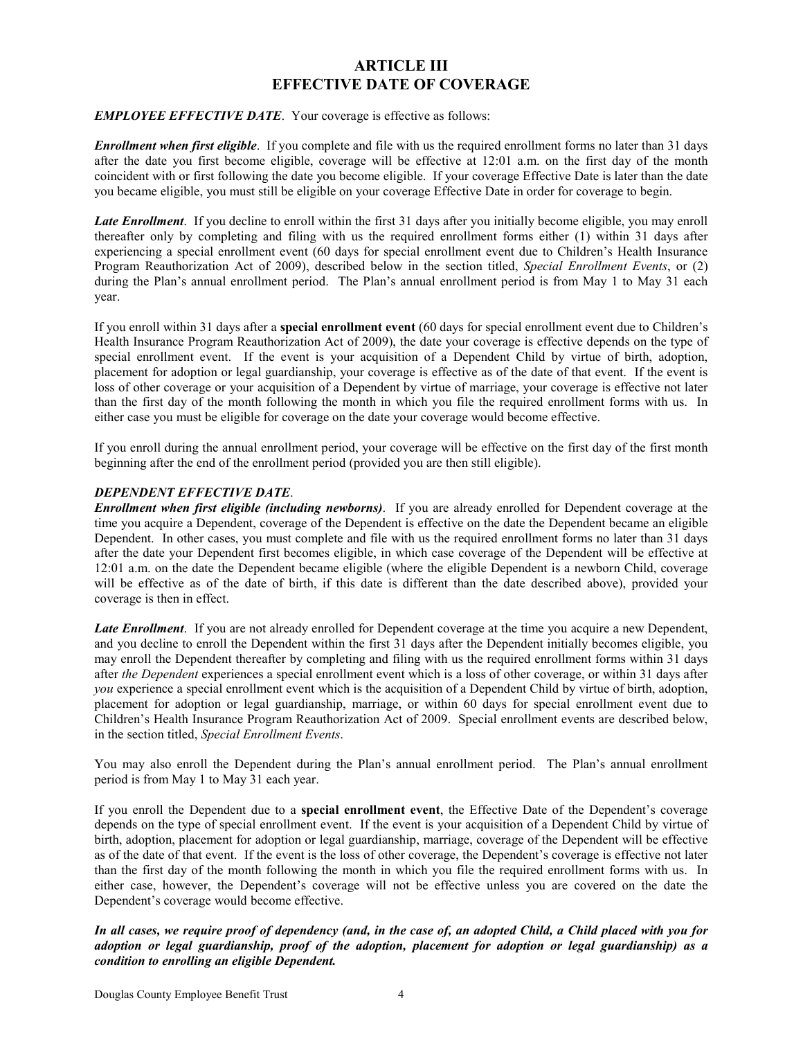# ARTICLE III
# EFFECTIVE DATE OF COVERAGE

***EMPLOYEE EFFECTIVE DATE***. Your coverage is effective as follows:

***Enrollment when first eligible***. If you complete and file with us the required enrollment forms no later than 31 days after the date you first become eligible, coverage will be effective at 12:01 a.m. on the first day of the month coincident with or first following the date you become eligible. If your coverage Effective Date is later than the date you became eligible, you must still be eligible on your coverage Effective Date in order for coverage to begin.

***Late Enrollment***. If you decline to enroll within the first 31 days after you initially become eligible, you may enroll thereafter only by completing and filing with us the required enrollment forms either (1) within 31 days after experiencing a special enrollment event (60 days for special enrollment event due to Children's Health Insurance Program Reauthorization Act of 2009), described below in the section titled, *Special Enrollment Events*, or (2) during the Plan's annual enrollment period. The Plan's annual enrollment period is from May 1 to May 31 each year.

If you enroll within 31 days after a **special enrollment event** (60 days for special enrollment event due to Children's Health Insurance Program Reauthorization Act of 2009), the date your coverage is effective depends on the type of special enrollment event. If the event is your acquisition of a Dependent Child by virtue of birth, adoption, placement for adoption or legal guardianship, your coverage is effective as of the date of that event. If the event is loss of other coverage or your acquisition of a Dependent by virtue of marriage, your coverage is effective not later than the first day of the month following the month in which you file the required enrollment forms with us. In either case you must be eligible for coverage on the date your coverage would become effective.

If you enroll during the annual enrollment period, your coverage will be effective on the first day of the first month beginning after the end of the enrollment period (provided you are then still eligible).

***DEPENDENT EFFECTIVE DATE***.
***Enrollment when first eligible (including newborns)***. If you are already enrolled for Dependent coverage at the time you acquire a Dependent, coverage of the Dependent is effective on the date the Dependent became an eligible Dependent. In other cases, you must complete and file with us the required enrollment forms no later than 31 days after the date your Dependent first becomes eligible, in which case coverage of the Dependent will be effective at 12:01 a.m. on the date the Dependent became eligible (where the eligible Dependent is a newborn Child, coverage will be effective as of the date of birth, if this date is different than the date described above), provided your coverage is then in effect.

***Late Enrollment***. If you are not already enrolled for Dependent coverage at the time you acquire a new Dependent, and you decline to enroll the Dependent within the first 31 days after the Dependent initially becomes eligible, you may enroll the Dependent thereafter by completing and filing with us the required enrollment forms within 31 days after *the Dependent* experiences a special enrollment event which is a loss of other coverage, or within 31 days after *you* experience a special enrollment event which is the acquisition of a Dependent Child by virtue of birth, adoption, placement for adoption or legal guardianship, marriage, or within 60 days for special enrollment event due to Children's Health Insurance Program Reauthorization Act of 2009. Special enrollment events are described below, in the section titled, *Special Enrollment Events*.

You may also enroll the Dependent during the Plan's annual enrollment period. The Plan's annual enrollment period is from May 1 to May 31 each year.

If you enroll the Dependent due to a **special enrollment event**, the Effective Date of the Dependent's coverage depends on the type of special enrollment event. If the event is your acquisition of a Dependent Child by virtue of birth, adoption, placement for adoption or legal guardianship, marriage, coverage of the Dependent will be effective as of the date of that event. If the event is the loss of other coverage, the Dependent's coverage is effective not later than the first day of the month following the month in which you file the required enrollment forms with us. In either case, however, the Dependent's coverage will not be effective unless you are covered on the date the Dependent's coverage would become effective.

***In all cases, we require proof of dependency (and, in the case of, an adopted Child, a Child placed with you for adoption or legal guardianship, proof of the adoption, placement for adoption or legal guardianship) as a condition to enrolling an eligible Dependent.***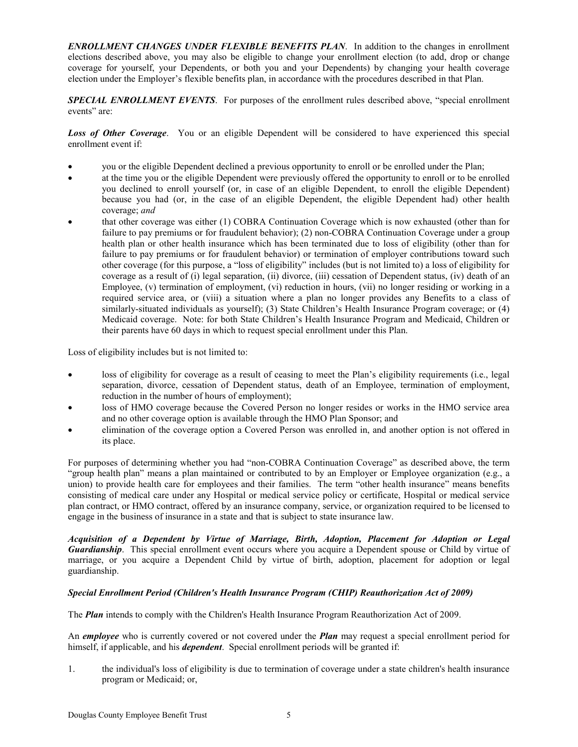***ENROLLMENT CHANGES UNDER FLEXIBLE BENEFITS PLAN***. In addition to the changes in enrollment elections described above, you may also be eligible to change your enrollment election (to add, drop or change coverage for yourself, your Dependents, or both you and your Dependents) by changing your health coverage election under the Employer's flexible benefits plan, in accordance with the procedures described in that Plan.

***SPECIAL ENROLLMENT EVENTS***. For purposes of the enrollment rules described above, "special enrollment events" are:

***Loss of Other Coverage***. You or an eligible Dependent will be considered to have experienced this special enrollment event if:

- you or the eligible Dependent declined a previous opportunity to enroll or be enrolled under the Plan;
- at the time you or the eligible Dependent were previously offered the opportunity to enroll or to be enrolled you declined to enroll yourself (or, in case of an eligible Dependent, to enroll the eligible Dependent) because you had (or, in the case of an eligible Dependent, the eligible Dependent had) other health coverage; *and*
- that other coverage was either (1) COBRA Continuation Coverage which is now exhausted (other than for failure to pay premiums or for fraudulent behavior); (2) non-COBRA Continuation Coverage under a group health plan or other health insurance which has been terminated due to loss of eligibility (other than for failure to pay premiums or for fraudulent behavior) or termination of employer contributions toward such other coverage (for this purpose, a "loss of eligibility" includes (but is not limited to) a loss of eligibility for coverage as a result of (i) legal separation, (ii) divorce, (iii) cessation of Dependent status, (iv) death of an Employee, (v) termination of employment, (vi) reduction in hours, (vii) no longer residing or working in a required service area, or (viii) a situation where a plan no longer provides any Benefits to a class of similarly-situated individuals as yourself); (3) State Children's Health Insurance Program coverage; or (4) Medicaid coverage. Note: for both State Children's Health Insurance Program and Medicaid, Children or their parents have 60 days in which to request special enrollment under this Plan.

Loss of eligibility includes but is not limited to:

- loss of eligibility for coverage as a result of ceasing to meet the Plan's eligibility requirements (i.e., legal separation, divorce, cessation of Dependent status, death of an Employee, termination of employment, reduction in the number of hours of employment);
- loss of HMO coverage because the Covered Person no longer resides or works in the HMO service area and no other coverage option is available through the HMO Plan Sponsor; and
- elimination of the coverage option a Covered Person was enrolled in, and another option is not offered in its place.

For purposes of determining whether you had "non-COBRA Continuation Coverage" as described above, the term "group health plan" means a plan maintained or contributed to by an Employer or Employee organization (e.g., a union) to provide health care for employees and their families. The term "other health insurance" means benefits consisting of medical care under any Hospital or medical service policy or certificate, Hospital or medical service plan contract, or HMO contract, offered by an insurance company, service, or organization required to be licensed to engage in the business of insurance in a state and that is subject to state insurance law.

***Acquisition of a Dependent by Virtue of Marriage, Birth, Adoption, Placement for Adoption or Legal Guardianship***. This special enrollment event occurs where you acquire a Dependent spouse or Child by virtue of marriage, or you acquire a Dependent Child by virtue of birth, adoption, placement for adoption or legal guardianship.

***Special Enrollment Period (Children's Health Insurance Program (CHIP) Reauthorization Act of 2009)***

The ***Plan*** intends to comply with the Children's Health Insurance Program Reauthorization Act of 2009.

An ***employee*** who is currently covered or not covered under the ***Plan*** may request a special enrollment period for himself, if applicable, and his ***dependent***. Special enrollment periods will be granted if:

1. the individual's loss of eligibility is due to termination of coverage under a state children's health insurance program or Medicaid; or,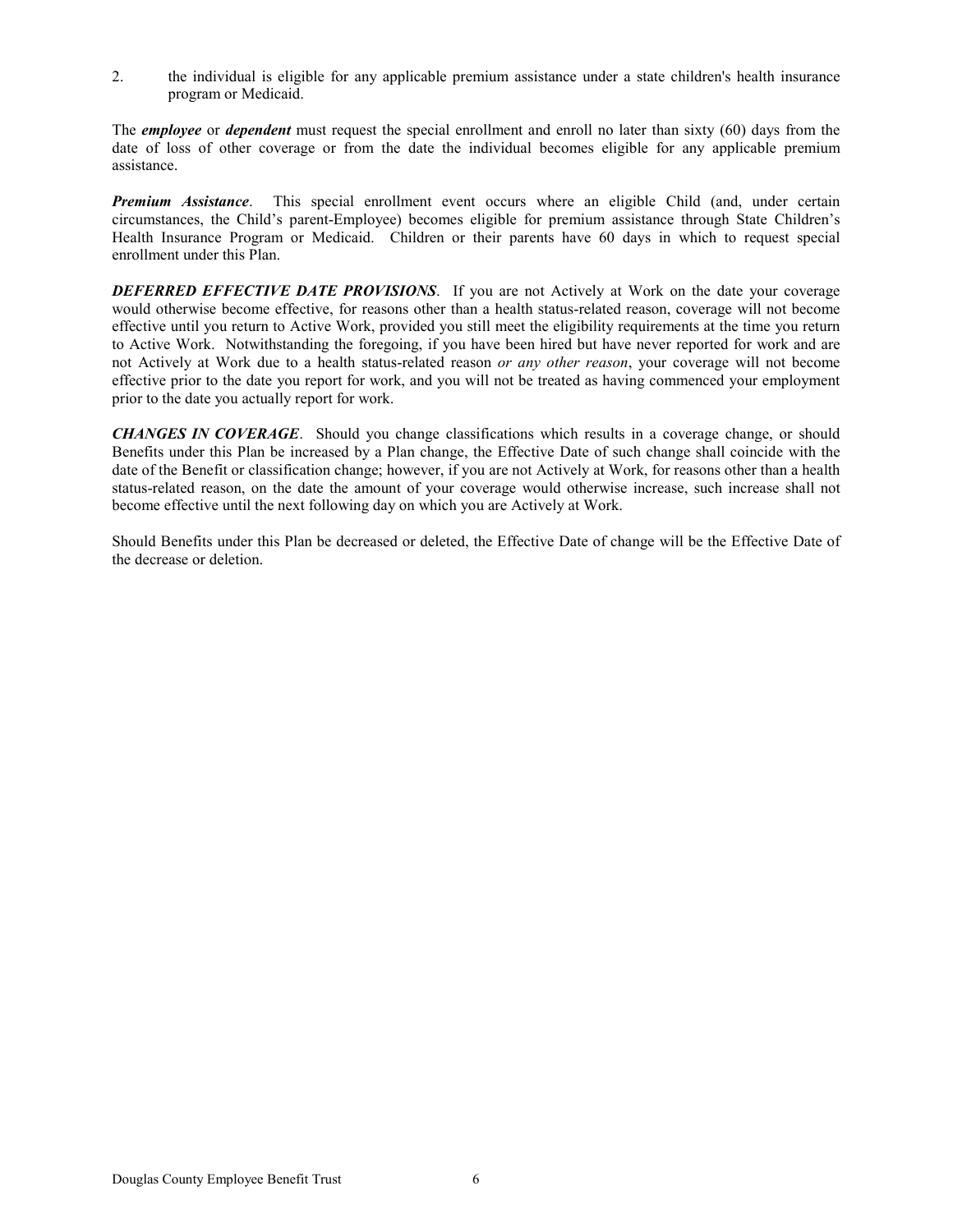2. the individual is eligible for any applicable premium assistance under a state children's health insurance program or Medicaid.

The ***employee*** or ***dependent*** must request the special enrollment and enroll no later than sixty (60) days from the date of loss of other coverage or from the date the individual becomes eligible for any applicable premium assistance.

***Premium Assistance***. This special enrollment event occurs where an eligible Child (and, under certain circumstances, the Child's parent-Employee) becomes eligible for premium assistance through State Children's Health Insurance Program or Medicaid. Children or their parents have 60 days in which to request special enrollment under this Plan.

***DEFERRED EFFECTIVE DATE PROVISIONS***. If you are not Actively at Work on the date your coverage would otherwise become effective, for reasons other than a health status-related reason, coverage will not become effective until you return to Active Work, provided you still meet the eligibility requirements at the time you return to Active Work. Notwithstanding the foregoing, if you have been hired but have never reported for work and are not Actively at Work due to a health status-related reason *or any other reason*, your coverage will not become effective prior to the date you report for work, and you will not be treated as having commenced your employment prior to the date you actually report for work.

***CHANGES IN COVERAGE***. Should you change classifications which results in a coverage change, or should Benefits under this Plan be increased by a Plan change, the Effective Date of such change shall coincide with the date of the Benefit or classification change; however, if you are not Actively at Work, for reasons other than a health status-related reason, on the date the amount of your coverage would otherwise increase, such increase shall not become effective until the next following day on which you are Actively at Work.

Should Benefits under this Plan be decreased or deleted, the Effective Date of change will be the Effective Date of the decrease or deletion.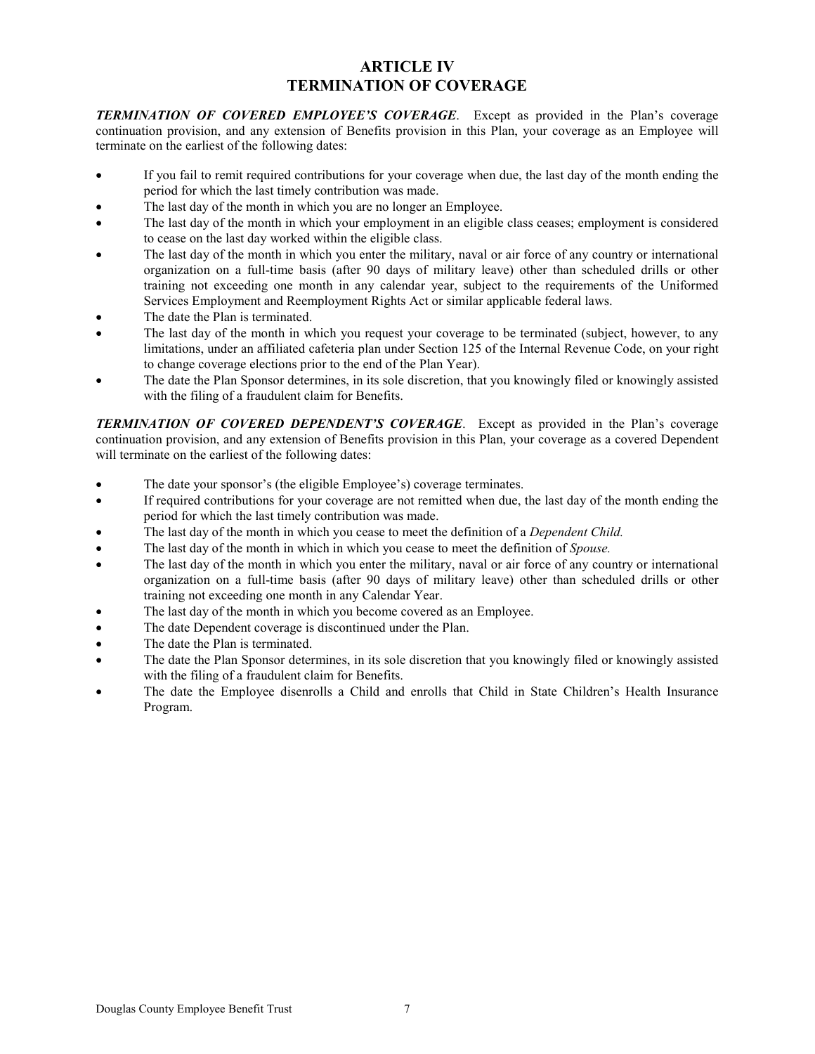# ARTICLE IV
# TERMINATION OF COVERAGE

***TERMINATION OF COVERED EMPLOYEE'S COVERAGE***. Except as provided in the Plan's coverage continuation provision, and any extension of Benefits provision in this Plan, your coverage as an Employee will terminate on the earliest of the following dates:

- If you fail to remit required contributions for your coverage when due, the last day of the month ending the period for which the last timely contribution was made.
- The last day of the month in which you are no longer an Employee.
- The last day of the month in which your employment in an eligible class ceases; employment is considered to cease on the last day worked within the eligible class.
- The last day of the month in which you enter the military, naval or air force of any country or international organization on a full-time basis (after 90 days of military leave) other than scheduled drills or other training not exceeding one month in any calendar year, subject to the requirements of the Uniformed Services Employment and Reemployment Rights Act or similar applicable federal laws.
- The date the Plan is terminated.
- The last day of the month in which you request your coverage to be terminated (subject, however, to any limitations, under an affiliated cafeteria plan under Section 125 of the Internal Revenue Code, on your right to change coverage elections prior to the end of the Plan Year).
- The date the Plan Sponsor determines, in its sole discretion, that you knowingly filed or knowingly assisted with the filing of a fraudulent claim for Benefits.

***TERMINATION OF COVERED DEPENDENT'S COVERAGE***. Except as provided in the Plan's coverage continuation provision, and any extension of Benefits provision in this Plan, your coverage as a covered Dependent will terminate on the earliest of the following dates:

- The date your sponsor's (the eligible Employee's) coverage terminates.
- If required contributions for your coverage are not remitted when due, the last day of the month ending the period for which the last timely contribution was made.
- The last day of the month in which you cease to meet the definition of a *Dependent Child.*
- The last day of the month in which in which you cease to meet the definition of *Spouse.*
- The last day of the month in which you enter the military, naval or air force of any country or international organization on a full-time basis (after 90 days of military leave) other than scheduled drills or other training not exceeding one month in any Calendar Year.
- The last day of the month in which you become covered as an Employee.
- The date Dependent coverage is discontinued under the Plan.
- The date the Plan is terminated.
- The date the Plan Sponsor determines, in its sole discretion that you knowingly filed or knowingly assisted with the filing of a fraudulent claim for Benefits.
- The date the Employee disenrolls a Child and enrolls that Child in State Children's Health Insurance Program.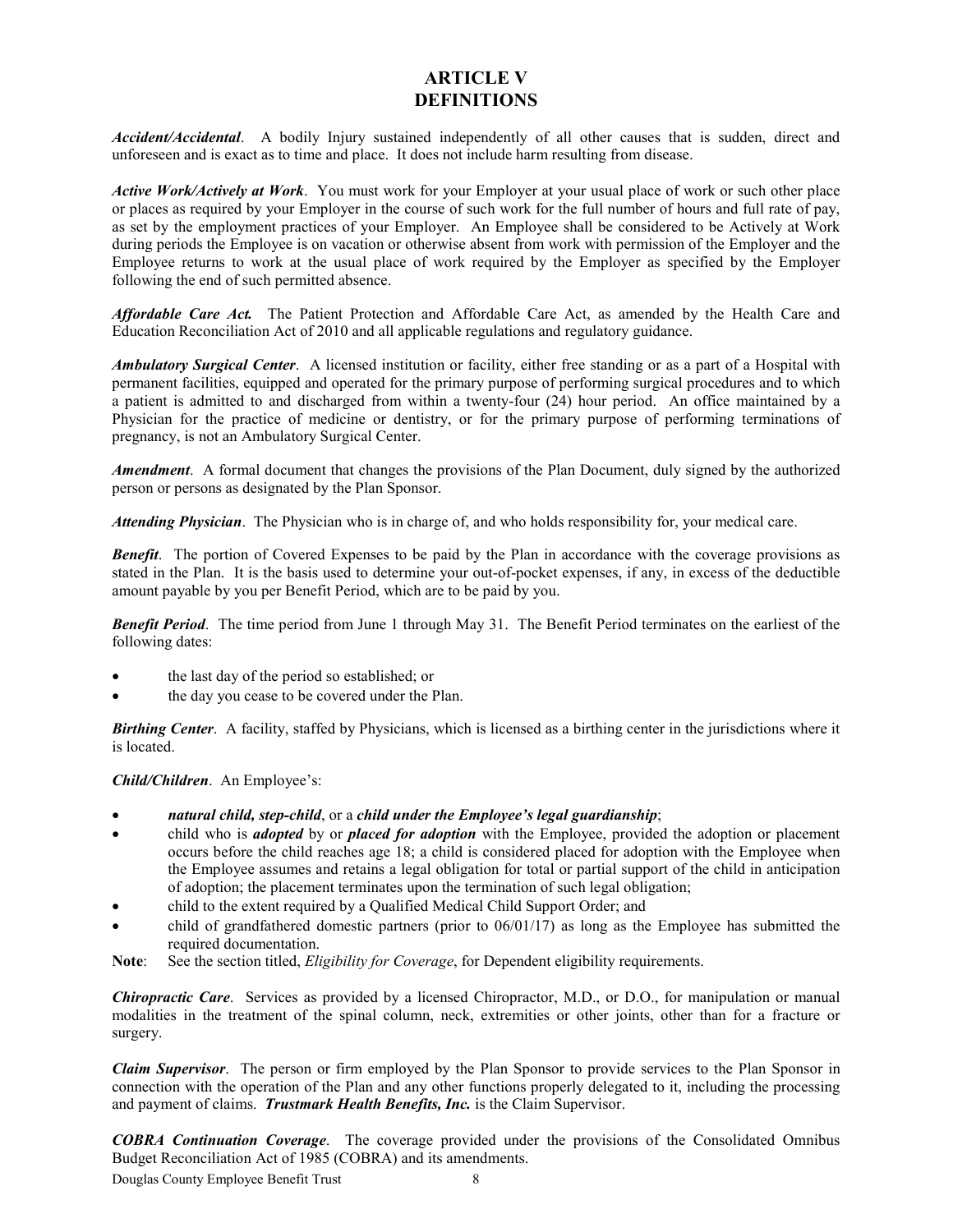# ARTICLE V
# DEFINITIONS

***Accident/Accidental***. A bodily Injury sustained independently of all other causes that is sudden, direct and unforeseen and is exact as to time and place. It does not include harm resulting from disease.

***Active Work/Actively at Work***. You must work for your Employer at your usual place of work or such other place or places as required by your Employer in the course of such work for the full number of hours and full rate of pay, as set by the employment practices of your Employer. An Employee shall be considered to be Actively at Work during periods the Employee is on vacation or otherwise absent from work with permission of the Employer and the Employee returns to work at the usual place of work required by the Employer as specified by the Employer following the end of such permitted absence.

***Affordable Care Act.*** The Patient Protection and Affordable Care Act, as amended by the Health Care and Education Reconciliation Act of 2010 and all applicable regulations and regulatory guidance.

***Ambulatory Surgical Center***. A licensed institution or facility, either free standing or as a part of a Hospital with permanent facilities, equipped and operated for the primary purpose of performing surgical procedures and to which a patient is admitted to and discharged from within a twenty-four (24) hour period. An office maintained by a Physician for the practice of medicine or dentistry, or for the primary purpose of performing terminations of pregnancy, is not an Ambulatory Surgical Center.

***Amendment***. A formal document that changes the provisions of the Plan Document, duly signed by the authorized person or persons as designated by the Plan Sponsor.

***Attending Physician***. The Physician who is in charge of, and who holds responsibility for, your medical care.

***Benefit***. The portion of Covered Expenses to be paid by the Plan in accordance with the coverage provisions as stated in the Plan. It is the basis used to determine your out-of-pocket expenses, if any, in excess of the deductible amount payable by you per Benefit Period, which are to be paid by you.

***Benefit Period***. The time period from June 1 through May 31. The Benefit Period terminates on the earliest of the following dates:

- the last day of the period so established; or
- the day you cease to be covered under the Plan.

***Birthing Center***. A facility, staffed by Physicians, which is licensed as a birthing center in the jurisdictions where it is located.

***Child/Children***. An Employee's:

- ***natural child, step-child***, or a ***child under the Employee's legal guardianship***;
- child who is ***adopted*** by or ***placed for adoption*** with the Employee, provided the adoption or placement occurs before the child reaches age 18; a child is considered placed for adoption with the Employee when the Employee assumes and retains a legal obligation for total or partial support of the child in anticipation of adoption; the placement terminates upon the termination of such legal obligation;
- child to the extent required by a Qualified Medical Child Support Order; and
- child of grandfathered domestic partners (prior to 06/01/17) as long as the Employee has submitted the required documentation.

**Note**: See the section titled, *Eligibility for Coverage*, for Dependent eligibility requirements.

***Chiropractic Care***. Services as provided by a licensed Chiropractor, M.D., or D.O., for manipulation or manual modalities in the treatment of the spinal column, neck, extremities or other joints, other than for a fracture or surgery.

***Claim Supervisor***. The person or firm employed by the Plan Sponsor to provide services to the Plan Sponsor in connection with the operation of the Plan and any other functions properly delegated to it, including the processing and payment of claims. ***Trustmark Health Benefits, Inc.*** is the Claim Supervisor.

***COBRA Continuation Coverage***. The coverage provided under the provisions of the Consolidated Omnibus Budget Reconciliation Act of 1985 (COBRA) and its amendments.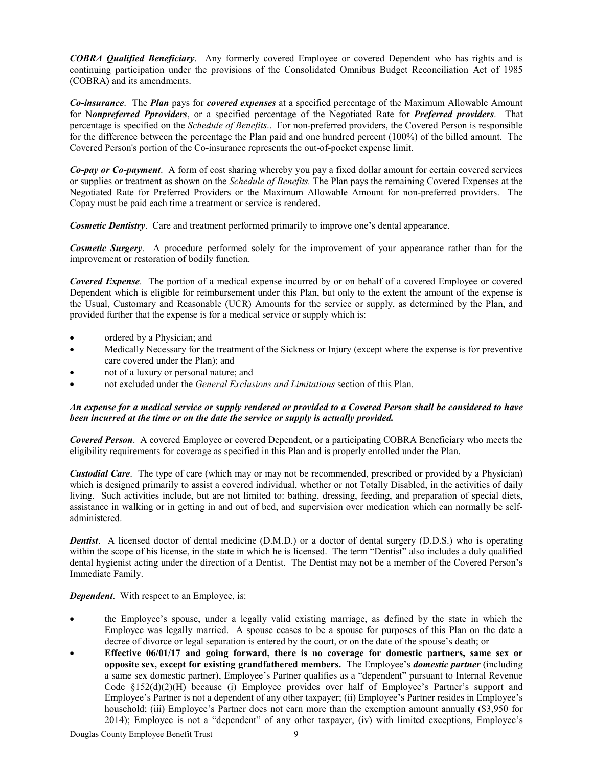***COBRA Qualified Beneficiary***. Any formerly covered Employee or covered Dependent who has rights and is continuing participation under the provisions of the Consolidated Omnibus Budget Reconciliation Act of 1985 (COBRA) and its amendments.

***Co-insurance***. The ***Plan*** pays for ***covered expenses*** at a specified percentage of the Maximum Allowable Amount for N***onpreferred Pproviders***, or a specified percentage of the Negotiated Rate for ***Preferred providers***. That percentage is specified on the *Schedule of Benefits*.. For non-preferred providers, the Covered Person is responsible for the difference between the percentage the Plan paid and one hundred percent (100%) of the billed amount. The Covered Person's portion of the Co-insurance represents the out-of-pocket expense limit.

***Co-pay or Co-payment***. A form of cost sharing whereby you pay a fixed dollar amount for certain covered services or supplies or treatment as shown on the *Schedule of Benefits.* The Plan pays the remaining Covered Expenses at the Negotiated Rate for Preferred Providers or the Maximum Allowable Amount for non-preferred providers. The Copay must be paid each time a treatment or service is rendered.

***Cosmetic Dentistry***. Care and treatment performed primarily to improve one's dental appearance.

***Cosmetic Surgery***. A procedure performed solely for the improvement of your appearance rather than for the improvement or restoration of bodily function.

***Covered Expense***. The portion of a medical expense incurred by or on behalf of a covered Employee or covered Dependent which is eligible for reimbursement under this Plan, but only to the extent the amount of the expense is the Usual, Customary and Reasonable (UCR) Amounts for the service or supply, as determined by the Plan, and provided further that the expense is for a medical service or supply which is:

- ordered by a Physician; and
- Medically Necessary for the treatment of the Sickness or Injury (except where the expense is for preventive care covered under the Plan); and
- not of a luxury or personal nature; and
- not excluded under the *General Exclusions and Limitations* section of this Plan.

***An expense for a medical service or supply rendered or provided to a Covered Person shall be considered to have been incurred at the time or on the date the service or supply is actually provided.***

***Covered Person***. A covered Employee or covered Dependent, or a participating COBRA Beneficiary who meets the eligibility requirements for coverage as specified in this Plan and is properly enrolled under the Plan.

***Custodial Care***. The type of care (which may or may not be recommended, prescribed or provided by a Physician) which is designed primarily to assist a covered individual, whether or not Totally Disabled, in the activities of daily living. Such activities include, but are not limited to: bathing, dressing, feeding, and preparation of special diets, assistance in walking or in getting in and out of bed, and supervision over medication which can normally be self-administered.

***Dentist***. A licensed doctor of dental medicine (D.M.D.) or a doctor of dental surgery (D.D.S.) who is operating within the scope of his license, in the state in which he is licensed. The term "Dentist" also includes a duly qualified dental hygienist acting under the direction of a Dentist. The Dentist may not be a member of the Covered Person's Immediate Family.

***Dependent***. With respect to an Employee, is:

- the Employee's spouse, under a legally valid existing marriage, as defined by the state in which the Employee was legally married. A spouse ceases to be a spouse for purposes of this Plan on the date a decree of divorce or legal separation is entered by the court, or on the date of the spouse's death; or
- **Effective 06/01/17 and going forward, there is no coverage for domestic partners, same sex or opposite sex, except for existing grandfathered members.** The Employee's ***domestic partner*** (including a same sex domestic partner), Employee's Partner qualifies as a "dependent" pursuant to Internal Revenue Code §152(d)(2)(H) because (i) Employee provides over half of Employee's Partner's support and Employee's Partner is not a dependent of any other taxpayer; (ii) Employee's Partner resides in Employee's household; (iii) Employee's Partner does not earn more than the exemption amount annually ($3,950 for 2014); Employee is not a "dependent" of any other taxpayer, (iv) with limited exceptions, Employee's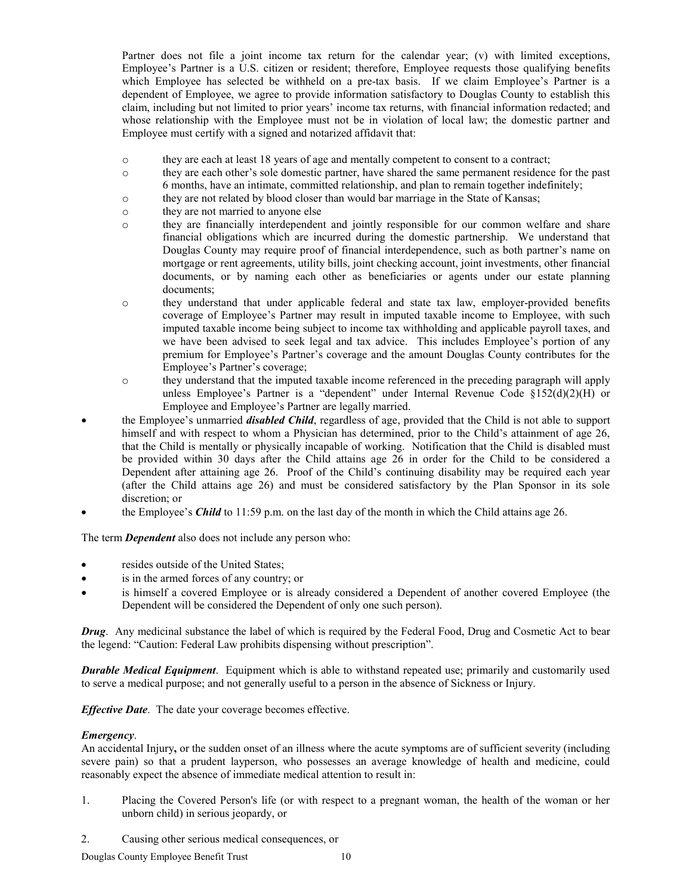Partner does not file a joint income tax return for the calendar year; (v) with limited exceptions, Employee's Partner is a U.S. citizen or resident; therefore, Employee requests those qualifying benefits which Employee has selected be withheld on a pre-tax basis. If we claim Employee's Partner is a dependent of Employee, we agree to provide information satisfactory to Douglas County to establish this claim, including but not limited to prior years' income tax returns, with financial information redacted; and whose relationship with the Employee must not be in violation of local law; the domestic partner and Employee must certify with a signed and notarized affidavit that:

- they are each at least 18 years of age and mentally competent to consent to a contract;
- they are each other's sole domestic partner, have shared the same permanent residence for the past 6 months, have an intimate, committed relationship, and plan to remain together indefinitely;
- they are not related by blood closer than would bar marriage in the State of Kansas;
- they are not married to anyone else
- they are financially interdependent and jointly responsible for our common welfare and share financial obligations which are incurred during the domestic partnership. We understand that Douglas County may require proof of financial interdependence, such as both partner's name on mortgage or rent agreements, utility bills, joint checking account, joint investments, other financial documents, or by naming each other as beneficiaries or agents under our estate planning documents;
- they understand that under applicable federal and state tax law, employer-provided benefits coverage of Employee's Partner may result in imputed taxable income to Employee, with such imputed taxable income being subject to income tax withholding and applicable payroll taxes, and we have been advised to seek legal and tax advice. This includes Employee's portion of any premium for Employee's Partner's coverage and the amount Douglas County contributes for the Employee's Partner's coverage;
- they understand that the imputed taxable income referenced in the preceding paragraph will apply unless Employee's Partner is a "dependent" under Internal Revenue Code §152(d)(2)(H) or Employee and Employee's Partner are legally married.

- the Employee's unmarried ***disabled Child***, regardless of age, provided that the Child is not able to support himself and with respect to whom a Physician has determined, prior to the Child's attainment of age 26, that the Child is mentally or physically incapable of working. Notification that the Child is disabled must be provided within 30 days after the Child attains age 26 in order for the Child to be considered a Dependent after attaining age 26. Proof of the Child's continuing disability may be required each year (after the Child attains age 26) and must be considered satisfactory by the Plan Sponsor in its sole discretion; or
- the Employee's ***Child*** to 11:59 p.m. on the last day of the month in which the Child attains age 26.

The term ***Dependent*** also does not include any person who:

- resides outside of the United States;
- is in the armed forces of any country; or
- is himself a covered Employee or is already considered a Dependent of another covered Employee (the Dependent will be considered the Dependent of only one such person).

***Drug***. Any medicinal substance the label of which is required by the Federal Food, Drug and Cosmetic Act to bear the legend: "Caution: Federal Law prohibits dispensing without prescription".

***Durable Medical Equipment***. Equipment which is able to withstand repeated use; primarily and customarily used to serve a medical purpose; and not generally useful to a person in the absence of Sickness or Injury.

***Effective Date***. The date your coverage becomes effective.

***Emergency***.
An accidental Injury, or the sudden onset of an illness where the acute symptoms are of sufficient severity (including severe pain) so that a prudent layperson, who possesses an average knowledge of health and medicine, could reasonably expect the absence of immediate medical attention to result in:

1. Placing the Covered Person's life (or with respect to a pregnant woman, the health of the woman or her unborn child) in serious jeopardy, or
2. Causing other serious medical consequences, or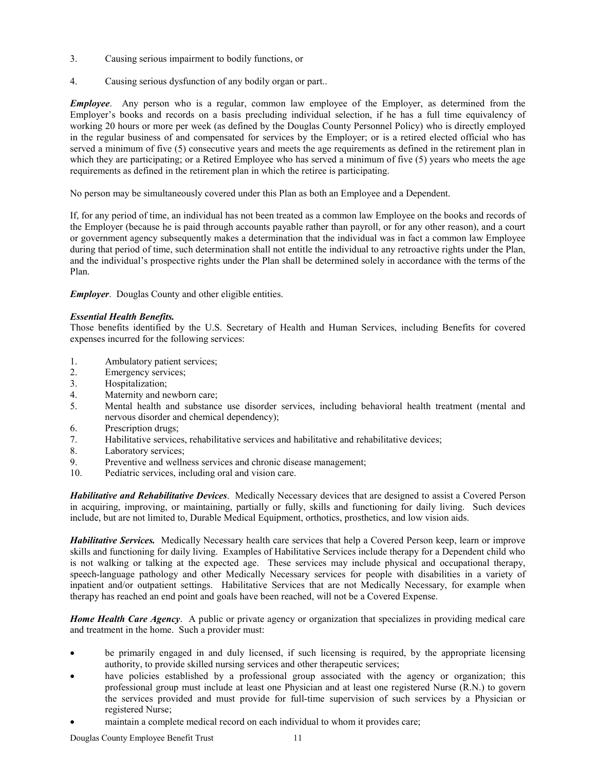3. Causing serious impairment to bodily functions, or
4. Causing serious dysfunction of any bodily organ or part..

***Employee***. Any person who is a regular, common law employee of the Employer, as determined from the Employer's books and records on a basis precluding individual selection, if he has a full time equivalency of working 20 hours or more per week (as defined by the Douglas County Personnel Policy) who is directly employed in the regular business of and compensated for services by the Employer; or is a retired elected official who has served a minimum of five (5) consecutive years and meets the age requirements as defined in the retirement plan in which they are participating; or a Retired Employee who has served a minimum of five (5) years who meets the age requirements as defined in the retirement plan in which the retiree is participating.

No person may be simultaneously covered under this Plan as both an Employee and a Dependent.

If, for any period of time, an individual has not been treated as a common law Employee on the books and records of the Employer (because he is paid through accounts payable rather than payroll, or for any other reason), and a court or government agency subsequently makes a determination that the individual was in fact a common law Employee during that period of time, such determination shall not entitle the individual to any retroactive rights under the Plan, and the individual's prospective rights under the Plan shall be determined solely in accordance with the terms of the Plan.

***Employer***. Douglas County and other eligible entities.

***Essential Health Benefits.***
Those benefits identified by the U.S. Secretary of Health and Human Services, including Benefits for covered expenses incurred for the following services:

1. Ambulatory patient services;
2. Emergency services;
3. Hospitalization;
4. Maternity and newborn care;
5. Mental health and substance use disorder services, including behavioral health treatment (mental and nervous disorder and chemical dependency);
6. Prescription drugs;
7. Habilitative services, rehabilitative services and habilitative and rehabilitative devices;
8. Laboratory services;
9. Preventive and wellness services and chronic disease management;
10. Pediatric services, including oral and vision care.

***Habilitative and Rehabilitative Devices***. Medically Necessary devices that are designed to assist a Covered Person in acquiring, improving, or maintaining, partially or fully, skills and functioning for daily living. Such devices include, but are not limited to, Durable Medical Equipment, orthotics, prosthetics, and low vision aids.

***Habilitative Services.*** Medically Necessary health care services that help a Covered Person keep, learn or improve skills and functioning for daily living. Examples of Habilitative Services include therapy for a Dependent child who is not walking or talking at the expected age. These services may include physical and occupational therapy, speech-language pathology and other Medically Necessary services for people with disabilities in a variety of inpatient and/or outpatient settings. Habilitative Services that are not Medically Necessary, for example when therapy has reached an end point and goals have been reached, will not be a Covered Expense.

***Home Health Care Agency***. A public or private agency or organization that specializes in providing medical care and treatment in the home. Such a provider must:

- be primarily engaged in and duly licensed, if such licensing is required, by the appropriate licensing authority, to provide skilled nursing services and other therapeutic services;
- have policies established by a professional group associated with the agency or organization; this professional group must include at least one Physician and at least one registered Nurse (R.N.) to govern the services provided and must provide for full-time supervision of such services by a Physician or registered Nurse;
- maintain a complete medical record on each individual to whom it provides care;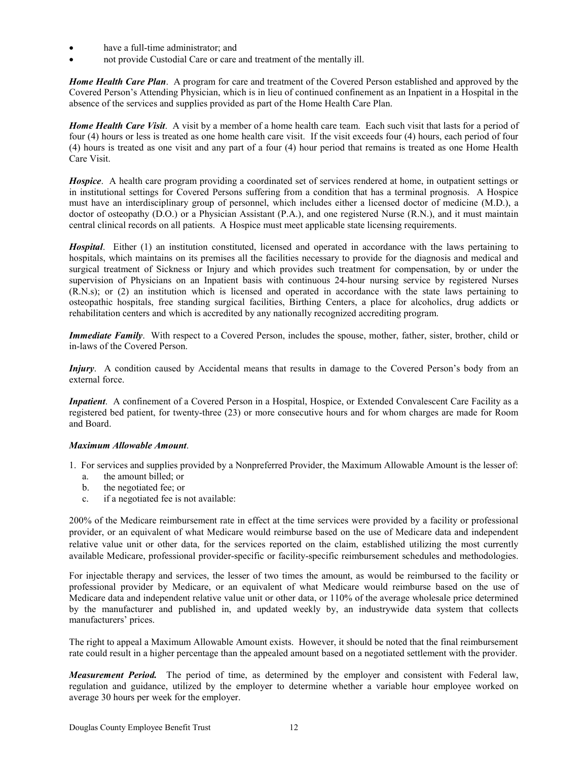- have a full-time administrator; and
- not provide Custodial Care or care and treatment of the mentally ill.

***Home Health Care Plan***. A program for care and treatment of the Covered Person established and approved by the Covered Person's Attending Physician, which is in lieu of continued confinement as an Inpatient in a Hospital in the absence of the services and supplies provided as part of the Home Health Care Plan.

***Home Health Care Visit***. A visit by a member of a home health care team. Each such visit that lasts for a period of four (4) hours or less is treated as one home health care visit. If the visit exceeds four (4) hours, each period of four (4) hours is treated as one visit and any part of a four (4) hour period that remains is treated as one Home Health Care Visit.

***Hospice***. A health care program providing a coordinated set of services rendered at home, in outpatient settings or in institutional settings for Covered Persons suffering from a condition that has a terminal prognosis. A Hospice must have an interdisciplinary group of personnel, which includes either a licensed doctor of medicine (M.D.), a doctor of osteopathy (D.O.) or a Physician Assistant (P.A.), and one registered Nurse (R.N.), and it must maintain central clinical records on all patients. A Hospice must meet applicable state licensing requirements.

***Hospital***. Either (1) an institution constituted, licensed and operated in accordance with the laws pertaining to hospitals, which maintains on its premises all the facilities necessary to provide for the diagnosis and medical and surgical treatment of Sickness or Injury and which provides such treatment for compensation, by or under the supervision of Physicians on an Inpatient basis with continuous 24-hour nursing service by registered Nurses (R.N.s); or (2) an institution which is licensed and operated in accordance with the state laws pertaining to osteopathic hospitals, free standing surgical facilities, Birthing Centers, a place for alcoholics, drug addicts or rehabilitation centers and which is accredited by any nationally recognized accrediting program.

***Immediate Family***. With respect to a Covered Person, includes the spouse, mother, father, sister, brother, child or in-laws of the Covered Person.

***Injury***. A condition caused by Accidental means that results in damage to the Covered Person's body from an external force.

***Inpatient***. A confinement of a Covered Person in a Hospital, Hospice, or Extended Convalescent Care Facility as a registered bed patient, for twenty-three (23) or more consecutive hours and for whom charges are made for Room and Board.

***Maximum Allowable Amount***.

1. For services and supplies provided by a Nonpreferred Provider, the Maximum Allowable Amount is the lesser of:
   a. the amount billed; or
   b. the negotiated fee; or
   c. if a negotiated fee is not available:

200% of the Medicare reimbursement rate in effect at the time services were provided by a facility or professional provider, or an equivalent of what Medicare would reimburse based on the use of Medicare data and independent relative value unit or other data, for the services reported on the claim, established utilizing the most currently available Medicare, professional provider-specific or facility-specific reimbursement schedules and methodologies.

For injectable therapy and services, the lesser of two times the amount, as would be reimbursed to the facility or professional provider by Medicare, or an equivalent of what Medicare would reimburse based on the use of Medicare data and independent relative value unit or other data, or 110% of the average wholesale price determined by the manufacturer and published in, and updated weekly by, an industrywide data system that collects manufacturers' prices.

The right to appeal a Maximum Allowable Amount exists. However, it should be noted that the final reimbursement rate could result in a higher percentage than the appealed amount based on a negotiated settlement with the provider.

***Measurement Period.*** The period of time, as determined by the employer and consistent with Federal law, regulation and guidance, utilized by the employer to determine whether a variable hour employee worked on average 30 hours per week for the employer.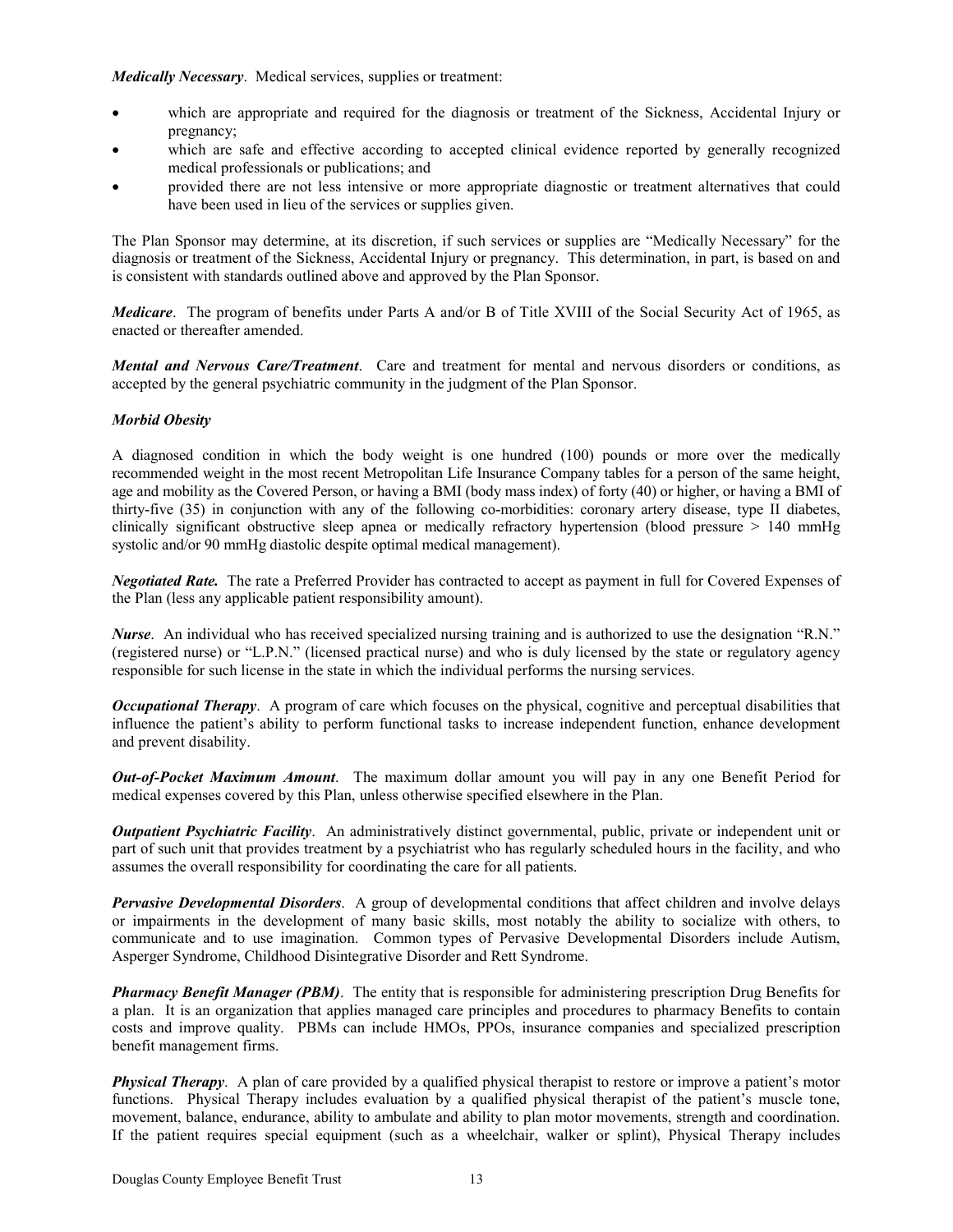***Medically Necessary***. Medical services, supplies or treatment:

- which are appropriate and required for the diagnosis or treatment of the Sickness, Accidental Injury or pregnancy;
- which are safe and effective according to accepted clinical evidence reported by generally recognized medical professionals or publications; and
- provided there are not less intensive or more appropriate diagnostic or treatment alternatives that could have been used in lieu of the services or supplies given.

The Plan Sponsor may determine, at its discretion, if such services or supplies are "Medically Necessary" for the diagnosis or treatment of the Sickness, Accidental Injury or pregnancy. This determination, in part, is based on and is consistent with standards outlined above and approved by the Plan Sponsor.

***Medicare***. The program of benefits under Parts A and/or B of Title XVIII of the Social Security Act of 1965, as enacted or thereafter amended.

***Mental and Nervous Care/Treatment***. Care and treatment for mental and nervous disorders or conditions, as accepted by the general psychiatric community in the judgment of the Plan Sponsor.

***Morbid Obesity***

A diagnosed condition in which the body weight is one hundred (100) pounds or more over the medically recommended weight in the most recent Metropolitan Life Insurance Company tables for a person of the same height, age and mobility as the Covered Person, or having a BMI (body mass index) of forty (40) or higher, or having a BMI of thirty-five (35) in conjunction with any of the following co-morbidities: coronary artery disease, type II diabetes, clinically significant obstructive sleep apnea or medically refractory hypertension (blood pressure > 140 mmHg systolic and/or 90 mmHg diastolic despite optimal medical management).

***Negotiated Rate.*** The rate a Preferred Provider has contracted to accept as payment in full for Covered Expenses of the Plan (less any applicable patient responsibility amount).

***Nurse***. An individual who has received specialized nursing training and is authorized to use the designation "R.N." (registered nurse) or "L.P.N." (licensed practical nurse) and who is duly licensed by the state or regulatory agency responsible for such license in the state in which the individual performs the nursing services.

***Occupational Therapy***. A program of care which focuses on the physical, cognitive and perceptual disabilities that influence the patient's ability to perform functional tasks to increase independent function, enhance development and prevent disability.

***Out-of-Pocket Maximum Amount***. The maximum dollar amount you will pay in any one Benefit Period for medical expenses covered by this Plan, unless otherwise specified elsewhere in the Plan.

***Outpatient Psychiatric Facility***. An administratively distinct governmental, public, private or independent unit or part of such unit that provides treatment by a psychiatrist who has regularly scheduled hours in the facility, and who assumes the overall responsibility for coordinating the care for all patients.

***Pervasive Developmental Disorders***. A group of developmental conditions that affect children and involve delays or impairments in the development of many basic skills, most notably the ability to socialize with others, to communicate and to use imagination. Common types of Pervasive Developmental Disorders include Autism, Asperger Syndrome, Childhood Disintegrative Disorder and Rett Syndrome.

***Pharmacy Benefit Manager (PBM)***. The entity that is responsible for administering prescription Drug Benefits for a plan. It is an organization that applies managed care principles and procedures to pharmacy Benefits to contain costs and improve quality. PBMs can include HMOs, PPOs, insurance companies and specialized prescription benefit management firms.

***Physical Therapy***. A plan of care provided by a qualified physical therapist to restore or improve a patient's motor functions. Physical Therapy includes evaluation by a qualified physical therapist of the patient's muscle tone, movement, balance, endurance, ability to ambulate and ability to plan motor movements, strength and coordination. If the patient requires special equipment (such as a wheelchair, walker or splint), Physical Therapy includes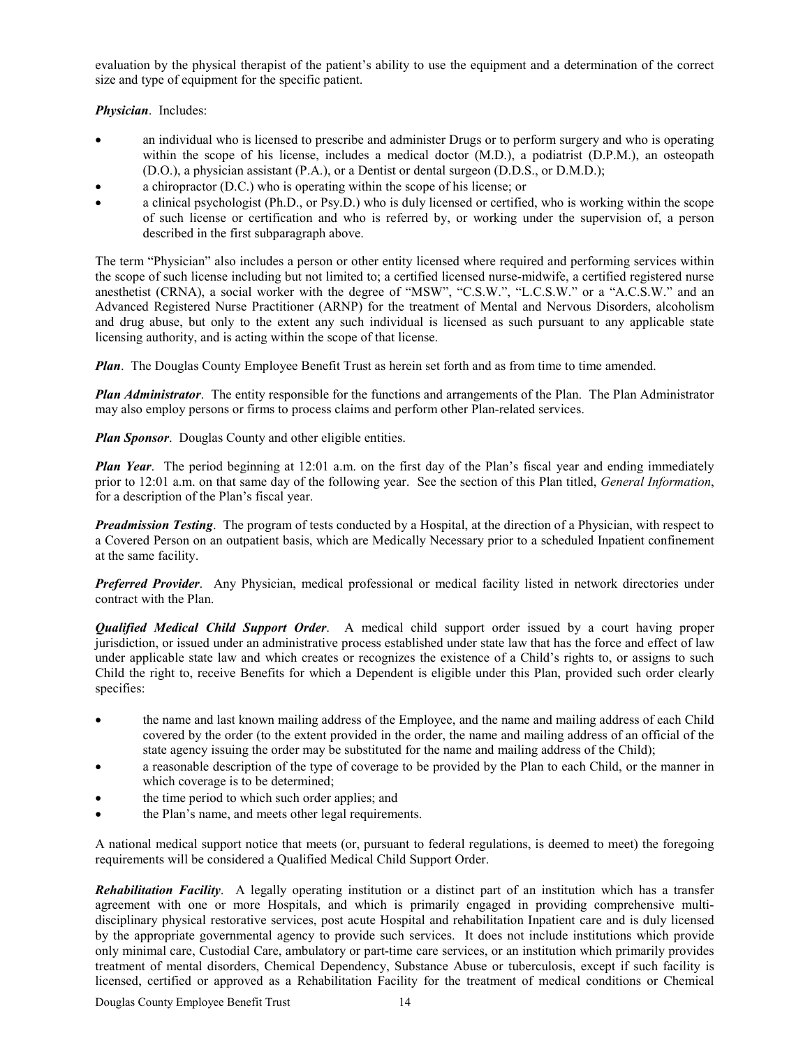evaluation by the physical therapist of the patient's ability to use the equipment and a determination of the correct size and type of equipment for the specific patient.

***Physician***. Includes:

- an individual who is licensed to prescribe and administer Drugs or to perform surgery and who is operating within the scope of his license, includes a medical doctor (M.D.), a podiatrist (D.P.M.), an osteopath (D.O.), a physician assistant (P.A.), or a Dentist or dental surgeon (D.D.S., or D.M.D.);
- a chiropractor (D.C.) who is operating within the scope of his license; or
- a clinical psychologist (Ph.D., or Psy.D.) who is duly licensed or certified, who is working within the scope of such license or certification and who is referred by, or working under the supervision of, a person described in the first subparagraph above.

The term "Physician" also includes a person or other entity licensed where required and performing services within the scope of such license including but not limited to; a certified licensed nurse-midwife, a certified registered nurse anesthetist (CRNA), a social worker with the degree of "MSW", "C.S.W.", "L.C.S.W." or a "A.C.S.W." and an Advanced Registered Nurse Practitioner (ARNP) for the treatment of Mental and Nervous Disorders, alcoholism and drug abuse, but only to the extent any such individual is licensed as such pursuant to any applicable state licensing authority, and is acting within the scope of that license.

***Plan***. The Douglas County Employee Benefit Trust as herein set forth and as from time to time amended.

***Plan Administrator***. The entity responsible for the functions and arrangements of the Plan. The Plan Administrator may also employ persons or firms to process claims and perform other Plan-related services.

***Plan Sponsor***. Douglas County and other eligible entities.

***Plan Year***. The period beginning at 12:01 a.m. on the first day of the Plan's fiscal year and ending immediately prior to 12:01 a.m. on that same day of the following year. See the section of this Plan titled, *General Information*, for a description of the Plan's fiscal year.

***Preadmission Testing***. The program of tests conducted by a Hospital, at the direction of a Physician, with respect to a Covered Person on an outpatient basis, which are Medically Necessary prior to a scheduled Inpatient confinement at the same facility.

***Preferred Provider***. Any Physician, medical professional or medical facility listed in network directories under contract with the Plan.

***Qualified Medical Child Support Order***. A medical child support order issued by a court having proper jurisdiction, or issued under an administrative process established under state law that has the force and effect of law under applicable state law and which creates or recognizes the existence of a Child's rights to, or assigns to such Child the right to, receive Benefits for which a Dependent is eligible under this Plan, provided such order clearly specifies:

- the name and last known mailing address of the Employee, and the name and mailing address of each Child covered by the order (to the extent provided in the order, the name and mailing address of an official of the state agency issuing the order may be substituted for the name and mailing address of the Child);
- a reasonable description of the type of coverage to be provided by the Plan to each Child, or the manner in which coverage is to be determined;
- the time period to which such order applies; and
- the Plan's name, and meets other legal requirements.

A national medical support notice that meets (or, pursuant to federal regulations, is deemed to meet) the foregoing requirements will be considered a Qualified Medical Child Support Order.

***Rehabilitation Facility***. A legally operating institution or a distinct part of an institution which has a transfer agreement with one or more Hospitals, and which is primarily engaged in providing comprehensive multi-disciplinary physical restorative services, post acute Hospital and rehabilitation Inpatient care and is duly licensed by the appropriate governmental agency to provide such services. It does not include institutions which provide only minimal care, Custodial Care, ambulatory or part-time care services, or an institution which primarily provides treatment of mental disorders, Chemical Dependency, Substance Abuse or tuberculosis, except if such facility is licensed, certified or approved as a Rehabilitation Facility for the treatment of medical conditions or Chemical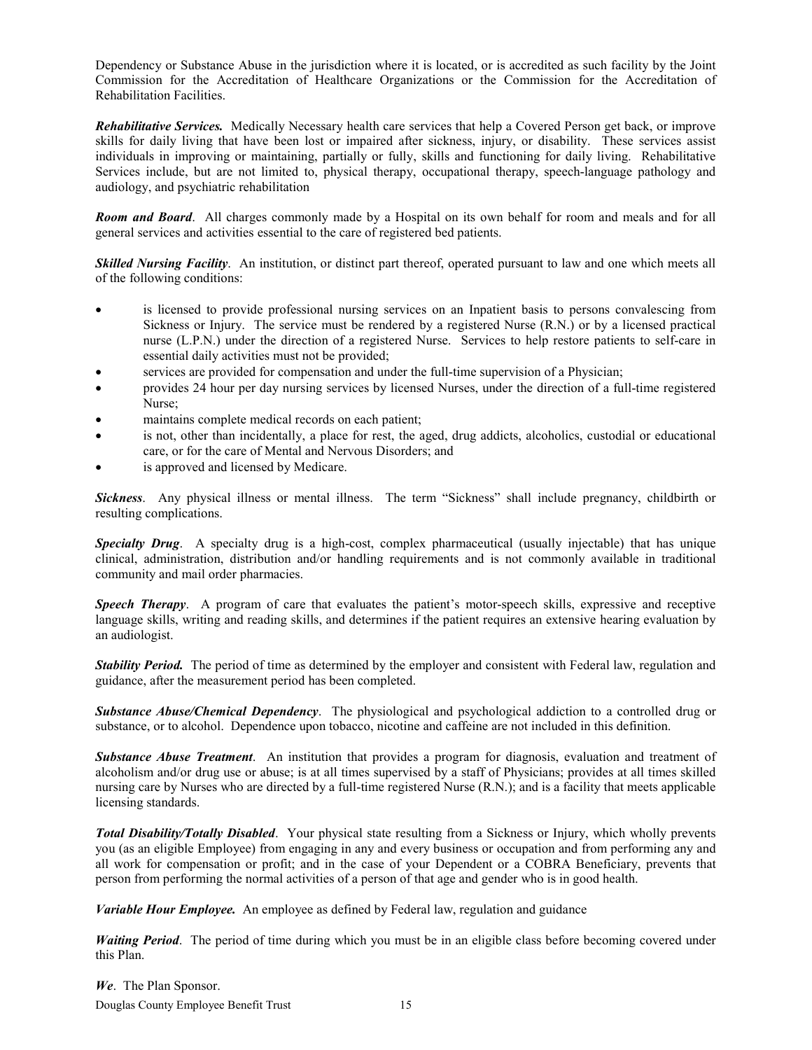Dependency or Substance Abuse in the jurisdiction where it is located, or is accredited as such facility by the Joint Commission for the Accreditation of Healthcare Organizations or the Commission for the Accreditation of Rehabilitation Facilities.

***Rehabilitative Services.*** Medically Necessary health care services that help a Covered Person get back, or improve skills for daily living that have been lost or impaired after sickness, injury, or disability. These services assist individuals in improving or maintaining, partially or fully, skills and functioning for daily living. Rehabilitative Services include, but are not limited to, physical therapy, occupational therapy, speech-language pathology and audiology, and psychiatric rehabilitation

***Room and Board***. All charges commonly made by a Hospital on its own behalf for room and meals and for all general services and activities essential to the care of registered bed patients.

***Skilled Nursing Facility***. An institution, or distinct part thereof, operated pursuant to law and one which meets all of the following conditions:

- is licensed to provide professional nursing services on an Inpatient basis to persons convalescing from Sickness or Injury. The service must be rendered by a registered Nurse (R.N.) or by a licensed practical nurse (L.P.N.) under the direction of a registered Nurse. Services to help restore patients to self-care in essential daily activities must not be provided;
- services are provided for compensation and under the full-time supervision of a Physician;
- provides 24 hour per day nursing services by licensed Nurses, under the direction of a full-time registered Nurse;
- maintains complete medical records on each patient;
- is not, other than incidentally, a place for rest, the aged, drug addicts, alcoholics, custodial or educational care, or for the care of Mental and Nervous Disorders; and
- is approved and licensed by Medicare.

***Sickness***. Any physical illness or mental illness. The term "Sickness" shall include pregnancy, childbirth or resulting complications.

***Specialty Drug***. A specialty drug is a high-cost, complex pharmaceutical (usually injectable) that has unique clinical, administration, distribution and/or handling requirements and is not commonly available in traditional community and mail order pharmacies.

***Speech Therapy***. A program of care that evaluates the patient's motor-speech skills, expressive and receptive language skills, writing and reading skills, and determines if the patient requires an extensive hearing evaluation by an audiologist.

***Stability Period.*** The period of time as determined by the employer and consistent with Federal law, regulation and guidance, after the measurement period has been completed.

***Substance Abuse/Chemical Dependency***. The physiological and psychological addiction to a controlled drug or substance, or to alcohol. Dependence upon tobacco, nicotine and caffeine are not included in this definition.

***Substance Abuse Treatment***. An institution that provides a program for diagnosis, evaluation and treatment of alcoholism and/or drug use or abuse; is at all times supervised by a staff of Physicians; provides at all times skilled nursing care by Nurses who are directed by a full-time registered Nurse (R.N.); and is a facility that meets applicable licensing standards.

***Total Disability/Totally Disabled***. Your physical state resulting from a Sickness or Injury, which wholly prevents you (as an eligible Employee) from engaging in any and every business or occupation and from performing any and all work for compensation or profit; and in the case of your Dependent or a COBRA Beneficiary, prevents that person from performing the normal activities of a person of that age and gender who is in good health.

***Variable Hour Employee.*** An employee as defined by Federal law, regulation and guidance

***Waiting Period***. The period of time during which you must be in an eligible class before becoming covered under this Plan.

***We***. The Plan Sponsor.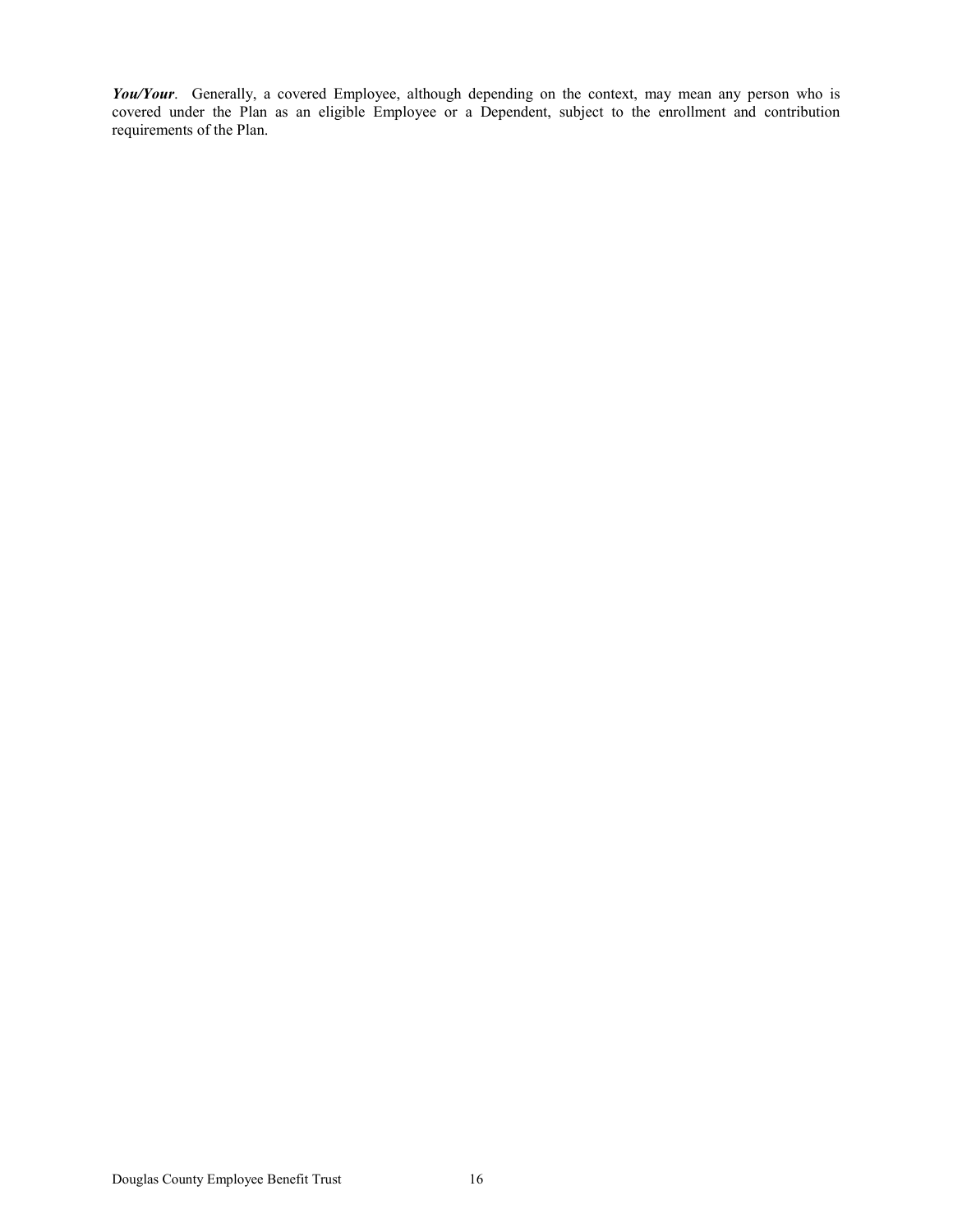***You/Your***. Generally, a covered Employee, although depending on the context, may mean any person who is covered under the Plan as an eligible Employee or a Dependent, subject to the enrollment and contribution requirements of the Plan.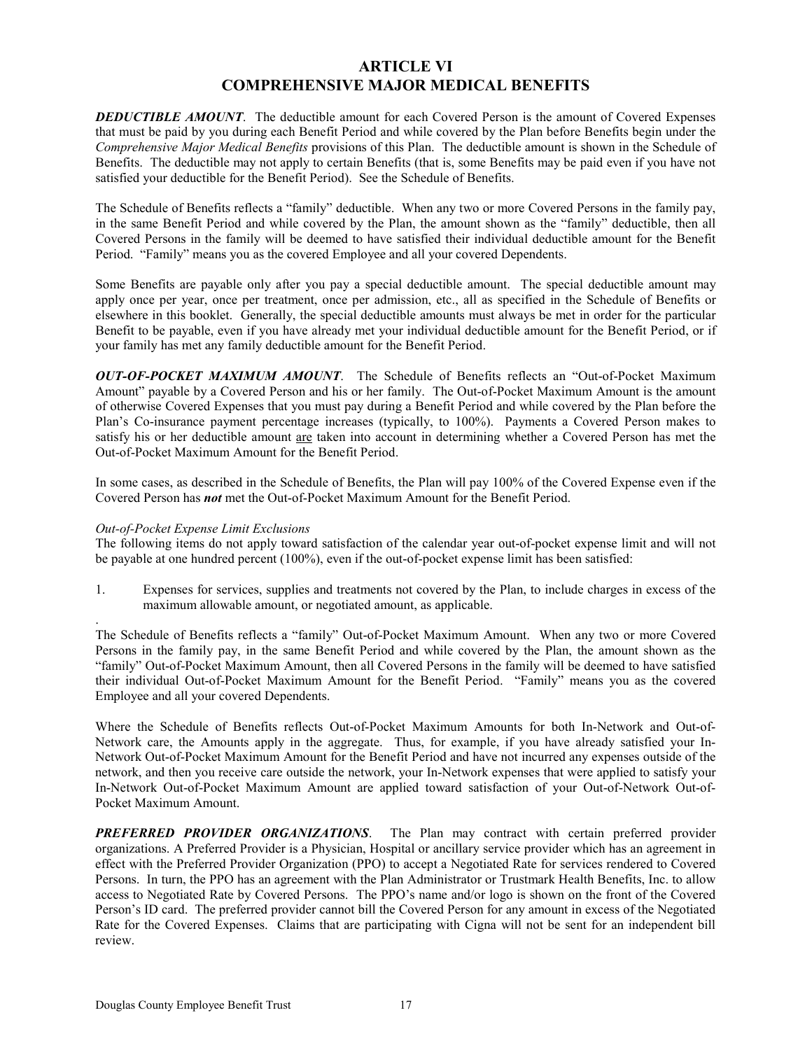# ARTICLE VI
# COMPREHENSIVE MAJOR MEDICAL BENEFITS

***DEDUCTIBLE AMOUNT***. The deductible amount for each Covered Person is the amount of Covered Expenses that must be paid by you during each Benefit Period and while covered by the Plan before Benefits begin under the *Comprehensive Major Medical Benefits* provisions of this Plan. The deductible amount is shown in the Schedule of Benefits. The deductible may not apply to certain Benefits (that is, some Benefits may be paid even if you have not satisfied your deductible for the Benefit Period). See the Schedule of Benefits.

The Schedule of Benefits reflects a "family" deductible. When any two or more Covered Persons in the family pay, in the same Benefit Period and while covered by the Plan, the amount shown as the "family" deductible, then all Covered Persons in the family will be deemed to have satisfied their individual deductible amount for the Benefit Period. "Family" means you as the covered Employee and all your covered Dependents.

Some Benefits are payable only after you pay a special deductible amount. The special deductible amount may apply once per year, once per treatment, once per admission, etc., all as specified in the Schedule of Benefits or elsewhere in this booklet. Generally, the special deductible amounts must always be met in order for the particular Benefit to be payable, even if you have already met your individual deductible amount for the Benefit Period, or if your family has met any family deductible amount for the Benefit Period.

***OUT-OF-POCKET MAXIMUM AMOUNT***. The Schedule of Benefits reflects an "Out-of-Pocket Maximum Amount" payable by a Covered Person and his or her family. The Out-of-Pocket Maximum Amount is the amount of otherwise Covered Expenses that you must pay during a Benefit Period and while covered by the Plan before the Plan's Co-insurance payment percentage increases (typically, to 100%). Payments a Covered Person makes to satisfy his or her deductible amount are taken into account in determining whether a Covered Person has met the Out-of-Pocket Maximum Amount for the Benefit Period.

In some cases, as described in the Schedule of Benefits, the Plan will pay 100% of the Covered Expense even if the Covered Person has ***not*** met the Out-of-Pocket Maximum Amount for the Benefit Period.

*Out-of-Pocket Expense Limit Exclusions*
The following items do not apply toward satisfaction of the calendar year out-of-pocket expense limit and will not be payable at one hundred percent (100%), even if the out-of-pocket expense limit has been satisfied:

1. Expenses for services, supplies and treatments not covered by the Plan, to include charges in excess of the maximum allowable amount, or negotiated amount, as applicable.

The Schedule of Benefits reflects a "family" Out-of-Pocket Maximum Amount. When any two or more Covered Persons in the family pay, in the same Benefit Period and while covered by the Plan, the amount shown as the "family" Out-of-Pocket Maximum Amount, then all Covered Persons in the family will be deemed to have satisfied their individual Out-of-Pocket Maximum Amount for the Benefit Period. "Family" means you as the covered Employee and all your covered Dependents.

Where the Schedule of Benefits reflects Out-of-Pocket Maximum Amounts for both In-Network and Out-of-Network care, the Amounts apply in the aggregate. Thus, for example, if you have already satisfied your In-Network Out-of-Pocket Maximum Amount for the Benefit Period and have not incurred any expenses outside of the network, and then you receive care outside the network, your In-Network expenses that were applied to satisfy your In-Network Out-of-Pocket Maximum Amount are applied toward satisfaction of your Out-of-Network Out-of-Pocket Maximum Amount.

***PREFERRED PROVIDER ORGANIZATIONS***. The Plan may contract with certain preferred provider organizations. A Preferred Provider is a Physician, Hospital or ancillary service provider which has an agreement in effect with the Preferred Provider Organization (PPO) to accept a Negotiated Rate for services rendered to Covered Persons. In turn, the PPO has an agreement with the Plan Administrator or Trustmark Health Benefits, Inc. to allow access to Negotiated Rate by Covered Persons. The PPO's name and/or logo is shown on the front of the Covered Person's ID card. The preferred provider cannot bill the Covered Person for any amount in excess of the Negotiated Rate for the Covered Expenses. Claims that are participating with Cigna will not be sent for an independent bill review.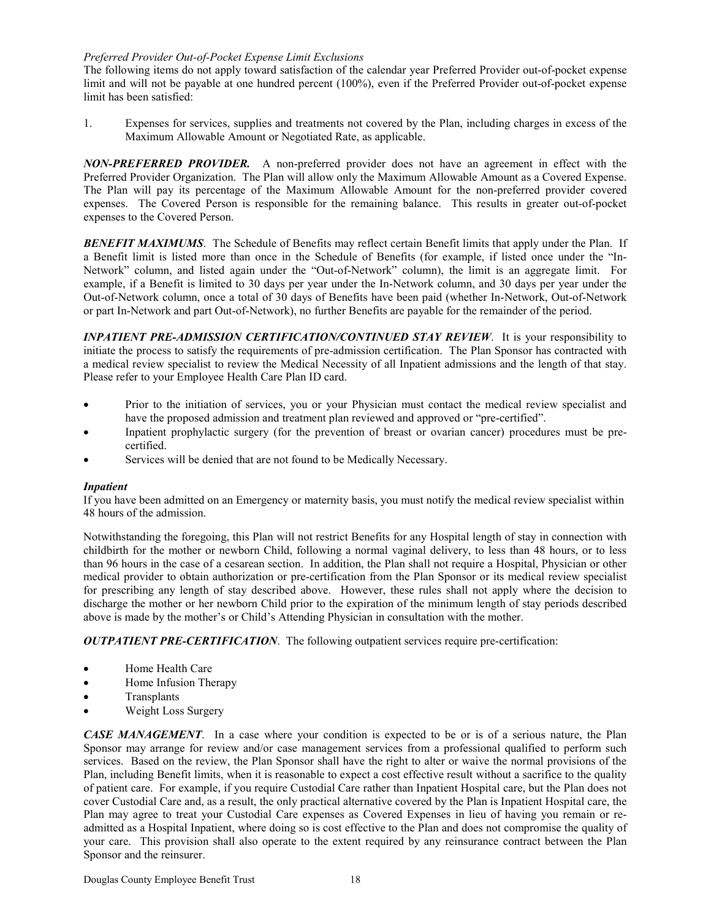*Preferred Provider Out-of-Pocket Expense Limit Exclusions*

The following items do not apply toward satisfaction of the calendar year Preferred Provider out-of-pocket expense limit and will not be payable at one hundred percent (100%), even if the Preferred Provider out-of-pocket expense limit has been satisfied:

1. Expenses for services, supplies and treatments not covered by the Plan, including charges in excess of the Maximum Allowable Amount or Negotiated Rate, as applicable.

***NON-PREFERRED PROVIDER.*** A non-preferred provider does not have an agreement in effect with the Preferred Provider Organization. The Plan will allow only the Maximum Allowable Amount as a Covered Expense. The Plan will pay its percentage of the Maximum Allowable Amount for the non-preferred provider covered expenses. The Covered Person is responsible for the remaining balance. This results in greater out-of-pocket expenses to the Covered Person.

***BENEFIT MAXIMUMS***. The Schedule of Benefits may reflect certain Benefit limits that apply under the Plan. If a Benefit limit is listed more than once in the Schedule of Benefits (for example, if listed once under the "In-Network" column, and listed again under the "Out-of-Network" column), the limit is an aggregate limit. For example, if a Benefit is limited to 30 days per year under the In-Network column, and 30 days per year under the Out-of-Network column, once a total of 30 days of Benefits have been paid (whether In-Network, Out-of-Network or part In-Network and part Out-of-Network), no further Benefits are payable for the remainder of the period.

***INPATIENT PRE-ADMISSION CERTIFICATION/CONTINUED STAY REVIEW***. It is your responsibility to initiate the process to satisfy the requirements of pre-admission certification. The Plan Sponsor has contracted with a medical review specialist to review the Medical Necessity of all Inpatient admissions and the length of that stay. Please refer to your Employee Health Care Plan ID card.

- Prior to the initiation of services, you or your Physician must contact the medical review specialist and have the proposed admission and treatment plan reviewed and approved or "pre-certified".
- Inpatient prophylactic surgery (for the prevention of breast or ovarian cancer) procedures must be pre-certified.
- Services will be denied that are not found to be Medically Necessary.

***Inpatient***

If you have been admitted on an Emergency or maternity basis, you must notify the medical review specialist within 48 hours of the admission.

Notwithstanding the foregoing, this Plan will not restrict Benefits for any Hospital length of stay in connection with childbirth for the mother or newborn Child, following a normal vaginal delivery, to less than 48 hours, or to less than 96 hours in the case of a cesarean section. In addition, the Plan shall not require a Hospital, Physician or other medical provider to obtain authorization or pre-certification from the Plan Sponsor or its medical review specialist for prescribing any length of stay described above. However, these rules shall not apply where the decision to discharge the mother or her newborn Child prior to the expiration of the minimum length of stay periods described above is made by the mother's or Child's Attending Physician in consultation with the mother.

***OUTPATIENT PRE-CERTIFICATION***. The following outpatient services require pre-certification:

- Home Health Care
- Home Infusion Therapy
- Transplants
- Weight Loss Surgery

***CASE MANAGEMENT***. In a case where your condition is expected to be or is of a serious nature, the Plan Sponsor may arrange for review and/or case management services from a professional qualified to perform such services. Based on the review, the Plan Sponsor shall have the right to alter or waive the normal provisions of the Plan, including Benefit limits, when it is reasonable to expect a cost effective result without a sacrifice to the quality of patient care. For example, if you require Custodial Care rather than Inpatient Hospital care, but the Plan does not cover Custodial Care and, as a result, the only practical alternative covered by the Plan is Inpatient Hospital care, the Plan may agree to treat your Custodial Care expenses as Covered Expenses in lieu of having you remain or re-admitted as a Hospital Inpatient, where doing so is cost effective to the Plan and does not compromise the quality of your care. This provision shall also operate to the extent required by any reinsurance contract between the Plan Sponsor and the reinsurer.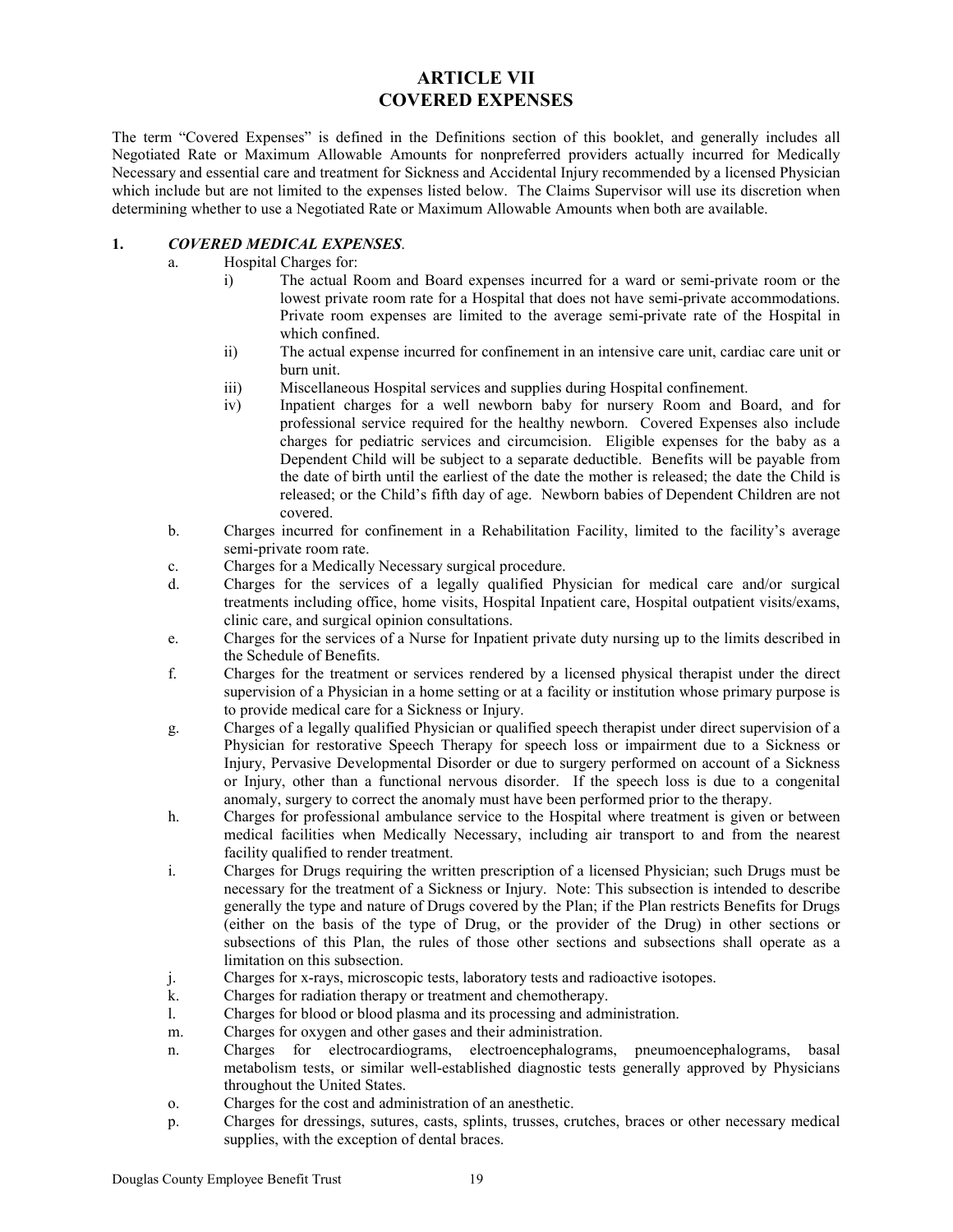# ARTICLE VII
# COVERED EXPENSES

The term "Covered Expenses" is defined in the Definitions section of this booklet, and generally includes all Negotiated Rate or Maximum Allowable Amounts for nonpreferred providers actually incurred for Medically Necessary and essential care and treatment for Sickness and Accidental Injury recommended by a licensed Physician which include but are not limited to the expenses listed below. The Claims Supervisor will use its discretion when determining whether to use a Negotiated Rate or Maximum Allowable Amounts when both are available.

**1. *COVERED MEDICAL EXPENSES*.**

a. Hospital Charges for:

   i) The actual Room and Board expenses incurred for a ward or semi-private room or the lowest private room rate for a Hospital that does not have semi-private accommodations. Private room expenses are limited to the average semi-private rate of the Hospital in which confined.

   ii) The actual expense incurred for confinement in an intensive care unit, cardiac care unit or burn unit.

   iii) Miscellaneous Hospital services and supplies during Hospital confinement.

   iv) Inpatient charges for a well newborn baby for nursery Room and Board, and for professional service required for the healthy newborn. Covered Expenses also include charges for pediatric services and circumcision. Eligible expenses for the baby as a Dependent Child will be subject to a separate deductible. Benefits will be payable from the date of birth until the earliest of the date the mother is released; the date the Child is released; or the Child's fifth day of age. Newborn babies of Dependent Children are not covered.

b. Charges incurred for confinement in a Rehabilitation Facility, limited to the facility's average semi-private room rate.

c. Charges for a Medically Necessary surgical procedure.

d. Charges for the services of a legally qualified Physician for medical care and/or surgical treatments including office, home visits, Hospital Inpatient care, Hospital outpatient visits/exams, clinic care, and surgical opinion consultations.

e. Charges for the services of a Nurse for Inpatient private duty nursing up to the limits described in the Schedule of Benefits.

f. Charges for the treatment or services rendered by a licensed physical therapist under the direct supervision of a Physician in a home setting or at a facility or institution whose primary purpose is to provide medical care for a Sickness or Injury.

g. Charges of a legally qualified Physician or qualified speech therapist under direct supervision of a Physician for restorative Speech Therapy for speech loss or impairment due to a Sickness or Injury, Pervasive Developmental Disorder or due to surgery performed on account of a Sickness or Injury, other than a functional nervous disorder. If the speech loss is due to a congenital anomaly, surgery to correct the anomaly must have been performed prior to the therapy.

h. Charges for professional ambulance service to the Hospital where treatment is given or between medical facilities when Medically Necessary, including air transport to and from the nearest facility qualified to render treatment.

i. Charges for Drugs requiring the written prescription of a licensed Physician; such Drugs must be necessary for the treatment of a Sickness or Injury. Note: This subsection is intended to describe generally the type and nature of Drugs covered by the Plan; if the Plan restricts Benefits for Drugs (either on the basis of the type of Drug, or the provider of the Drug) in other sections or subsections of this Plan, the rules of those other sections and subsections shall operate as a limitation on this subsection.

j. Charges for x-rays, microscopic tests, laboratory tests and radioactive isotopes.

k. Charges for radiation therapy or treatment and chemotherapy.

l. Charges for blood or blood plasma and its processing and administration.

m. Charges for oxygen and other gases and their administration.

n. Charges for electrocardiograms, electroencephalograms, pneumoencephalograms, basal metabolism tests, or similar well-established diagnostic tests generally approved by Physicians throughout the United States.

o. Charges for the cost and administration of an anesthetic.

p. Charges for dressings, sutures, casts, splints, trusses, crutches, braces or other necessary medical supplies, with the exception of dental braces.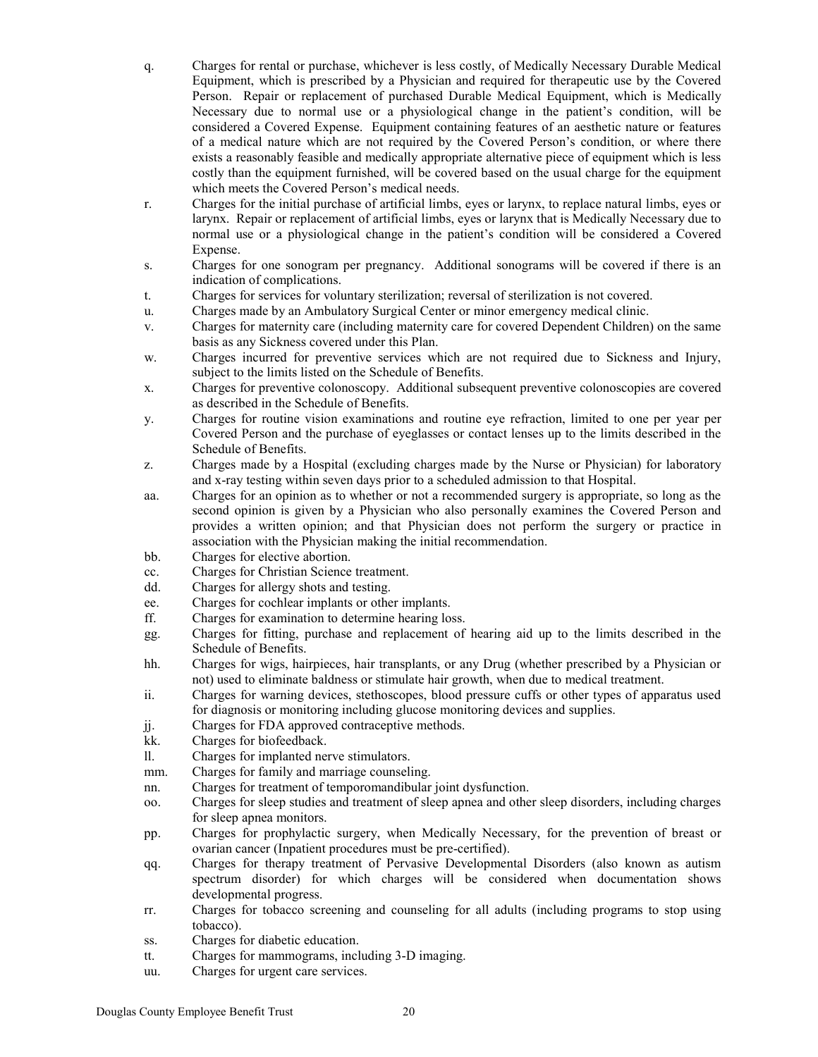q. Charges for rental or purchase, whichever is less costly, of Medically Necessary Durable Medical Equipment, which is prescribed by a Physician and required for therapeutic use by the Covered Person. Repair or replacement of purchased Durable Medical Equipment, which is Medically Necessary due to normal use or a physiological change in the patient's condition, will be considered a Covered Expense. Equipment containing features of an aesthetic nature or features of a medical nature which are not required by the Covered Person's condition, or where there exists a reasonably feasible and medically appropriate alternative piece of equipment which is less costly than the equipment furnished, will be covered based on the usual charge for the equipment which meets the Covered Person's medical needs.

r. Charges for the initial purchase of artificial limbs, eyes or larynx, to replace natural limbs, eyes or larynx. Repair or replacement of artificial limbs, eyes or larynx that is Medically Necessary due to normal use or a physiological change in the patient's condition will be considered a Covered Expense.

s. Charges for one sonogram per pregnancy. Additional sonograms will be covered if there is an indication of complications.

t. Charges for services for voluntary sterilization; reversal of sterilization is not covered.

u. Charges made by an Ambulatory Surgical Center or minor emergency medical clinic.

v. Charges for maternity care (including maternity care for covered Dependent Children) on the same basis as any Sickness covered under this Plan.

w. Charges incurred for preventive services which are not required due to Sickness and Injury, subject to the limits listed on the Schedule of Benefits.

x. Charges for preventive colonoscopy. Additional subsequent preventive colonoscopies are covered as described in the Schedule of Benefits.

y. Charges for routine vision examinations and routine eye refraction, limited to one per year per Covered Person and the purchase of eyeglasses or contact lenses up to the limits described in the Schedule of Benefits.

z. Charges made by a Hospital (excluding charges made by the Nurse or Physician) for laboratory and x-ray testing within seven days prior to a scheduled admission to that Hospital.

aa. Charges for an opinion as to whether or not a recommended surgery is appropriate, so long as the second opinion is given by a Physician who also personally examines the Covered Person and provides a written opinion; and that Physician does not perform the surgery or practice in association with the Physician making the initial recommendation.

bb. Charges for elective abortion.

cc. Charges for Christian Science treatment.

dd. Charges for allergy shots and testing.

ee. Charges for cochlear implants or other implants.

ff. Charges for examination to determine hearing loss.

gg. Charges for fitting, purchase and replacement of hearing aid up to the limits described in the Schedule of Benefits.

hh. Charges for wigs, hairpieces, hair transplants, or any Drug (whether prescribed by a Physician or not) used to eliminate baldness or stimulate hair growth, when due to medical treatment.

ii. Charges for warning devices, stethoscopes, blood pressure cuffs or other types of apparatus used for diagnosis or monitoring including glucose monitoring devices and supplies.

jj. Charges for FDA approved contraceptive methods.

kk. Charges for biofeedback.

ll. Charges for implanted nerve stimulators.

mm. Charges for family and marriage counseling.

nn. Charges for treatment of temporomandibular joint dysfunction.

oo. Charges for sleep studies and treatment of sleep apnea and other sleep disorders, including charges for sleep apnea monitors.

pp. Charges for prophylactic surgery, when Medically Necessary, for the prevention of breast or ovarian cancer (Inpatient procedures must be pre-certified).

qq. Charges for therapy treatment of Pervasive Developmental Disorders (also known as autism spectrum disorder) for which charges will be considered when documentation shows developmental progress.

rr. Charges for tobacco screening and counseling for all adults (including programs to stop using tobacco).

ss. Charges for diabetic education.

tt. Charges for mammograms, including 3-D imaging.

uu. Charges for urgent care services.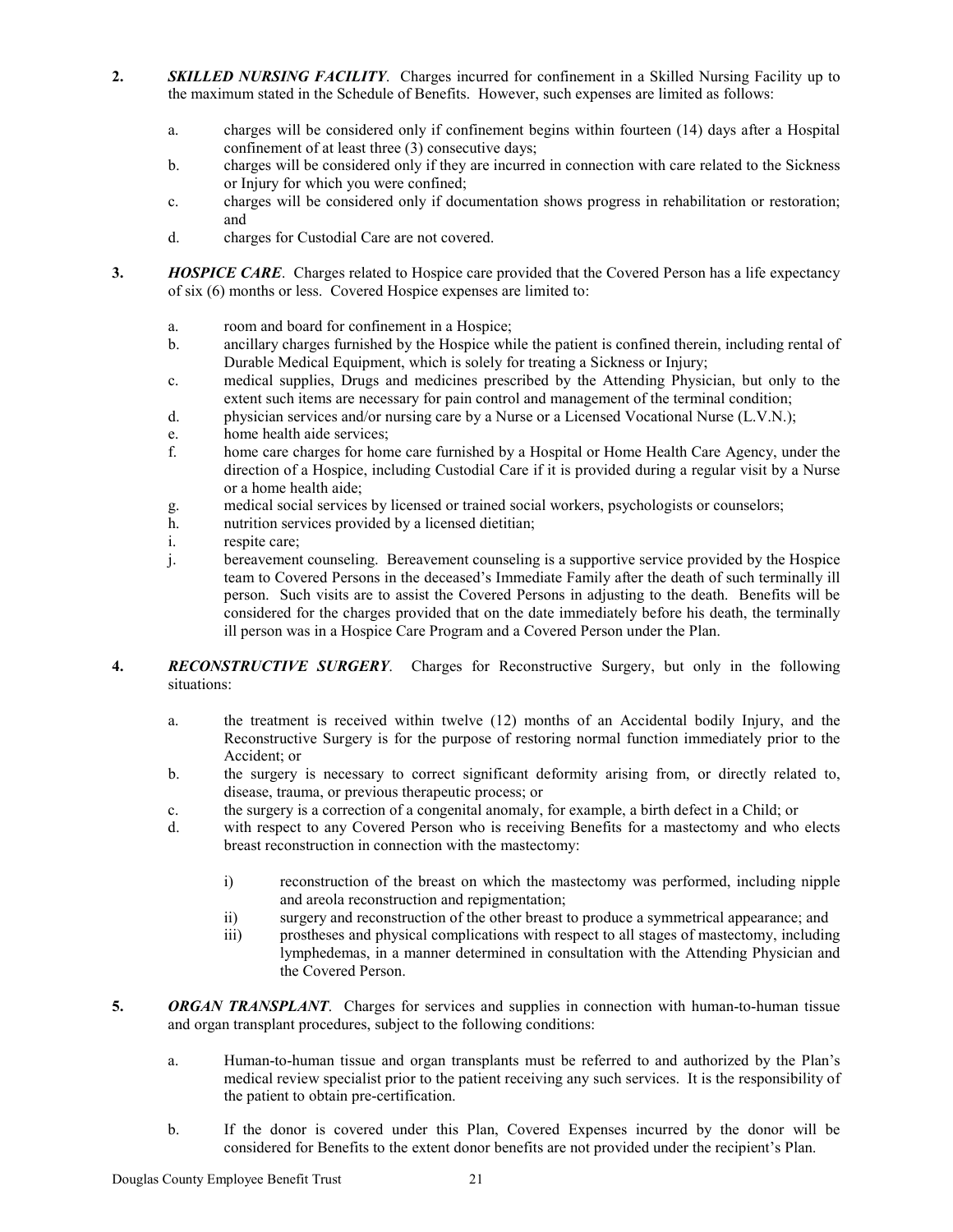2. ***SKILLED NURSING FACILITY***. Charges incurred for confinement in a Skilled Nursing Facility up to the maximum stated in the Schedule of Benefits. However, such expenses are limited as follows:

   a. charges will be considered only if confinement begins within fourteen (14) days after a Hospital confinement of at least three (3) consecutive days;
   b. charges will be considered only if they are incurred in connection with care related to the Sickness or Injury for which you were confined;
   c. charges will be considered only if documentation shows progress in rehabilitation or restoration; and
   d. charges for Custodial Care are not covered.

3. ***HOSPICE CARE***. Charges related to Hospice care provided that the Covered Person has a life expectancy of six (6) months or less. Covered Hospice expenses are limited to:

   a. room and board for confinement in a Hospice;
   b. ancillary charges furnished by the Hospice while the patient is confined therein, including rental of Durable Medical Equipment, which is solely for treating a Sickness or Injury;
   c. medical supplies, Drugs and medicines prescribed by the Attending Physician, but only to the extent such items are necessary for pain control and management of the terminal condition;
   d. physician services and/or nursing care by a Nurse or a Licensed Vocational Nurse (L.V.N.);
   e. home health aide services;
   f. home care charges for home care furnished by a Hospital or Home Health Care Agency, under the direction of a Hospice, including Custodial Care if it is provided during a regular visit by a Nurse or a home health aide;
   g. medical social services by licensed or trained social workers, psychologists or counselors;
   h. nutrition services provided by a licensed dietitian;
   i. respite care;
   j. bereavement counseling. Bereavement counseling is a supportive service provided by the Hospice team to Covered Persons in the deceased's Immediate Family after the death of such terminally ill person. Such visits are to assist the Covered Persons in adjusting to the death. Benefits will be considered for the charges provided that on the date immediately before his death, the terminally ill person was in a Hospice Care Program and a Covered Person under the Plan.

4. ***RECONSTRUCTIVE SURGERY***. Charges for Reconstructive Surgery, but only in the following situations:

   a. the treatment is received within twelve (12) months of an Accidental bodily Injury, and the Reconstructive Surgery is for the purpose of restoring normal function immediately prior to the Accident; or
   b. the surgery is necessary to correct significant deformity arising from, or directly related to, disease, trauma, or previous therapeutic process; or
   c. the surgery is a correction of a congenital anomaly, for example, a birth defect in a Child; or
   d. with respect to any Covered Person who is receiving Benefits for a mastectomy and who elects breast reconstruction in connection with the mastectomy:

      i) reconstruction of the breast on which the mastectomy was performed, including nipple and areola reconstruction and repigmentation;
      ii) surgery and reconstruction of the other breast to produce a symmetrical appearance; and
      iii) prostheses and physical complications with respect to all stages of mastectomy, including lymphedemas, in a manner determined in consultation with the Attending Physician and the Covered Person.

5. ***ORGAN TRANSPLANT***. Charges for services and supplies in connection with human-to-human tissue and organ transplant procedures, subject to the following conditions:

   a. Human-to-human tissue and organ transplants must be referred to and authorized by the Plan's medical review specialist prior to the patient receiving any such services. It is the responsibility of the patient to obtain pre-certification.

   b. If the donor is covered under this Plan, Covered Expenses incurred by the donor will be considered for Benefits to the extent donor benefits are not provided under the recipient's Plan.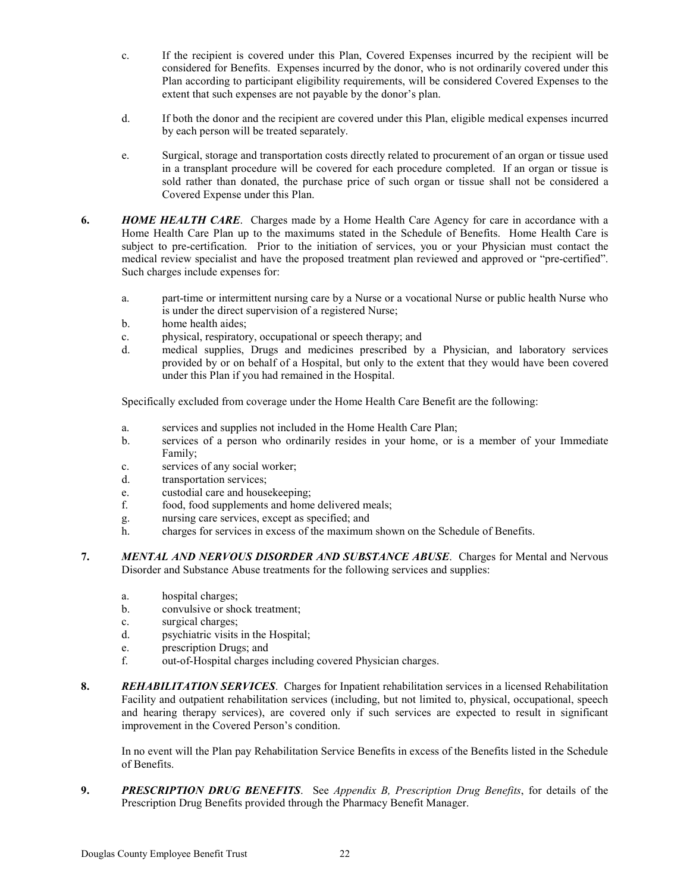c. If the recipient is covered under this Plan, Covered Expenses incurred by the recipient will be considered for Benefits. Expenses incurred by the donor, who is not ordinarily covered under this Plan according to participant eligibility requirements, will be considered Covered Expenses to the extent that such expenses are not payable by the donor's plan.

d. If both the donor and the recipient are covered under this Plan, eligible medical expenses incurred by each person will be treated separately.

e. Surgical, storage and transportation costs directly related to procurement of an organ or tissue used in a transplant procedure will be covered for each procedure completed. If an organ or tissue is sold rather than donated, the purchase price of such organ or tissue shall not be considered a Covered Expense under this Plan.

**6.** ***HOME HEALTH CARE***. Charges made by a Home Health Care Agency for care in accordance with a Home Health Care Plan up to the maximums stated in the Schedule of Benefits. Home Health Care is subject to pre-certification. Prior to the initiation of services, you or your Physician must contact the medical review specialist and have the proposed treatment plan reviewed and approved or "pre-certified". Such charges include expenses for:

a. part-time or intermittent nursing care by a Nurse or a vocational Nurse or public health Nurse who is under the direct supervision of a registered Nurse;
b. home health aides;
c. physical, respiratory, occupational or speech therapy; and
d. medical supplies, Drugs and medicines prescribed by a Physician, and laboratory services provided by or on behalf of a Hospital, but only to the extent that they would have been covered under this Plan if you had remained in the Hospital.

Specifically excluded from coverage under the Home Health Care Benefit are the following:

a. services and supplies not included in the Home Health Care Plan;
b. services of a person who ordinarily resides in your home, or is a member of your Immediate Family;
c. services of any social worker;
d. transportation services;
e. custodial care and housekeeping;
f. food, food supplements and home delivered meals;
g. nursing care services, except as specified; and
h. charges for services in excess of the maximum shown on the Schedule of Benefits.

**7.** ***MENTAL AND NERVOUS DISORDER AND SUBSTANCE ABUSE***. Charges for Mental and Nervous Disorder and Substance Abuse treatments for the following services and supplies:

a. hospital charges;
b. convulsive or shock treatment;
c. surgical charges;
d. psychiatric visits in the Hospital;
e. prescription Drugs; and
f. out-of-Hospital charges including covered Physician charges.

**8.** ***REHABILITATION SERVICES***. Charges for Inpatient rehabilitation services in a licensed Rehabilitation Facility and outpatient rehabilitation services (including, but not limited to, physical, occupational, speech and hearing therapy services), are covered only if such services are expected to result in significant improvement in the Covered Person's condition.

In no event will the Plan pay Rehabilitation Service Benefits in excess of the Benefits listed in the Schedule of Benefits.

**9.** ***PRESCRIPTION DRUG BENEFITS***. See *Appendix B, Prescription Drug Benefits*, for details of the Prescription Drug Benefits provided through the Pharmacy Benefit Manager.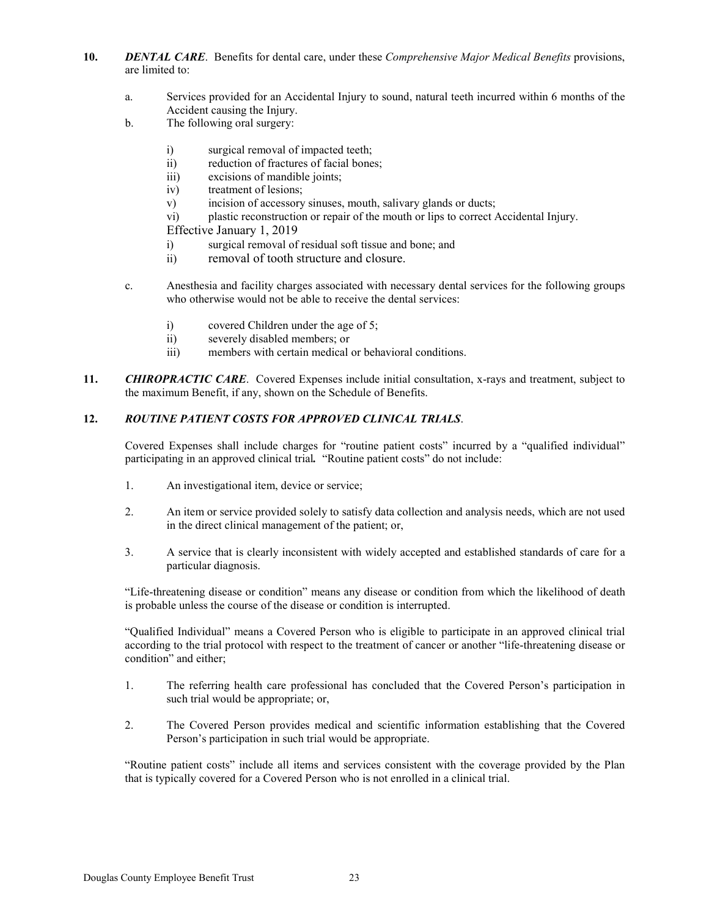**10.** ***DENTAL CARE***. Benefits for dental care, under these *Comprehensive Major Medical Benefits* provisions, are limited to:

a. Services provided for an Accidental Injury to sound, natural teeth incurred within 6 months of the Accident causing the Injury.

b. The following oral surgery:

   i) surgical removal of impacted teeth;
   ii) reduction of fractures of facial bones;
   iii) excisions of mandible joints;
   iv) treatment of lesions;
   v) incision of accessory sinuses, mouth, salivary glands or ducts;
   vi) plastic reconstruction or repair of the mouth or lips to correct Accidental Injury.

   Effective January 1, 2019

   i) surgical removal of residual soft tissue and bone; and
   ii) removal of tooth structure and closure.

c. Anesthesia and facility charges associated with necessary dental services for the following groups who otherwise would not be able to receive the dental services:

   i) covered Children under the age of 5;
   ii) severely disabled members; or
   iii) members with certain medical or behavioral conditions.

**11.** ***CHIROPRACTIC CARE***. Covered Expenses include initial consultation, x-rays and treatment, subject to the maximum Benefit, if any, shown on the Schedule of Benefits.

**12.** ***ROUTINE PATIENT COSTS FOR APPROVED CLINICAL TRIALS***.

Covered Expenses shall include charges for "routine patient costs" incurred by a "qualified individual" participating in an approved clinical trial**.** "Routine patient costs" do not include:

1. An investigational item, device or service;

2. An item or service provided solely to satisfy data collection and analysis needs, which are not used in the direct clinical management of the patient; or,

3. A service that is clearly inconsistent with widely accepted and established standards of care for a particular diagnosis.

"Life-threatening disease or condition" means any disease or condition from which the likelihood of death is probable unless the course of the disease or condition is interrupted.

"Qualified Individual" means a Covered Person who is eligible to participate in an approved clinical trial according to the trial protocol with respect to the treatment of cancer or another "life-threatening disease or condition" and either;

1. The referring health care professional has concluded that the Covered Person's participation in such trial would be appropriate; or,

2. The Covered Person provides medical and scientific information establishing that the Covered Person's participation in such trial would be appropriate.

"Routine patient costs" include all items and services consistent with the coverage provided by the Plan that is typically covered for a Covered Person who is not enrolled in a clinical trial.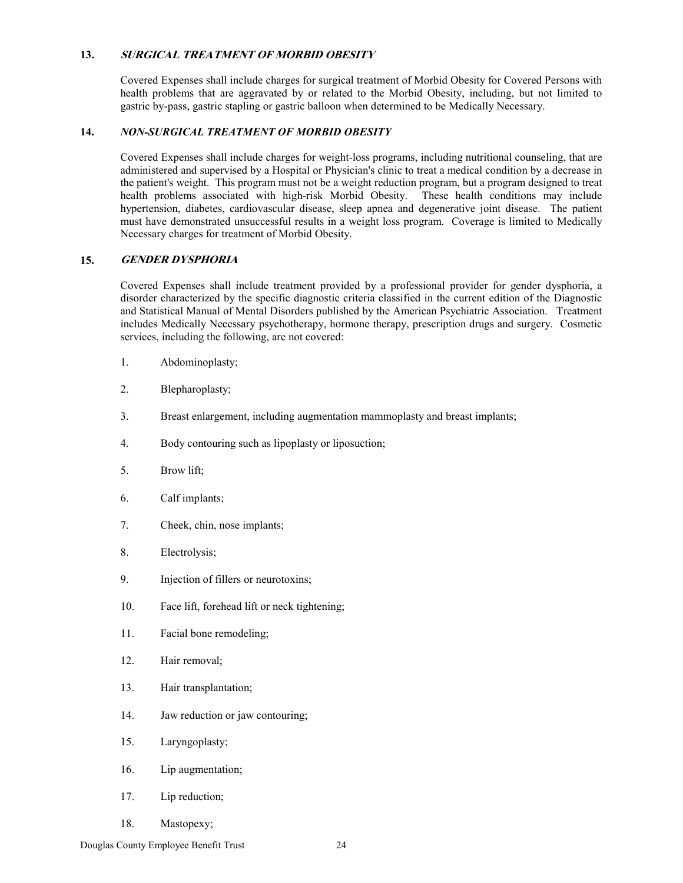### 13. *SURGICAL TREATMENT OF MORBID OBESITY*

Covered Expenses shall include charges for surgical treatment of Morbid Obesity for Covered Persons with health problems that are aggravated by or related to the Morbid Obesity, including, but not limited to gastric by-pass, gastric stapling or gastric balloon when determined to be Medically Necessary.

### 14. *NON-SURGICAL TREATMENT OF MORBID OBESITY*

Covered Expenses shall include charges for weight-loss programs, including nutritional counseling, that are administered and supervised by a Hospital or Physician's clinic to treat a medical condition by a decrease in the patient's weight. This program must not be a weight reduction program, but a program designed to treat health problems associated with high-risk Morbid Obesity. These health conditions may include hypertension, diabetes, cardiovascular disease, sleep apnea and degenerative joint disease. The patient must have demonstrated unsuccessful results in a weight loss program. Coverage is limited to Medically Necessary charges for treatment of Morbid Obesity.

### 15. *GENDER DYSPHORIA*

Covered Expenses shall include treatment provided by a professional provider for gender dysphoria, a disorder characterized by the specific diagnostic criteria classified in the current edition of the Diagnostic and Statistical Manual of Mental Disorders published by the American Psychiatric Association. Treatment includes Medically Necessary psychotherapy, hormone therapy, prescription drugs and surgery. Cosmetic services, including the following, are not covered:

1. Abdominoplasty;
2. Blepharoplasty;
3. Breast enlargement, including augmentation mammoplasty and breast implants;
4. Body contouring such as lipoplasty or liposuction;
5. Brow lift;
6. Calf implants;
7. Cheek, chin, nose implants;
8. Electrolysis;
9. Injection of fillers or neurotoxins;
10. Face lift, forehead lift or neck tightening;
11. Facial bone remodeling;
12. Hair removal;
13. Hair transplantation;
14. Jaw reduction or jaw contouring;
15. Laryngoplasty;
16. Lip augmentation;
17. Lip reduction;
18. Mastopexy;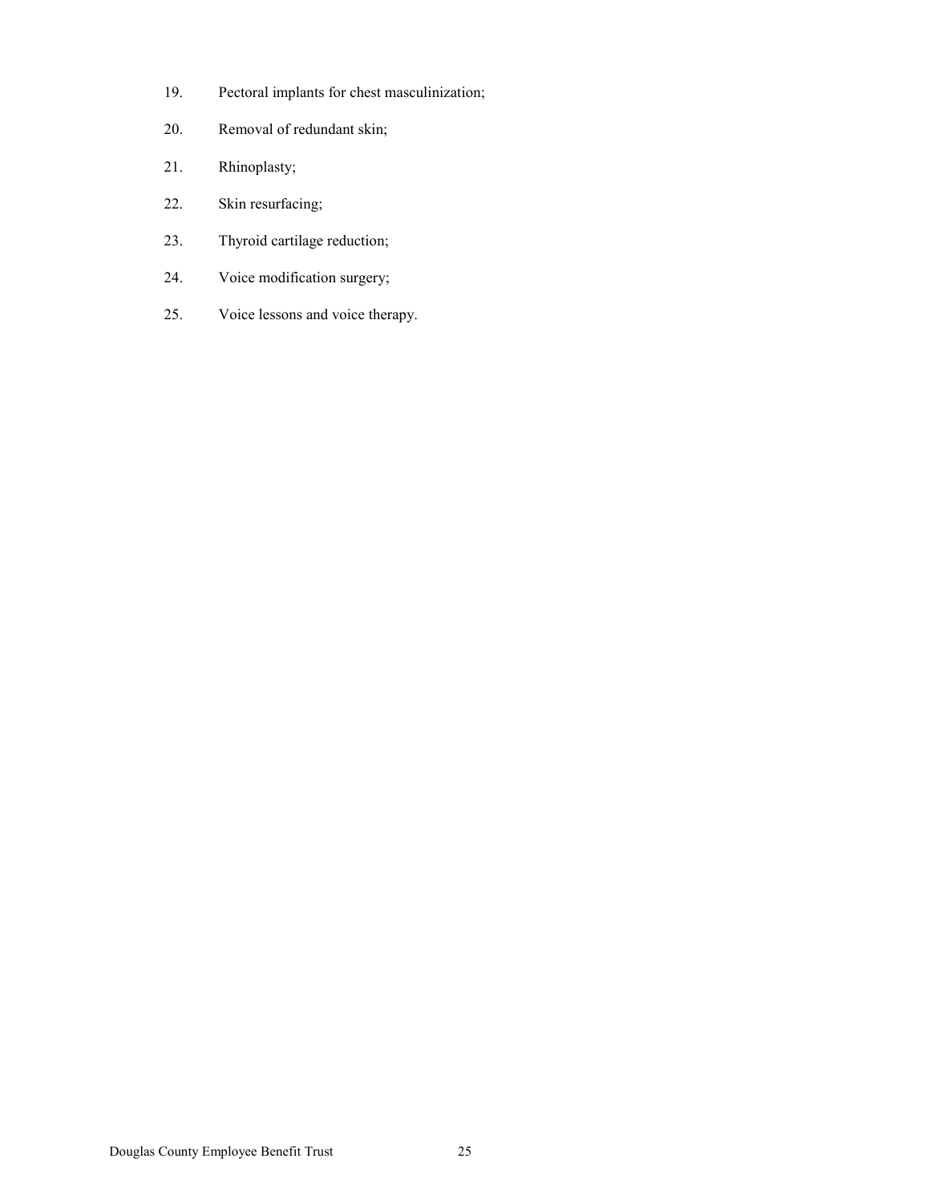19. Pectoral implants for chest masculinization;
20. Removal of redundant skin;
21. Rhinoplasty;
22. Skin resurfacing;
23. Thyroid cartilage reduction;
24. Voice modification surgery;
25. Voice lessons and voice therapy.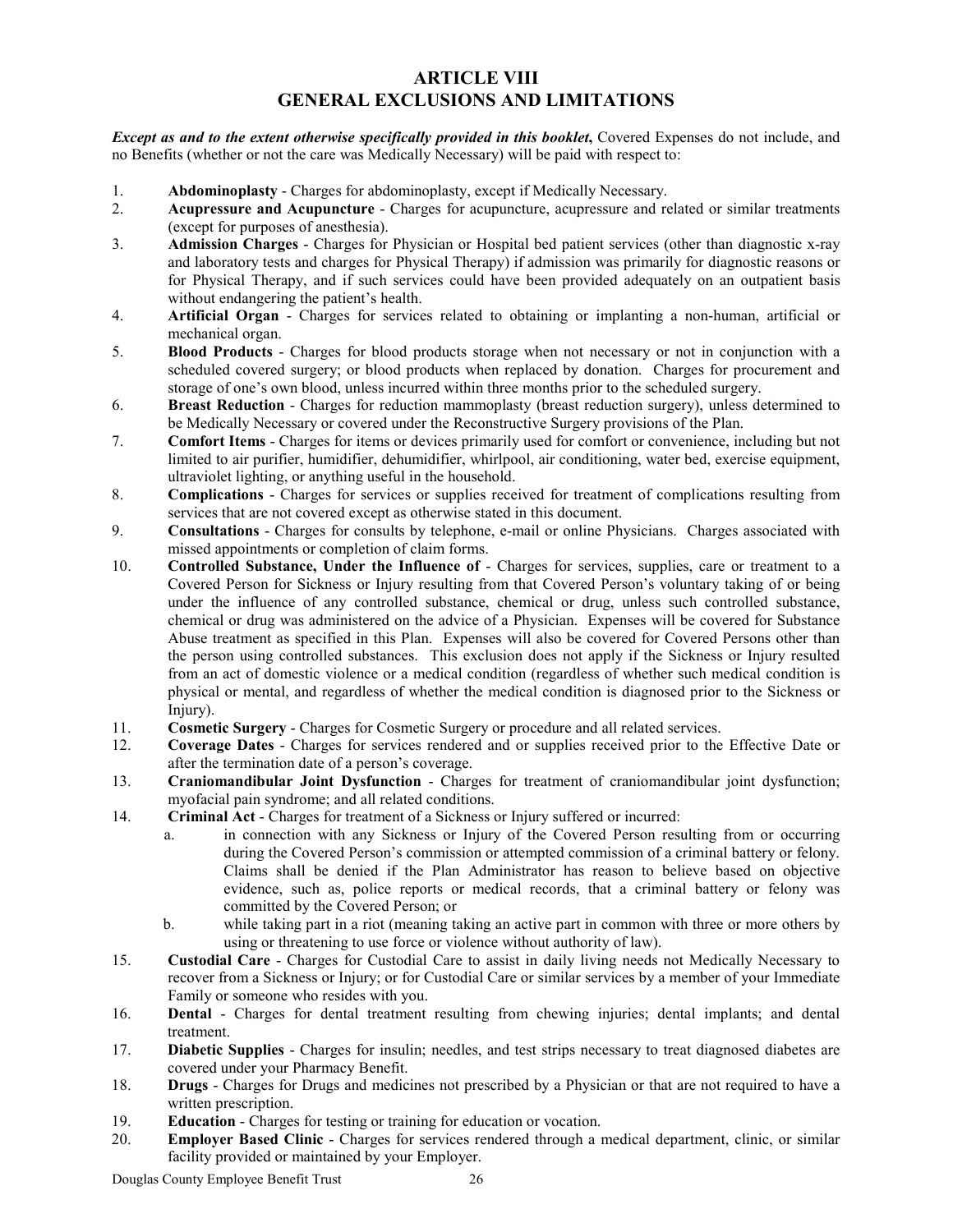# ARTICLE VIII
# GENERAL EXCLUSIONS AND LIMITATIONS

***Except as and to the extent otherwise specifically provided in this booklet,*** Covered Expenses do not include, and no Benefits (whether or not the care was Medically Necessary) will be paid with respect to:

1. **Abdominoplasty** - Charges for abdominoplasty, except if Medically Necessary.
2. **Acupressure and Acupuncture** - Charges for acupuncture, acupressure and related or similar treatments (except for purposes of anesthesia).
3. **Admission Charges** - Charges for Physician or Hospital bed patient services (other than diagnostic x-ray and laboratory tests and charges for Physical Therapy) if admission was primarily for diagnostic reasons or for Physical Therapy, and if such services could have been provided adequately on an outpatient basis without endangering the patient's health.
4. **Artificial Organ** - Charges for services related to obtaining or implanting a non-human, artificial or mechanical organ.
5. **Blood Products** - Charges for blood products storage when not necessary or not in conjunction with a scheduled covered surgery; or blood products when replaced by donation. Charges for procurement and storage of one's own blood, unless incurred within three months prior to the scheduled surgery.
6. **Breast Reduction** - Charges for reduction mammoplasty (breast reduction surgery), unless determined to be Medically Necessary or covered under the Reconstructive Surgery provisions of the Plan.
7. **Comfort Items** - Charges for items or devices primarily used for comfort or convenience, including but not limited to air purifier, humidifier, dehumidifier, whirlpool, air conditioning, water bed, exercise equipment, ultraviolet lighting, or anything useful in the household.
8. **Complications** - Charges for services or supplies received for treatment of complications resulting from services that are not covered except as otherwise stated in this document.
9. **Consultations** - Charges for consults by telephone, e-mail or online Physicians. Charges associated with missed appointments or completion of claim forms.
10. **Controlled Substance, Under the Influence of** - Charges for services, supplies, care or treatment to a Covered Person for Sickness or Injury resulting from that Covered Person's voluntary taking of or being under the influence of any controlled substance, chemical or drug, unless such controlled substance, chemical or drug was administered on the advice of a Physician. Expenses will be covered for Substance Abuse treatment as specified in this Plan. Expenses will also be covered for Covered Persons other than the person using controlled substances. This exclusion does not apply if the Sickness or Injury resulted from an act of domestic violence or a medical condition (regardless of whether such medical condition is physical or mental, and regardless of whether the medical condition is diagnosed prior to the Sickness or Injury).
11. **Cosmetic Surgery** - Charges for Cosmetic Surgery or procedure and all related services.
12. **Coverage Dates** - Charges for services rendered and or supplies received prior to the Effective Date or after the termination date of a person's coverage.
13. **Craniomandibular Joint Dysfunction** - Charges for treatment of craniomandibular joint dysfunction; myofacial pain syndrome; and all related conditions.
14. **Criminal Act** - Charges for treatment of a Sickness or Injury suffered or incurred:
    a. in connection with any Sickness or Injury of the Covered Person resulting from or occurring during the Covered Person's commission or attempted commission of a criminal battery or felony. Claims shall be denied if the Plan Administrator has reason to believe based on objective evidence, such as, police reports or medical records, that a criminal battery or felony was committed by the Covered Person; or
    b. while taking part in a riot (meaning taking an active part in common with three or more others by using or threatening to use force or violence without authority of law).
15. **Custodial Care** - Charges for Custodial Care to assist in daily living needs not Medically Necessary to recover from a Sickness or Injury; or for Custodial Care or similar services by a member of your Immediate Family or someone who resides with you.
16. **Dental** - Charges for dental treatment resulting from chewing injuries; dental implants; and dental treatment.
17. **Diabetic Supplies** - Charges for insulin; needles, and test strips necessary to treat diagnosed diabetes are covered under your Pharmacy Benefit.
18. **Drugs** - Charges for Drugs and medicines not prescribed by a Physician or that are not required to have a written prescription.
19. **Education** - Charges for testing or training for education or vocation.
20. **Employer Based Clinic** - Charges for services rendered through a medical department, clinic, or similar facility provided or maintained by your Employer.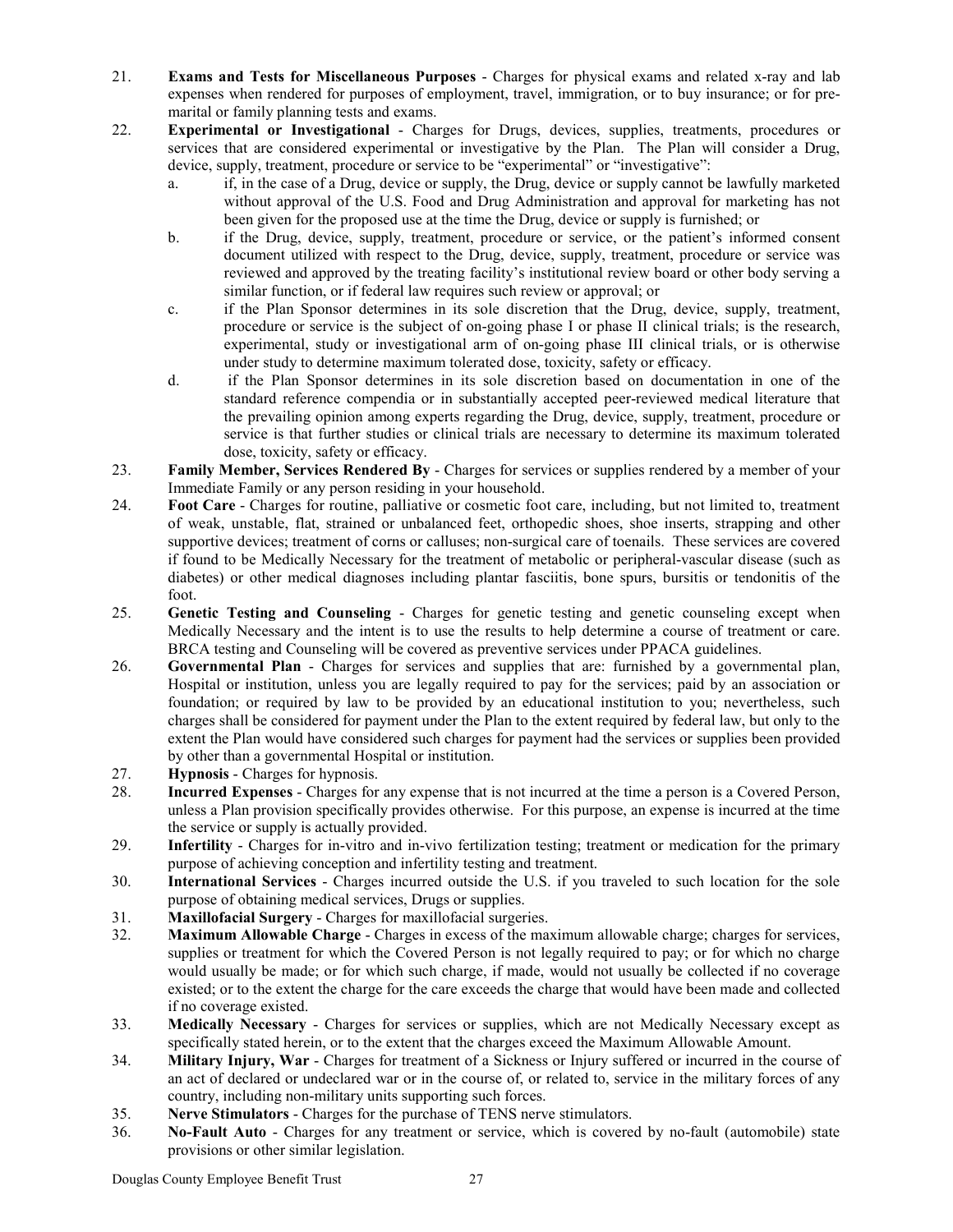21. **Exams and Tests for Miscellaneous Purposes** - Charges for physical exams and related x-ray and lab expenses when rendered for purposes of employment, travel, immigration, or to buy insurance; or for pre-marital or family planning tests and exams.
22. **Experimental or Investigational** - Charges for Drugs, devices, supplies, treatments, procedures or services that are considered experimental or investigative by the Plan. The Plan will consider a Drug, device, supply, treatment, procedure or service to be "experimental" or "investigative":
    a. if, in the case of a Drug, device or supply, the Drug, device or supply cannot be lawfully marketed without approval of the U.S. Food and Drug Administration and approval for marketing has not been given for the proposed use at the time the Drug, device or supply is furnished; or
    b. if the Drug, device, supply, treatment, procedure or service, or the patient's informed consent document utilized with respect to the Drug, device, supply, treatment, procedure or service was reviewed and approved by the treating facility's institutional review board or other body serving a similar function, or if federal law requires such review or approval; or
    c. if the Plan Sponsor determines in its sole discretion that the Drug, device, supply, treatment, procedure or service is the subject of on-going phase I or phase II clinical trials; is the research, experimental, study or investigational arm of on-going phase III clinical trials, or is otherwise under study to determine maximum tolerated dose, toxicity, safety or efficacy.
    d. if the Plan Sponsor determines in its sole discretion based on documentation in one of the standard reference compendia or in substantially accepted peer-reviewed medical literature that the prevailing opinion among experts regarding the Drug, device, supply, treatment, procedure or service is that further studies or clinical trials are necessary to determine its maximum tolerated dose, toxicity, safety or efficacy.
23. **Family Member, Services Rendered By** - Charges for services or supplies rendered by a member of your Immediate Family or any person residing in your household.
24. **Foot Care** - Charges for routine, palliative or cosmetic foot care, including, but not limited to, treatment of weak, unstable, flat, strained or unbalanced feet, orthopedic shoes, shoe inserts, strapping and other supportive devices; treatment of corns or calluses; non-surgical care of toenails. These services are covered if found to be Medically Necessary for the treatment of metabolic or peripheral-vascular disease (such as diabetes) or other medical diagnoses including plantar fasciitis, bone spurs, bursitis or tendonitis of the foot.
25. **Genetic Testing and Counseling** - Charges for genetic testing and genetic counseling except when Medically Necessary and the intent is to use the results to help determine a course of treatment or care. BRCA testing and Counseling will be covered as preventive services under PPACA guidelines.
26. **Governmental Plan** - Charges for services and supplies that are: furnished by a governmental plan, Hospital or institution, unless you are legally required to pay for the services; paid by an association or foundation; or required by law to be provided by an educational institution to you; nevertheless, such charges shall be considered for payment under the Plan to the extent required by federal law, but only to the extent the Plan would have considered such charges for payment had the services or supplies been provided by other than a governmental Hospital or institution.
27. **Hypnosis** - Charges for hypnosis.
28. **Incurred Expenses** - Charges for any expense that is not incurred at the time a person is a Covered Person, unless a Plan provision specifically provides otherwise. For this purpose, an expense is incurred at the time the service or supply is actually provided.
29. **Infertility** - Charges for in-vitro and in-vivo fertilization testing; treatment or medication for the primary purpose of achieving conception and infertility testing and treatment.
30. **International Services** - Charges incurred outside the U.S. if you traveled to such location for the sole purpose of obtaining medical services, Drugs or supplies.
31. **Maxillofacial Surgery** - Charges for maxillofacial surgeries.
32. **Maximum Allowable Charge** - Charges in excess of the maximum allowable charge; charges for services, supplies or treatment for which the Covered Person is not legally required to pay; or for which no charge would usually be made; or for which such charge, if made, would not usually be collected if no coverage existed; or to the extent the charge for the care exceeds the charge that would have been made and collected if no coverage existed.
33. **Medically Necessary** - Charges for services or supplies, which are not Medically Necessary except as specifically stated herein, or to the extent that the charges exceed the Maximum Allowable Amount.
34. **Military Injury, War** - Charges for treatment of a Sickness or Injury suffered or incurred in the course of an act of declared or undeclared war or in the course of, or related to, service in the military forces of any country, including non-military units supporting such forces.
35. **Nerve Stimulators** - Charges for the purchase of TENS nerve stimulators.
36. **No-Fault Auto** - Charges for any treatment or service, which is covered by no-fault (automobile) state provisions or other similar legislation.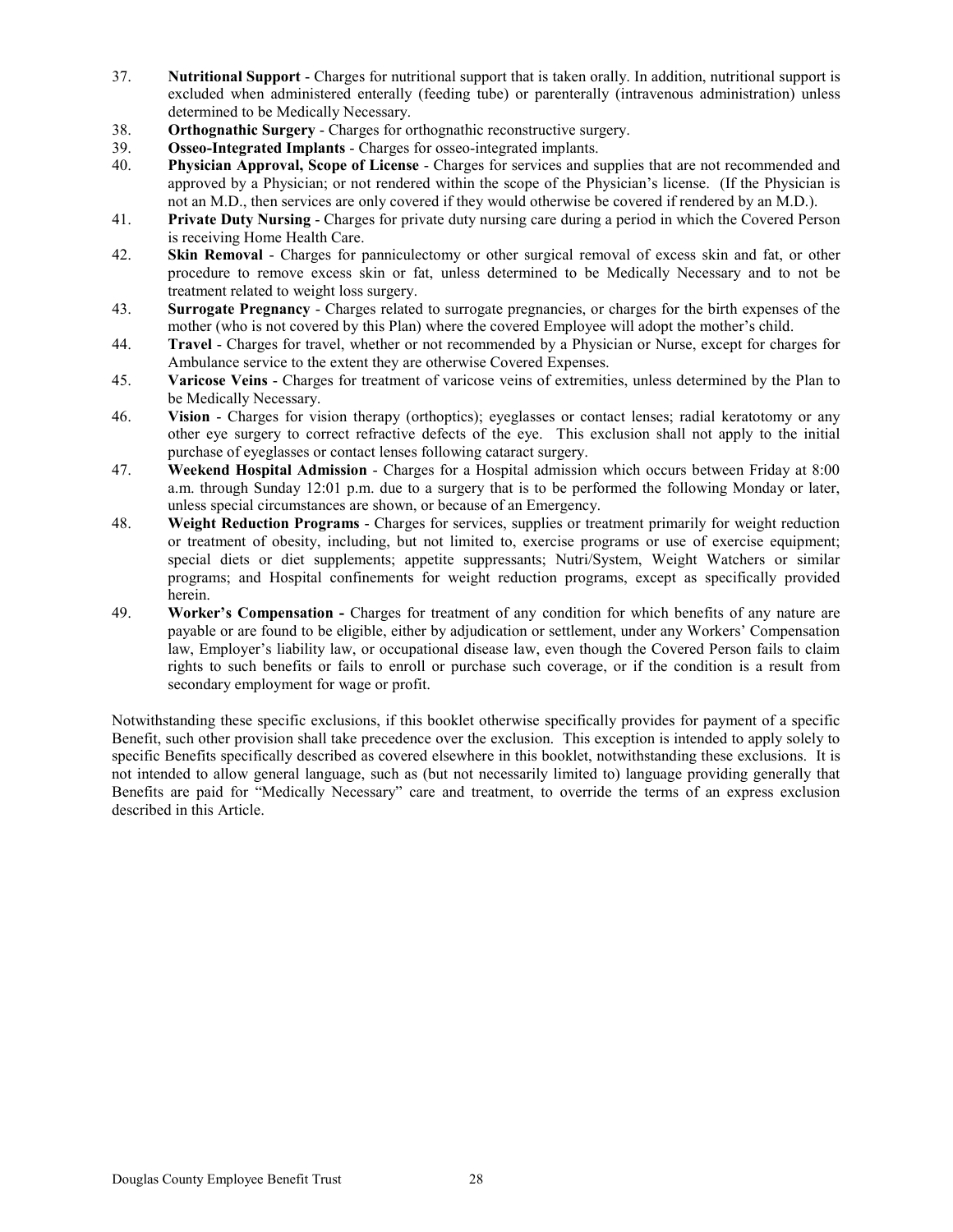37. **Nutritional Support** - Charges for nutritional support that is taken orally. In addition, nutritional support is excluded when administered enterally (feeding tube) or parenterally (intravenous administration) unless determined to be Medically Necessary.
38. **Orthognathic Surgery** - Charges for orthognathic reconstructive surgery.
39. **Osseo-Integrated Implants** - Charges for osseo-integrated implants.
40. **Physician Approval, Scope of License** - Charges for services and supplies that are not recommended and approved by a Physician; or not rendered within the scope of the Physician's license. (If the Physician is not an M.D., then services are only covered if they would otherwise be covered if rendered by an M.D.).
41. **Private Duty Nursing** - Charges for private duty nursing care during a period in which the Covered Person is receiving Home Health Care.
42. **Skin Removal** - Charges for panniculectomy or other surgical removal of excess skin and fat, or other procedure to remove excess skin or fat, unless determined to be Medically Necessary and to not be treatment related to weight loss surgery.
43. **Surrogate Pregnancy** - Charges related to surrogate pregnancies, or charges for the birth expenses of the mother (who is not covered by this Plan) where the covered Employee will adopt the mother's child.
44. **Travel** - Charges for travel, whether or not recommended by a Physician or Nurse, except for charges for Ambulance service to the extent they are otherwise Covered Expenses.
45. **Varicose Veins** - Charges for treatment of varicose veins of extremities, unless determined by the Plan to be Medically Necessary.
46. **Vision** - Charges for vision therapy (orthoptics); eyeglasses or contact lenses; radial keratotomy or any other eye surgery to correct refractive defects of the eye. This exclusion shall not apply to the initial purchase of eyeglasses or contact lenses following cataract surgery.
47. **Weekend Hospital Admission** - Charges for a Hospital admission which occurs between Friday at 8:00 a.m. through Sunday 12:01 p.m. due to a surgery that is to be performed the following Monday or later, unless special circumstances are shown, or because of an Emergency.
48. **Weight Reduction Programs** - Charges for services, supplies or treatment primarily for weight reduction or treatment of obesity, including, but not limited to, exercise programs or use of exercise equipment; special diets or diet supplements; appetite suppressants; Nutri/System, Weight Watchers or similar programs; and Hospital confinements for weight reduction programs, except as specifically provided herein.
49. **Worker's Compensation -** Charges for treatment of any condition for which benefits of any nature are payable or are found to be eligible, either by adjudication or settlement, under any Workers' Compensation law, Employer's liability law, or occupational disease law, even though the Covered Person fails to claim rights to such benefits or fails to enroll or purchase such coverage, or if the condition is a result from secondary employment for wage or profit.

Notwithstanding these specific exclusions, if this booklet otherwise specifically provides for payment of a specific Benefit, such other provision shall take precedence over the exclusion. This exception is intended to apply solely to specific Benefits specifically described as covered elsewhere in this booklet, notwithstanding these exclusions. It is not intended to allow general language, such as (but not necessarily limited to) language providing generally that Benefits are paid for "Medically Necessary" care and treatment, to override the terms of an express exclusion described in this Article.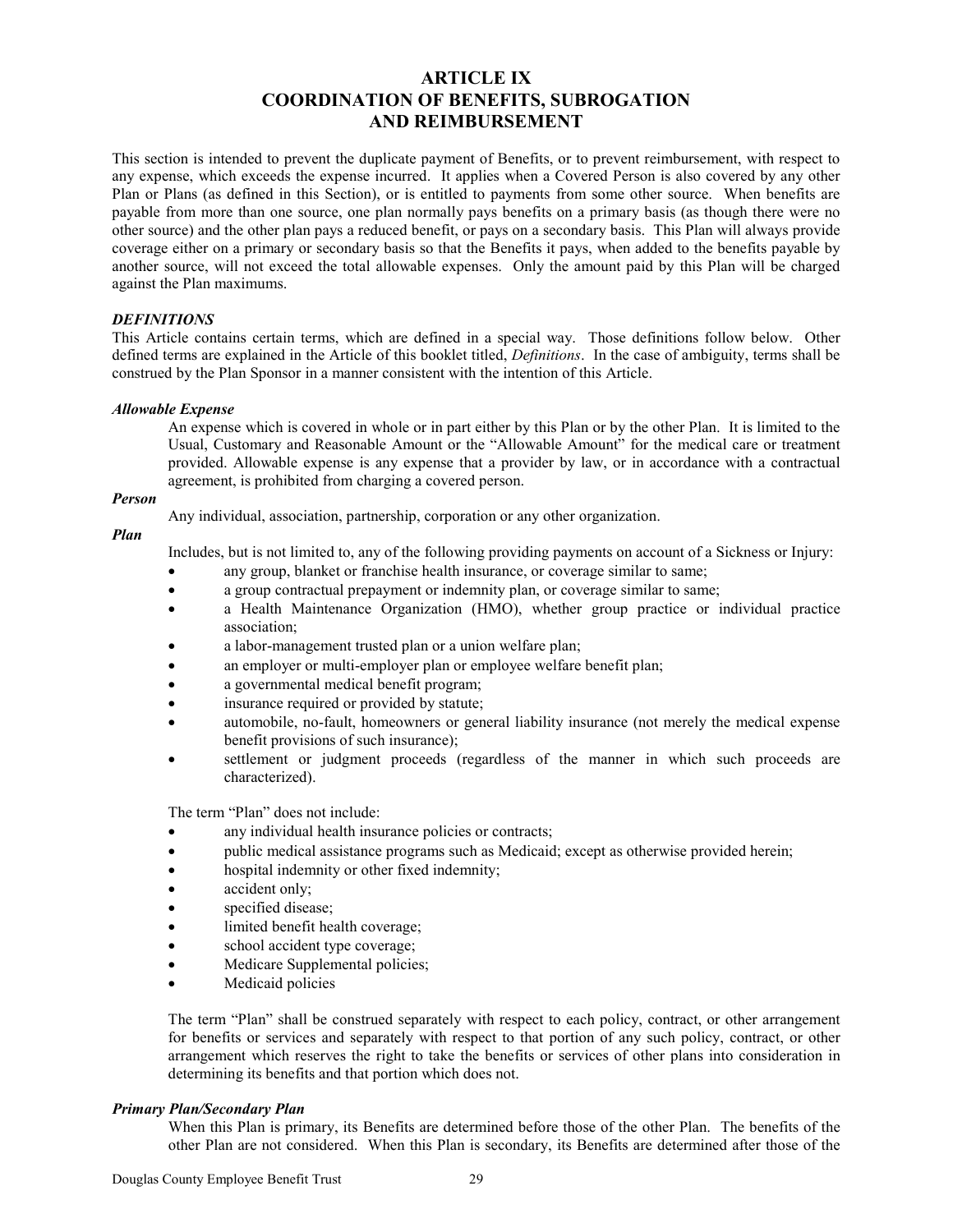# ARTICLE IX
# COORDINATION OF BENEFITS, SUBROGATION AND REIMBURSEMENT

This section is intended to prevent the duplicate payment of Benefits, or to prevent reimbursement, with respect to any expense, which exceeds the expense incurred. It applies when a Covered Person is also covered by any other Plan or Plans (as defined in this Section), or is entitled to payments from some other source. When benefits are payable from more than one source, one plan normally pays benefits on a primary basis (as though there were no other source) and the other plan pays a reduced benefit, or pays on a secondary basis. This Plan will always provide coverage either on a primary or secondary basis so that the Benefits it pays, when added to the benefits payable by another source, will not exceed the total allowable expenses. Only the amount paid by this Plan will be charged against the Plan maximums.

### *DEFINITIONS*

This Article contains certain terms, which are defined in a special way. Those definitions follow below. Other defined terms are explained in the Article of this booklet titled, *Definitions*. In the case of ambiguity, terms shall be construed by the Plan Sponsor in a manner consistent with the intention of this Article.

***Allowable Expense***

An expense which is covered in whole or in part either by this Plan or by the other Plan. It is limited to the Usual, Customary and Reasonable Amount or the "Allowable Amount" for the medical care or treatment provided. Allowable expense is any expense that a provider by law, or in accordance with a contractual agreement, is prohibited from charging a covered person.

***Person***

Any individual, association, partnership, corporation or any other organization.

***Plan***

Includes, but is not limited to, any of the following providing payments on account of a Sickness or Injury:

- any group, blanket or franchise health insurance, or coverage similar to same;
- a group contractual prepayment or indemnity plan, or coverage similar to same;
- a Health Maintenance Organization (HMO), whether group practice or individual practice association;
- a labor-management trusted plan or a union welfare plan;
- an employer or multi-employer plan or employee welfare benefit plan;
- a governmental medical benefit program;
- insurance required or provided by statute;
- automobile, no-fault, homeowners or general liability insurance (not merely the medical expense benefit provisions of such insurance);
- settlement or judgment proceeds (regardless of the manner in which such proceeds are characterized).

The term "Plan" does not include:

- any individual health insurance policies or contracts;
- public medical assistance programs such as Medicaid; except as otherwise provided herein;
- hospital indemnity or other fixed indemnity;
- accident only;
- specified disease;
- limited benefit health coverage;
- school accident type coverage;
- Medicare Supplemental policies;
- Medicaid policies

The term "Plan" shall be construed separately with respect to each policy, contract, or other arrangement for benefits or services and separately with respect to that portion of any such policy, contract, or other arrangement which reserves the right to take the benefits or services of other plans into consideration in determining its benefits and that portion which does not.

***Primary Plan/Secondary Plan***

When this Plan is primary, its Benefits are determined before those of the other Plan. The benefits of the other Plan are not considered. When this Plan is secondary, its Benefits are determined after those of the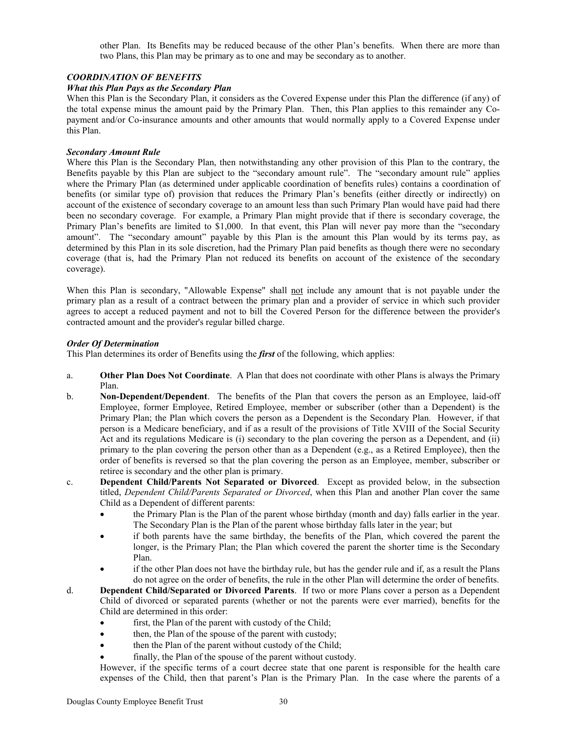other Plan. Its Benefits may be reduced because of the other Plan's benefits. When there are more than two Plans, this Plan may be primary as to one and may be secondary as to another.

### *COORDINATION OF BENEFITS*

#### *What this Plan Pays as the Secondary Plan*

When this Plan is the Secondary Plan, it considers as the Covered Expense under this Plan the difference (if any) of the total expense minus the amount paid by the Primary Plan. Then, this Plan applies to this remainder any Co-payment and/or Co-insurance amounts and other amounts that would normally apply to a Covered Expense under this Plan.

#### *Secondary Amount Rule*

Where this Plan is the Secondary Plan, then notwithstanding any other provision of this Plan to the contrary, the Benefits payable by this Plan are subject to the "secondary amount rule". The "secondary amount rule" applies where the Primary Plan (as determined under applicable coordination of benefits rules) contains a coordination of benefits (or similar type of) provision that reduces the Primary Plan's benefits (either directly or indirectly) on account of the existence of secondary coverage to an amount less than such Primary Plan would have paid had there been no secondary coverage. For example, a Primary Plan might provide that if there is secondary coverage, the Primary Plan's benefits are limited to $1,000. In that event, this Plan will never pay more than the "secondary amount". The "secondary amount" payable by this Plan is the amount this Plan would by its terms pay, as determined by this Plan in its sole discretion, had the Primary Plan paid benefits as though there were no secondary coverage (that is, had the Primary Plan not reduced its benefits on account of the existence of the secondary coverage).

When this Plan is secondary, "Allowable Expense" shall not include any amount that is not payable under the primary plan as a result of a contract between the primary plan and a provider of service in which such provider agrees to accept a reduced payment and not to bill the Covered Person for the difference between the provider's contracted amount and the provider's regular billed charge.

#### *Order Of Determination*

This Plan determines its order of Benefits using the ***first*** of the following, which applies:

a. **Other Plan Does Not Coordinate**. A Plan that does not coordinate with other Plans is always the Primary Plan.

b. **Non-Dependent/Dependent**. The benefits of the Plan that covers the person as an Employee, laid-off Employee, former Employee, Retired Employee, member or subscriber (other than a Dependent) is the Primary Plan; the Plan which covers the person as a Dependent is the Secondary Plan. However, if that person is a Medicare beneficiary, and if as a result of the provisions of Title XVIII of the Social Security Act and its regulations Medicare is (i) secondary to the plan covering the person as a Dependent, and (ii) primary to the plan covering the person other than as a Dependent (e.g., as a Retired Employee), then the order of benefits is reversed so that the plan covering the person as an Employee, member, subscriber or retiree is secondary and the other plan is primary.

c. **Dependent Child/Parents Not Separated or Divorced**. Except as provided below, in the subsection titled, *Dependent Child/Parents Separated or Divorced*, when this Plan and another Plan cover the same Child as a Dependent of different parents:
   - the Primary Plan is the Plan of the parent whose birthday (month and day) falls earlier in the year. The Secondary Plan is the Plan of the parent whose birthday falls later in the year; but
   - if both parents have the same birthday, the benefits of the Plan, which covered the parent the longer, is the Primary Plan; the Plan which covered the parent the shorter time is the Secondary Plan.
   - if the other Plan does not have the birthday rule, but has the gender rule and if, as a result the Plans do not agree on the order of benefits, the rule in the other Plan will determine the order of benefits.

d. **Dependent Child/Separated or Divorced Parents**. If two or more Plans cover a person as a Dependent Child of divorced or separated parents (whether or not the parents were ever married), benefits for the Child are determined in this order:
   - first, the Plan of the parent with custody of the Child;
   - then, the Plan of the spouse of the parent with custody;
   - then the Plan of the parent without custody of the Child;
   - finally, the Plan of the spouse of the parent without custody.

   However, if the specific terms of a court decree state that one parent is responsible for the health care expenses of the Child, then that parent's Plan is the Primary Plan. In the case where the parents of a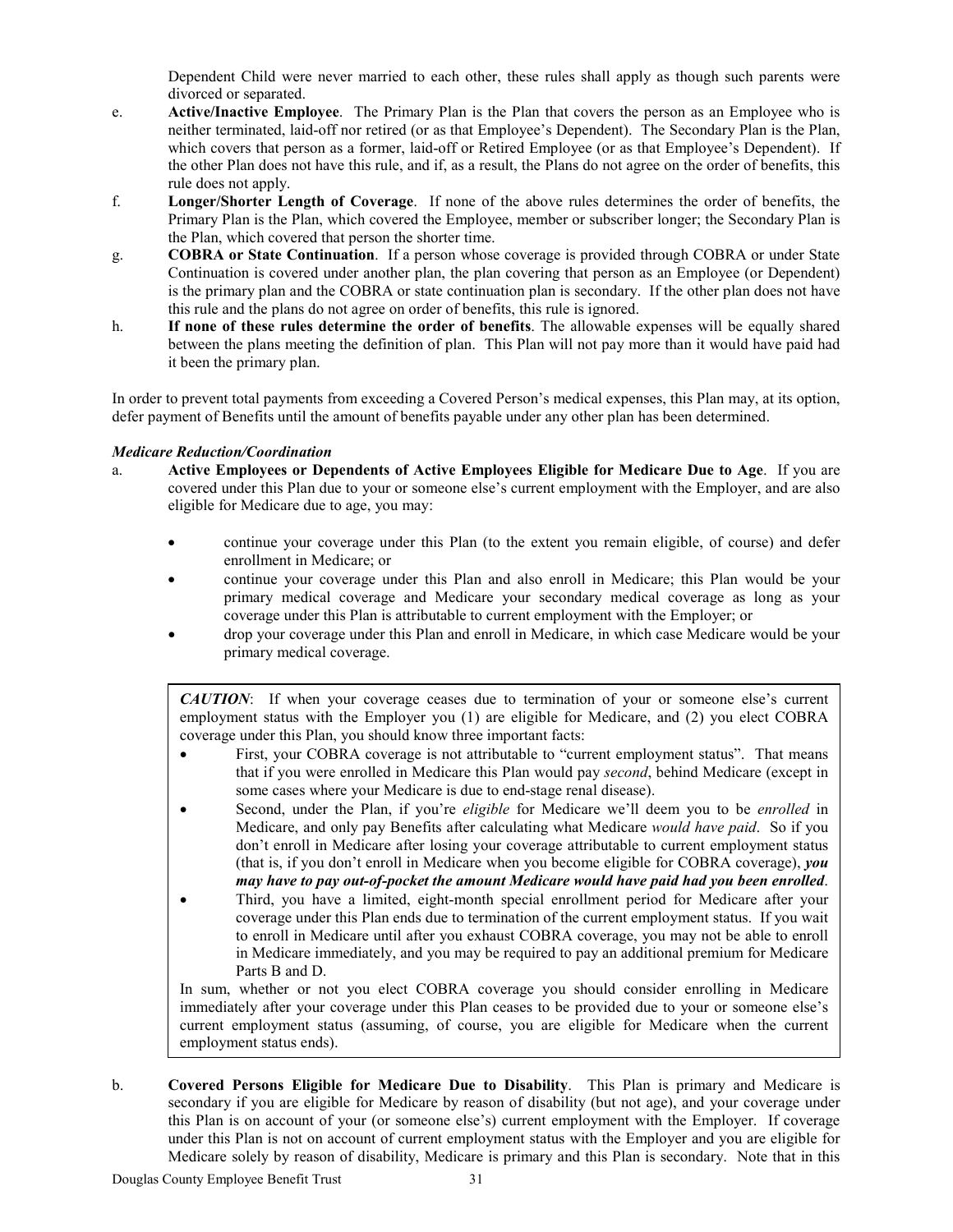Dependent Child were never married to each other, these rules shall apply as though such parents were divorced or separated.

e. **Active/Inactive Employee**. The Primary Plan is the Plan that covers the person as an Employee who is neither terminated, laid-off nor retired (or as that Employee's Dependent). The Secondary Plan is the Plan, which covers that person as a former, laid-off or Retired Employee (or as that Employee's Dependent). If the other Plan does not have this rule, and if, as a result, the Plans do not agree on the order of benefits, this rule does not apply.

f. **Longer/Shorter Length of Coverage**. If none of the above rules determines the order of benefits, the Primary Plan is the Plan, which covered the Employee, member or subscriber longer; the Secondary Plan is the Plan, which covered that person the shorter time.

g. **COBRA or State Continuation**. If a person whose coverage is provided through COBRA or under State Continuation is covered under another plan, the plan covering that person as an Employee (or Dependent) is the primary plan and the COBRA or state continuation plan is secondary. If the other plan does not have this rule and the plans do not agree on order of benefits, this rule is ignored.

h. **If none of these rules determine the order of benefits**. The allowable expenses will be equally shared between the plans meeting the definition of plan. This Plan will not pay more than it would have paid had it been the primary plan.

In order to prevent total payments from exceeding a Covered Person's medical expenses, this Plan may, at its option, defer payment of Benefits until the amount of benefits payable under any other plan has been determined.

***Medicare Reduction/Coordination***

a. **Active Employees or Dependents of Active Employees Eligible for Medicare Due to Age**. If you are covered under this Plan due to your or someone else's current employment with the Employer, and are also eligible for Medicare due to age, you may:

   - continue your coverage under this Plan (to the extent you remain eligible, of course) and defer enrollment in Medicare; or
   - continue your coverage under this Plan and also enroll in Medicare; this Plan would be your primary medical coverage and Medicare your secondary medical coverage as long as your coverage under this Plan is attributable to current employment with the Employer; or
   - drop your coverage under this Plan and enroll in Medicare, in which case Medicare would be your primary medical coverage.

> ***CAUTION***: If when your coverage ceases due to termination of your or someone else's current employment status with the Employer you (1) are eligible for Medicare, and (2) you elect COBRA coverage under this Plan, you should know three important facts:
>
> - First, your COBRA coverage is not attributable to "current employment status". That means that if you were enrolled in Medicare this Plan would pay *second*, behind Medicare (except in some cases where your Medicare is due to end-stage renal disease).
> - Second, under the Plan, if you're *eligible* for Medicare we'll deem you to be *enrolled* in Medicare, and only pay Benefits after calculating what Medicare *would have paid*. So if you don't enroll in Medicare after losing your coverage attributable to current employment status (that is, if you don't enroll in Medicare when you become eligible for COBRA coverage), ***you may have to pay out-of-pocket the amount Medicare would have paid had you been enrolled***.
> - Third, you have a limited, eight-month special enrollment period for Medicare after your coverage under this Plan ends due to termination of the current employment status. If you wait to enroll in Medicare until after you exhaust COBRA coverage, you may not be able to enroll in Medicare immediately, and you may be required to pay an additional premium for Medicare Parts B and D.
>
> In sum, whether or not you elect COBRA coverage you should consider enrolling in Medicare immediately after your coverage under this Plan ceases to be provided due to your or someone else's current employment status (assuming, of course, you are eligible for Medicare when the current employment status ends).

b. **Covered Persons Eligible for Medicare Due to Disability**. This Plan is primary and Medicare is secondary if you are eligible for Medicare by reason of disability (but not age), and your coverage under this Plan is on account of your (or someone else's) current employment with the Employer. If coverage under this Plan is not on account of current employment status with the Employer and you are eligible for Medicare solely by reason of disability, Medicare is primary and this Plan is secondary. Note that in this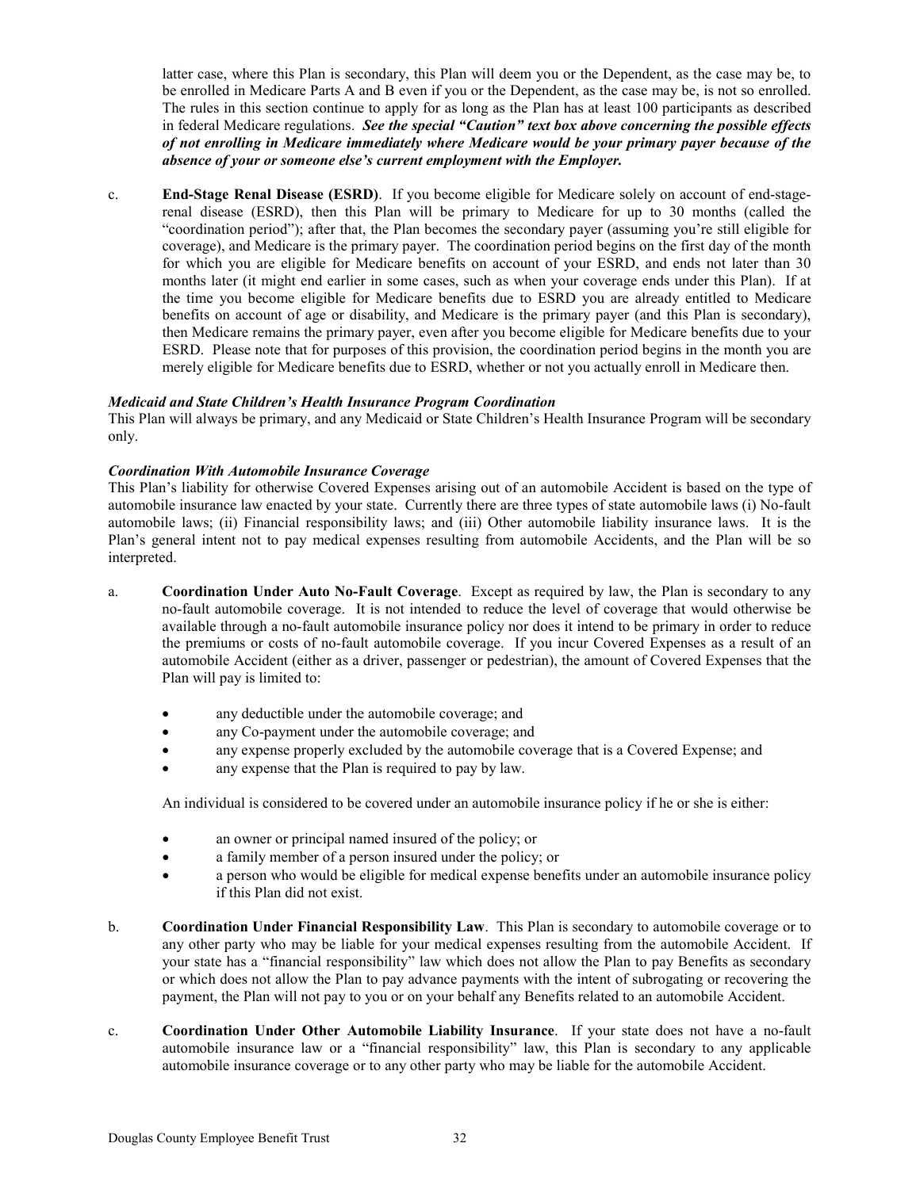latter case, where this Plan is secondary, this Plan will deem you or the Dependent, as the case may be, to be enrolled in Medicare Parts A and B even if you or the Dependent, as the case may be, is not so enrolled. The rules in this section continue to apply for as long as the Plan has at least 100 participants as described in federal Medicare regulations. ***See the special "Caution" text box above concerning the possible effects of not enrolling in Medicare immediately where Medicare would be your primary payer because of the absence of your or someone else's current employment with the Employer.***

c. **End-Stage Renal Disease (ESRD)**. If you become eligible for Medicare solely on account of end-stage-renal disease (ESRD), then this Plan will be primary to Medicare for up to 30 months (called the "coordination period"); after that, the Plan becomes the secondary payer (assuming you're still eligible for coverage), and Medicare is the primary payer. The coordination period begins on the first day of the month for which you are eligible for Medicare benefits on account of your ESRD, and ends not later than 30 months later (it might end earlier in some cases, such as when your coverage ends under this Plan). If at the time you become eligible for Medicare benefits due to ESRD you are already entitled to Medicare benefits on account of age or disability, and Medicare is the primary payer (and this Plan is secondary), then Medicare remains the primary payer, even after you become eligible for Medicare benefits due to your ESRD. Please note that for purposes of this provision, the coordination period begins in the month you are merely eligible for Medicare benefits due to ESRD, whether or not you actually enroll in Medicare then.

***Medicaid and State Children's Health Insurance Program Coordination***

This Plan will always be primary, and any Medicaid or State Children's Health Insurance Program will be secondary only.

***Coordination With Automobile Insurance Coverage***

This Plan's liability for otherwise Covered Expenses arising out of an automobile Accident is based on the type of automobile insurance law enacted by your state. Currently there are three types of state automobile laws (i) No-fault automobile laws; (ii) Financial responsibility laws; and (iii) Other automobile liability insurance laws. It is the Plan's general intent not to pay medical expenses resulting from automobile Accidents, and the Plan will be so interpreted.

a. **Coordination Under Auto No-Fault Coverage**. Except as required by law, the Plan is secondary to any no-fault automobile coverage. It is not intended to reduce the level of coverage that would otherwise be available through a no-fault automobile insurance policy nor does it intend to be primary in order to reduce the premiums or costs of no-fault automobile coverage. If you incur Covered Expenses as a result of an automobile Accident (either as a driver, passenger or pedestrian), the amount of Covered Expenses that the Plan will pay is limited to:

   - any deductible under the automobile coverage; and
   - any Co-payment under the automobile coverage; and
   - any expense properly excluded by the automobile coverage that is a Covered Expense; and
   - any expense that the Plan is required to pay by law.

   An individual is considered to be covered under an automobile insurance policy if he or she is either:

   - an owner or principal named insured of the policy; or
   - a family member of a person insured under the policy; or
   - a person who would be eligible for medical expense benefits under an automobile insurance policy if this Plan did not exist.

b. **Coordination Under Financial Responsibility Law**. This Plan is secondary to automobile coverage or to any other party who may be liable for your medical expenses resulting from the automobile Accident. If your state has a "financial responsibility" law which does not allow the Plan to pay Benefits as secondary or which does not allow the Plan to pay advance payments with the intent of subrogating or recovering the payment, the Plan will not pay to you or on your behalf any Benefits related to an automobile Accident.

c. **Coordination Under Other Automobile Liability Insurance**. If your state does not have a no-fault automobile insurance law or a "financial responsibility" law, this Plan is secondary to any applicable automobile insurance coverage or to any other party who may be liable for the automobile Accident.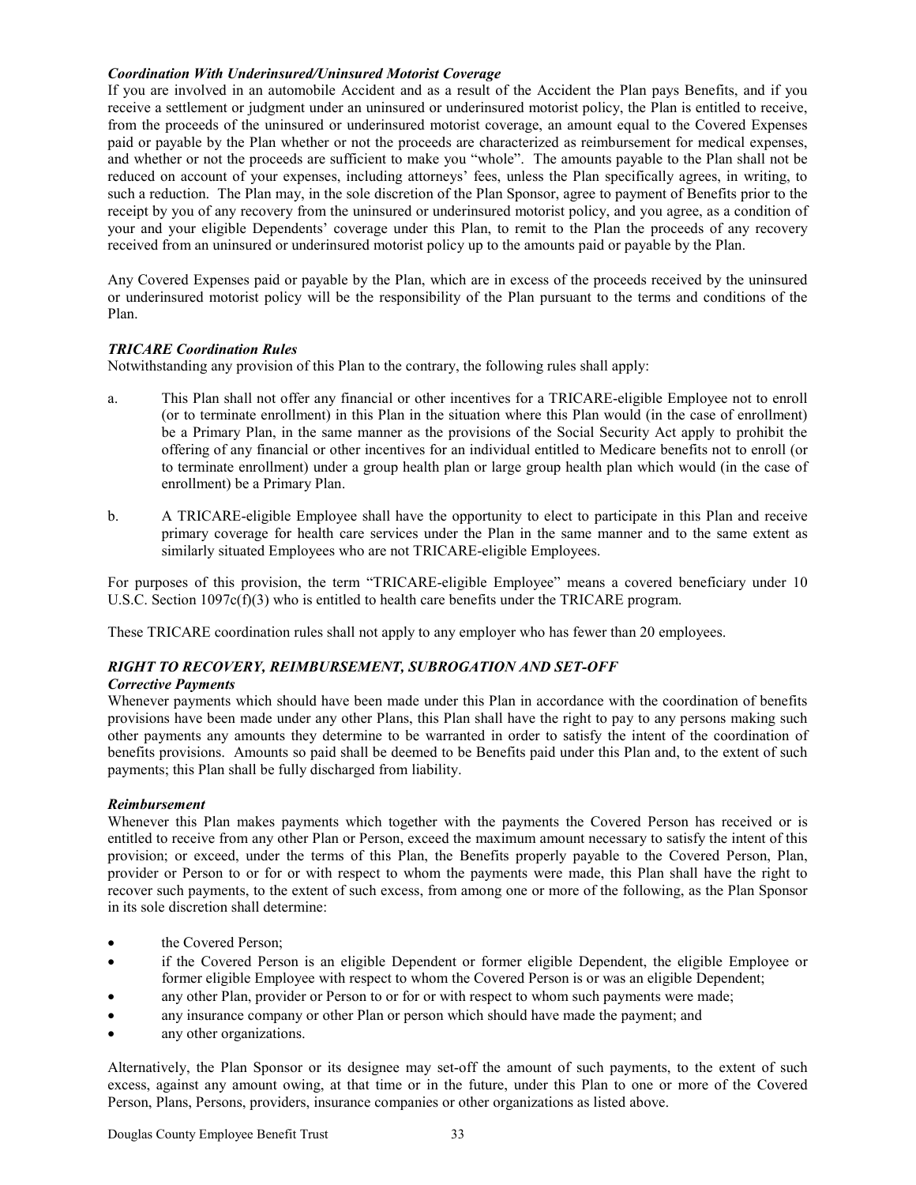***Coordination With Underinsured/Uninsured Motorist Coverage***

If you are involved in an automobile Accident and as a result of the Accident the Plan pays Benefits, and if you receive a settlement or judgment under an uninsured or underinsured motorist policy, the Plan is entitled to receive, from the proceeds of the uninsured or underinsured motorist coverage, an amount equal to the Covered Expenses paid or payable by the Plan whether or not the proceeds are characterized as reimbursement for medical expenses, and whether or not the proceeds are sufficient to make you "whole". The amounts payable to the Plan shall not be reduced on account of your expenses, including attorneys' fees, unless the Plan specifically agrees, in writing, to such a reduction. The Plan may, in the sole discretion of the Plan Sponsor, agree to payment of Benefits prior to the receipt by you of any recovery from the uninsured or underinsured motorist policy, and you agree, as a condition of your and your eligible Dependents' coverage under this Plan, to remit to the Plan the proceeds of any recovery received from an uninsured or underinsured motorist policy up to the amounts paid or payable by the Plan.

Any Covered Expenses paid or payable by the Plan, which are in excess of the proceeds received by the uninsured or underinsured motorist policy will be the responsibility of the Plan pursuant to the terms and conditions of the Plan.

***TRICARE Coordination Rules***

Notwithstanding any provision of this Plan to the contrary, the following rules shall apply:

a. This Plan shall not offer any financial or other incentives for a TRICARE-eligible Employee not to enroll (or to terminate enrollment) in this Plan in the situation where this Plan would (in the case of enrollment) be a Primary Plan, in the same manner as the provisions of the Social Security Act apply to prohibit the offering of any financial or other incentives for an individual entitled to Medicare benefits not to enroll (or to terminate enrollment) under a group health plan or large group health plan which would (in the case of enrollment) be a Primary Plan.

b. A TRICARE-eligible Employee shall have the opportunity to elect to participate in this Plan and receive primary coverage for health care services under the Plan in the same manner and to the same extent as similarly situated Employees who are not TRICARE-eligible Employees.

For purposes of this provision, the term "TRICARE-eligible Employee" means a covered beneficiary under 10 U.S.C. Section 1097c(f)(3) who is entitled to health care benefits under the TRICARE program.

These TRICARE coordination rules shall not apply to any employer who has fewer than 20 employees.

***RIGHT TO RECOVERY, REIMBURSEMENT, SUBROGATION AND SET-OFF***

***Corrective Payments***

Whenever payments which should have been made under this Plan in accordance with the coordination of benefits provisions have been made under any other Plans, this Plan shall have the right to pay to any persons making such other payments any amounts they determine to be warranted in order to satisfy the intent of the coordination of benefits provisions. Amounts so paid shall be deemed to be Benefits paid under this Plan and, to the extent of such payments; this Plan shall be fully discharged from liability.

***Reimbursement***

Whenever this Plan makes payments which together with the payments the Covered Person has received or is entitled to receive from any other Plan or Person, exceed the maximum amount necessary to satisfy the intent of this provision; or exceed, under the terms of this Plan, the Benefits properly payable to the Covered Person, Plan, provider or Person to or for or with respect to whom the payments were made, this Plan shall have the right to recover such payments, to the extent of such excess, from among one or more of the following, as the Plan Sponsor in its sole discretion shall determine:

- the Covered Person;
- if the Covered Person is an eligible Dependent or former eligible Dependent, the eligible Employee or former eligible Employee with respect to whom the Covered Person is or was an eligible Dependent;
- any other Plan, provider or Person to or for or with respect to whom such payments were made;
- any insurance company or other Plan or person which should have made the payment; and
- any other organizations.

Alternatively, the Plan Sponsor or its designee may set-off the amount of such payments, to the extent of such excess, against any amount owing, at that time or in the future, under this Plan to one or more of the Covered Person, Plans, Persons, providers, insurance companies or other organizations as listed above.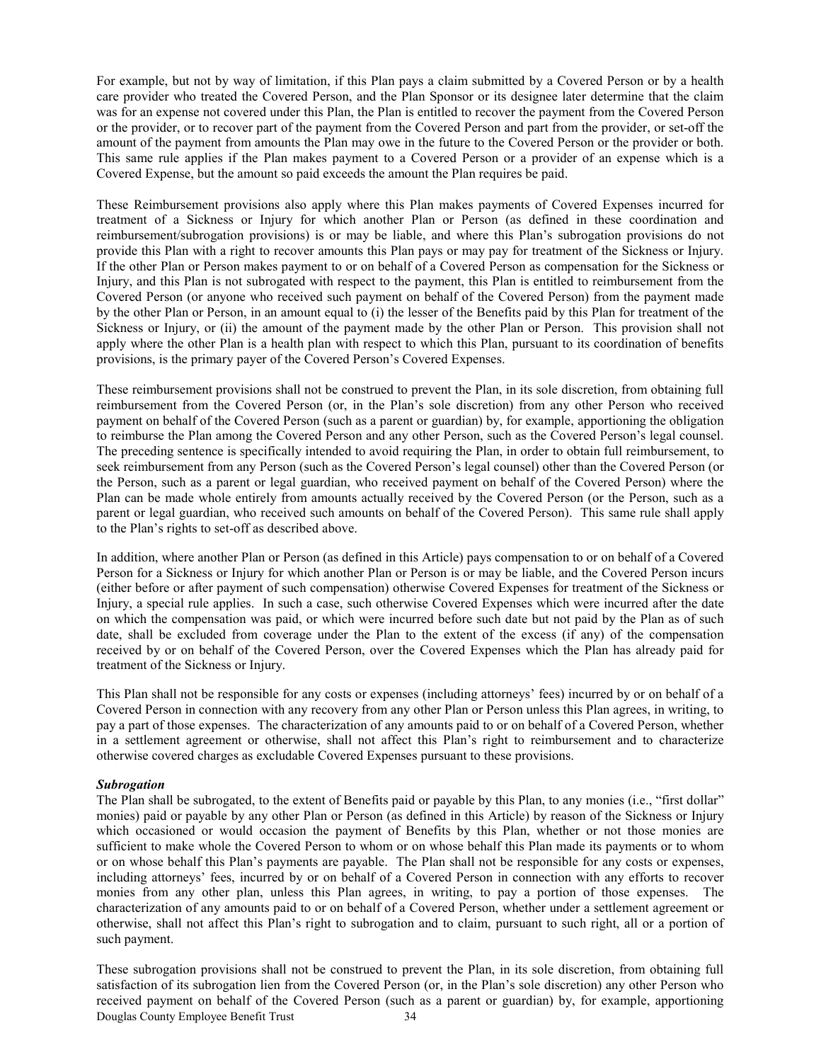For example, but not by way of limitation, if this Plan pays a claim submitted by a Covered Person or by a health care provider who treated the Covered Person, and the Plan Sponsor or its designee later determine that the claim was for an expense not covered under this Plan, the Plan is entitled to recover the payment from the Covered Person or the provider, or to recover part of the payment from the Covered Person and part from the provider, or set-off the amount of the payment from amounts the Plan may owe in the future to the Covered Person or the provider or both. This same rule applies if the Plan makes payment to a Covered Person or a provider of an expense which is a Covered Expense, but the amount so paid exceeds the amount the Plan requires be paid.

These Reimbursement provisions also apply where this Plan makes payments of Covered Expenses incurred for treatment of a Sickness or Injury for which another Plan or Person (as defined in these coordination and reimbursement/subrogation provisions) is or may be liable, and where this Plan's subrogation provisions do not provide this Plan with a right to recover amounts this Plan pays or may pay for treatment of the Sickness or Injury. If the other Plan or Person makes payment to or on behalf of a Covered Person as compensation for the Sickness or Injury, and this Plan is not subrogated with respect to the payment, this Plan is entitled to reimbursement from the Covered Person (or anyone who received such payment on behalf of the Covered Person) from the payment made by the other Plan or Person, in an amount equal to (i) the lesser of the Benefits paid by this Plan for treatment of the Sickness or Injury, or (ii) the amount of the payment made by the other Plan or Person. This provision shall not apply where the other Plan is a health plan with respect to which this Plan, pursuant to its coordination of benefits provisions, is the primary payer of the Covered Person's Covered Expenses.

These reimbursement provisions shall not be construed to prevent the Plan, in its sole discretion, from obtaining full reimbursement from the Covered Person (or, in the Plan's sole discretion) from any other Person who received payment on behalf of the Covered Person (such as a parent or guardian) by, for example, apportioning the obligation to reimburse the Plan among the Covered Person and any other Person, such as the Covered Person's legal counsel. The preceding sentence is specifically intended to avoid requiring the Plan, in order to obtain full reimbursement, to seek reimbursement from any Person (such as the Covered Person's legal counsel) other than the Covered Person (or the Person, such as a parent or legal guardian, who received payment on behalf of the Covered Person) where the Plan can be made whole entirely from amounts actually received by the Covered Person (or the Person, such as a parent or legal guardian, who received such amounts on behalf of the Covered Person). This same rule shall apply to the Plan's rights to set-off as described above.

In addition, where another Plan or Person (as defined in this Article) pays compensation to or on behalf of a Covered Person for a Sickness or Injury for which another Plan or Person is or may be liable, and the Covered Person incurs (either before or after payment of such compensation) otherwise Covered Expenses for treatment of the Sickness or Injury, a special rule applies. In such a case, such otherwise Covered Expenses which were incurred after the date on which the compensation was paid, or which were incurred before such date but not paid by the Plan as of such date, shall be excluded from coverage under the Plan to the extent of the excess (if any) of the compensation received by or on behalf of the Covered Person, over the Covered Expenses which the Plan has already paid for treatment of the Sickness or Injury.

This Plan shall not be responsible for any costs or expenses (including attorneys' fees) incurred by or on behalf of a Covered Person in connection with any recovery from any other Plan or Person unless this Plan agrees, in writing, to pay a part of those expenses. The characterization of any amounts paid to or on behalf of a Covered Person, whether in a settlement agreement or otherwise, shall not affect this Plan's right to reimbursement and to characterize otherwise covered charges as excludable Covered Expenses pursuant to these provisions.

***Subrogation***

The Plan shall be subrogated, to the extent of Benefits paid or payable by this Plan, to any monies (i.e., "first dollar" monies) paid or payable by any other Plan or Person (as defined in this Article) by reason of the Sickness or Injury which occasioned or would occasion the payment of Benefits by this Plan, whether or not those monies are sufficient to make whole the Covered Person to whom or on whose behalf this Plan made its payments or to whom or on whose behalf this Plan's payments are payable. The Plan shall not be responsible for any costs or expenses, including attorneys' fees, incurred by or on behalf of a Covered Person in connection with any efforts to recover monies from any other plan, unless this Plan agrees, in writing, to pay a portion of those expenses. The characterization of any amounts paid to or on behalf of a Covered Person, whether under a settlement agreement or otherwise, shall not affect this Plan's right to subrogation and to claim, pursuant to such right, all or a portion of such payment.

These subrogation provisions shall not be construed to prevent the Plan, in its sole discretion, from obtaining full satisfaction of its subrogation lien from the Covered Person (or, in the Plan's sole discretion) any other Person who received payment on behalf of the Covered Person (such as a parent or guardian) by, for example, apportioning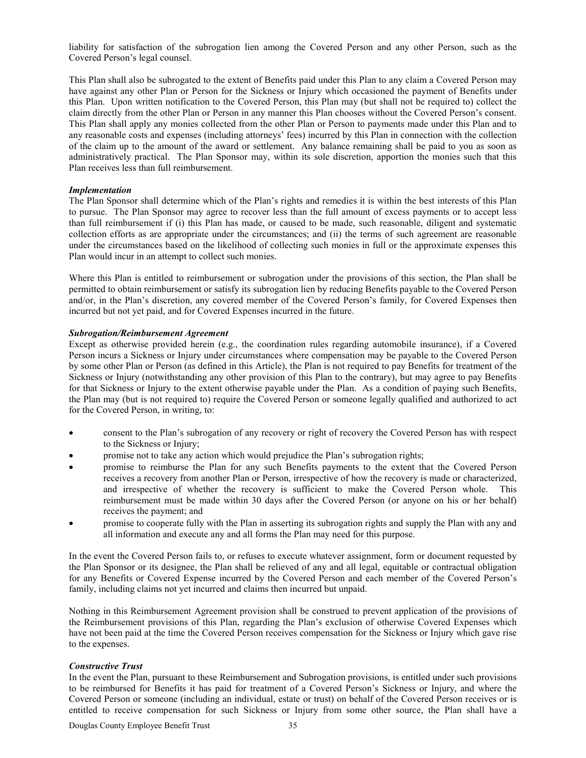liability for satisfaction of the subrogation lien among the Covered Person and any other Person, such as the Covered Person's legal counsel.

This Plan shall also be subrogated to the extent of Benefits paid under this Plan to any claim a Covered Person may have against any other Plan or Person for the Sickness or Injury which occasioned the payment of Benefits under this Plan. Upon written notification to the Covered Person, this Plan may (but shall not be required to) collect the claim directly from the other Plan or Person in any manner this Plan chooses without the Covered Person's consent. This Plan shall apply any monies collected from the other Plan or Person to payments made under this Plan and to any reasonable costs and expenses (including attorneys' fees) incurred by this Plan in connection with the collection of the claim up to the amount of the award or settlement. Any balance remaining shall be paid to you as soon as administratively practical. The Plan Sponsor may, within its sole discretion, apportion the monies such that this Plan receives less than full reimbursement.

***Implementation***

The Plan Sponsor shall determine which of the Plan's rights and remedies it is within the best interests of this Plan to pursue. The Plan Sponsor may agree to recover less than the full amount of excess payments or to accept less than full reimbursement if (i) this Plan has made, or caused to be made, such reasonable, diligent and systematic collection efforts as are appropriate under the circumstances; and (ii) the terms of such agreement are reasonable under the circumstances based on the likelihood of collecting such monies in full or the approximate expenses this Plan would incur in an attempt to collect such monies.

Where this Plan is entitled to reimbursement or subrogation under the provisions of this section, the Plan shall be permitted to obtain reimbursement or satisfy its subrogation lien by reducing Benefits payable to the Covered Person and/or, in the Plan's discretion, any covered member of the Covered Person's family, for Covered Expenses then incurred but not yet paid, and for Covered Expenses incurred in the future.

***Subrogation/Reimbursement Agreement***

Except as otherwise provided herein (e.g., the coordination rules regarding automobile insurance), if a Covered Person incurs a Sickness or Injury under circumstances where compensation may be payable to the Covered Person by some other Plan or Person (as defined in this Article), the Plan is not required to pay Benefits for treatment of the Sickness or Injury (notwithstanding any other provision of this Plan to the contrary), but may agree to pay Benefits for that Sickness or Injury to the extent otherwise payable under the Plan. As a condition of paying such Benefits, the Plan may (but is not required to) require the Covered Person or someone legally qualified and authorized to act for the Covered Person, in writing, to:

- consent to the Plan's subrogation of any recovery or right of recovery the Covered Person has with respect to the Sickness or Injury;
- promise not to take any action which would prejudice the Plan's subrogation rights;
- promise to reimburse the Plan for any such Benefits payments to the extent that the Covered Person receives a recovery from another Plan or Person, irrespective of how the recovery is made or characterized, and irrespective of whether the recovery is sufficient to make the Covered Person whole. This reimbursement must be made within 30 days after the Covered Person (or anyone on his or her behalf) receives the payment; and
- promise to cooperate fully with the Plan in asserting its subrogation rights and supply the Plan with any and all information and execute any and all forms the Plan may need for this purpose.

In the event the Covered Person fails to, or refuses to execute whatever assignment, form or document requested by the Plan Sponsor or its designee, the Plan shall be relieved of any and all legal, equitable or contractual obligation for any Benefits or Covered Expense incurred by the Covered Person and each member of the Covered Person's family, including claims not yet incurred and claims then incurred but unpaid.

Nothing in this Reimbursement Agreement provision shall be construed to prevent application of the provisions of the Reimbursement provisions of this Plan, regarding the Plan's exclusion of otherwise Covered Expenses which have not been paid at the time the Covered Person receives compensation for the Sickness or Injury which gave rise to the expenses.

***Constructive Trust***

In the event the Plan, pursuant to these Reimbursement and Subrogation provisions, is entitled under such provisions to be reimbursed for Benefits it has paid for treatment of a Covered Person's Sickness or Injury, and where the Covered Person or someone (including an individual, estate or trust) on behalf of the Covered Person receives or is entitled to receive compensation for such Sickness or Injury from some other source, the Plan shall have a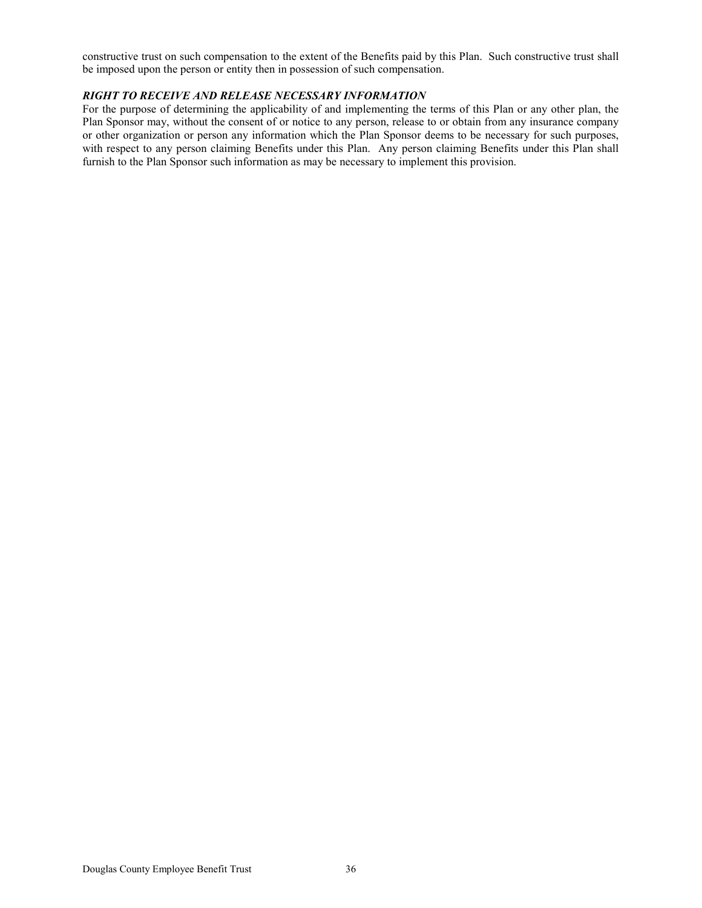constructive trust on such compensation to the extent of the Benefits paid by this Plan. Such constructive trust shall be imposed upon the person or entity then in possession of such compensation.

***RIGHT TO RECEIVE AND RELEASE NECESSARY INFORMATION***

For the purpose of determining the applicability of and implementing the terms of this Plan or any other plan, the Plan Sponsor may, without the consent of or notice to any person, release to or obtain from any insurance company or other organization or person any information which the Plan Sponsor deems to be necessary for such purposes, with respect to any person claiming Benefits under this Plan. Any person claiming Benefits under this Plan shall furnish to the Plan Sponsor such information as may be necessary to implement this provision.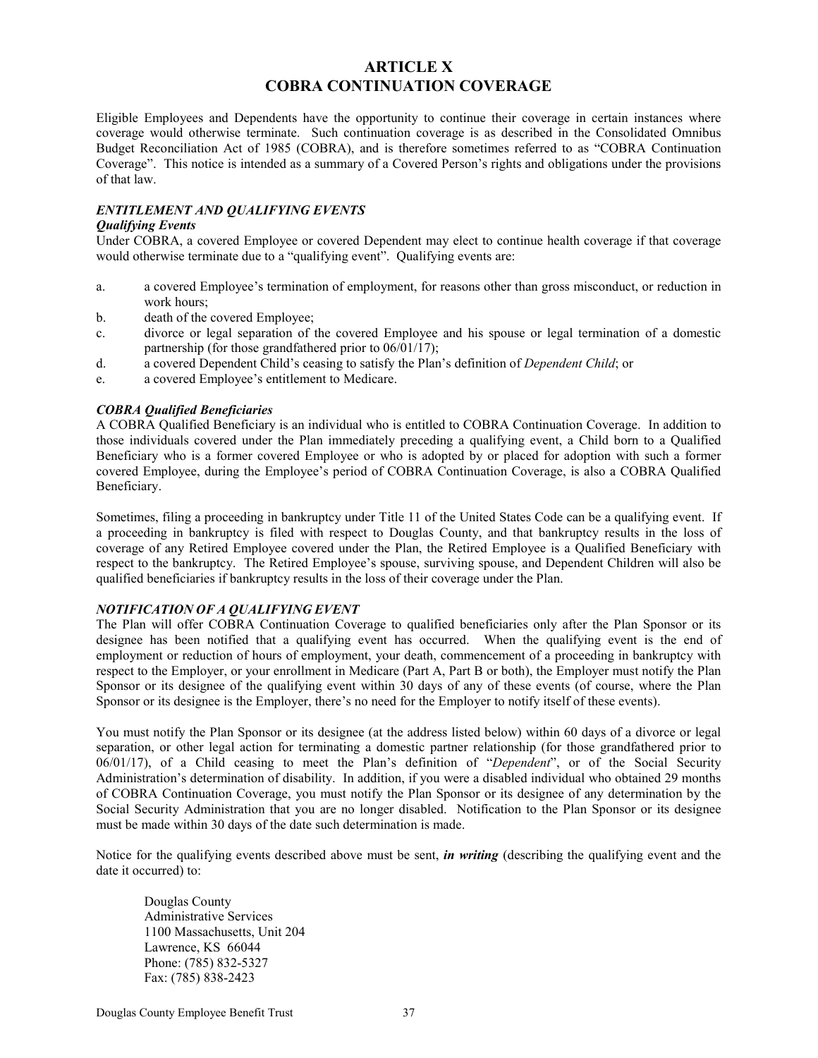# ARTICLE X
# COBRA CONTINUATION COVERAGE

Eligible Employees and Dependents have the opportunity to continue their coverage in certain instances where coverage would otherwise terminate. Such continuation coverage is as described in the Consolidated Omnibus Budget Reconciliation Act of 1985 (COBRA), and is therefore sometimes referred to as "COBRA Continuation Coverage". This notice is intended as a summary of a Covered Person's rights and obligations under the provisions of that law.

### *ENTITLEMENT AND QUALIFYING EVENTS*

#### *Qualifying Events*

Under COBRA, a covered Employee or covered Dependent may elect to continue health coverage if that coverage would otherwise terminate due to a "qualifying event". Qualifying events are:

a. a covered Employee's termination of employment, for reasons other than gross misconduct, or reduction in work hours;
b. death of the covered Employee;
c. divorce or legal separation of the covered Employee and his spouse or legal termination of a domestic partnership (for those grandfathered prior to 06/01/17);
d. a covered Dependent Child's ceasing to satisfy the Plan's definition of *Dependent Child*; or
e. a covered Employee's entitlement to Medicare.

#### *COBRA Qualified Beneficiaries*

A COBRA Qualified Beneficiary is an individual who is entitled to COBRA Continuation Coverage. In addition to those individuals covered under the Plan immediately preceding a qualifying event, a Child born to a Qualified Beneficiary who is a former covered Employee or who is adopted by or placed for adoption with such a former covered Employee, during the Employee's period of COBRA Continuation Coverage, is also a COBRA Qualified Beneficiary.

Sometimes, filing a proceeding in bankruptcy under Title 11 of the United States Code can be a qualifying event. If a proceeding in bankruptcy is filed with respect to Douglas County, and that bankruptcy results in the loss of coverage of any Retired Employee covered under the Plan, the Retired Employee is a Qualified Beneficiary with respect to the bankruptcy. The Retired Employee's spouse, surviving spouse, and Dependent Children will also be qualified beneficiaries if bankruptcy results in the loss of their coverage under the Plan.

### *NOTIFICATION OF A QUALIFYING EVENT*

The Plan will offer COBRA Continuation Coverage to qualified beneficiaries only after the Plan Sponsor or its designee has been notified that a qualifying event has occurred. When the qualifying event is the end of employment or reduction of hours of employment, your death, commencement of a proceeding in bankruptcy with respect to the Employer, or your enrollment in Medicare (Part A, Part B or both), the Employer must notify the Plan Sponsor or its designee of the qualifying event within 30 days of any of these events (of course, where the Plan Sponsor or its designee is the Employer, there's no need for the Employer to notify itself of these events).

You must notify the Plan Sponsor or its designee (at the address listed below) within 60 days of a divorce or legal separation, or other legal action for terminating a domestic partner relationship (for those grandfathered prior to 06/01/17), of a Child ceasing to meet the Plan's definition of "*Dependent*", or of the Social Security Administration's determination of disability. In addition, if you were a disabled individual who obtained 29 months of COBRA Continuation Coverage, you must notify the Plan Sponsor or its designee of any determination by the Social Security Administration that you are no longer disabled. Notification to the Plan Sponsor or its designee must be made within 30 days of the date such determination is made.

Notice for the qualifying events described above must be sent, ***in writing*** (describing the qualifying event and the date it occurred) to:

Douglas County
Administrative Services
1100 Massachusetts, Unit 204
Lawrence, KS 66044
Phone: (785) 832-5327
Fax: (785) 838-2423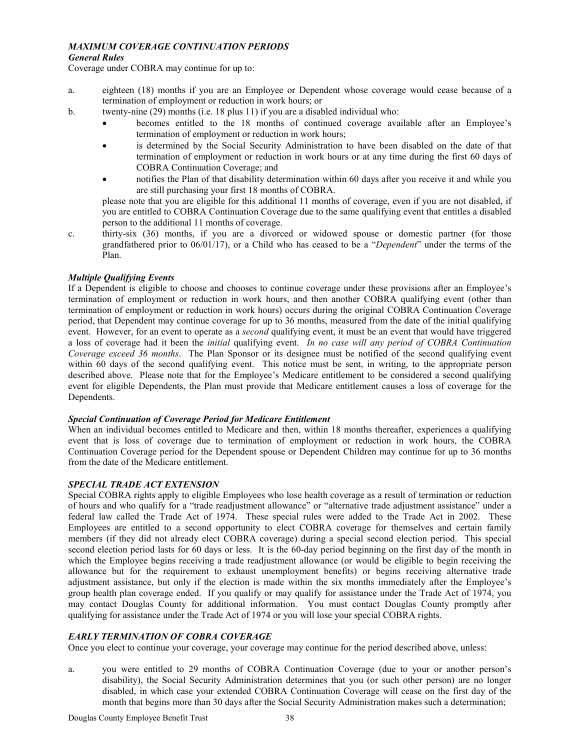### *MAXIMUM COVERAGE CONTINUATION PERIODS*

***General Rules***

Coverage under COBRA may continue for up to:

a. eighteen (18) months if you are an Employee or Dependent whose coverage would cease because of a termination of employment or reduction in work hours; or

b. twenty-nine (29) months (i.e. 18 plus 11) if you are a disabled individual who:
   - becomes entitled to the 18 months of continued coverage available after an Employee's termination of employment or reduction in work hours;
   - is determined by the Social Security Administration to have been disabled on the date of that termination of employment or reduction in work hours or at any time during the first 60 days of COBRA Continuation Coverage; and
   - notifies the Plan of that disability determination within 60 days after you receive it and while you are still purchasing your first 18 months of COBRA.

   please note that you are eligible for this additional 11 months of coverage, even if you are not disabled, if you are entitled to COBRA Continuation Coverage due to the same qualifying event that entitles a disabled person to the additional 11 months of coverage.

c. thirty-six (36) months, if you are a divorced or widowed spouse or domestic partner (for those grandfathered prior to 06/01/17), or a Child who has ceased to be a "*Dependent*" under the terms of the Plan.

***Multiple Qualifying Events***

If a Dependent is eligible to choose and chooses to continue coverage under these provisions after an Employee's termination of employment or reduction in work hours, and then another COBRA qualifying event (other than termination of employment or reduction in work hours) occurs during the original COBRA Continuation Coverage period, that Dependent may continue coverage for up to 36 months, measured from the date of the initial qualifying event. However, for an event to operate as a *second* qualifying event, it must be an event that would have triggered a loss of coverage had it been the *initial* qualifying event. *In no case will any period of COBRA Continuation Coverage exceed 36 months*. The Plan Sponsor or its designee must be notified of the second qualifying event within 60 days of the second qualifying event. This notice must be sent, in writing, to the appropriate person described above. Please note that for the Employee's Medicare entitlement to be considered a second qualifying event for eligible Dependents, the Plan must provide that Medicare entitlement causes a loss of coverage for the Dependents.

***Special Continuation of Coverage Period for Medicare Entitlement***

When an individual becomes entitled to Medicare and then, within 18 months thereafter, experiences a qualifying event that is loss of coverage due to termination of employment or reduction in work hours, the COBRA Continuation Coverage period for the Dependent spouse or Dependent Children may continue for up to 36 months from the date of the Medicare entitlement.

### *SPECIAL TRADE ACT EXTENSION*

Special COBRA rights apply to eligible Employees who lose health coverage as a result of termination or reduction of hours and who qualify for a "trade readjustment allowance" or "alternative trade adjustment assistance" under a federal law called the Trade Act of 1974. These special rules were added to the Trade Act in 2002. These Employees are entitled to a second opportunity to elect COBRA coverage for themselves and certain family members (if they did not already elect COBRA coverage) during a special second election period. This special second election period lasts for 60 days or less. It is the 60-day period beginning on the first day of the month in which the Employee begins receiving a trade readjustment allowance (or would be eligible to begin receiving the allowance but for the requirement to exhaust unemployment benefits) or begins receiving alternative trade adjustment assistance, but only if the election is made within the six months immediately after the Employee's group health plan coverage ended. If you qualify or may qualify for assistance under the Trade Act of 1974, you may contact Douglas County for additional information. You must contact Douglas County promptly after qualifying for assistance under the Trade Act of 1974 or you will lose your special COBRA rights.

### *EARLY TERMINATION OF COBRA COVERAGE*

Once you elect to continue your coverage, your coverage may continue for the period described above, unless:

a. you were entitled to 29 months of COBRA Continuation Coverage (due to your or another person's disability), the Social Security Administration determines that you (or such other person) are no longer disabled, in which case your extended COBRA Continuation Coverage will cease on the first day of the month that begins more than 30 days after the Social Security Administration makes such a determination;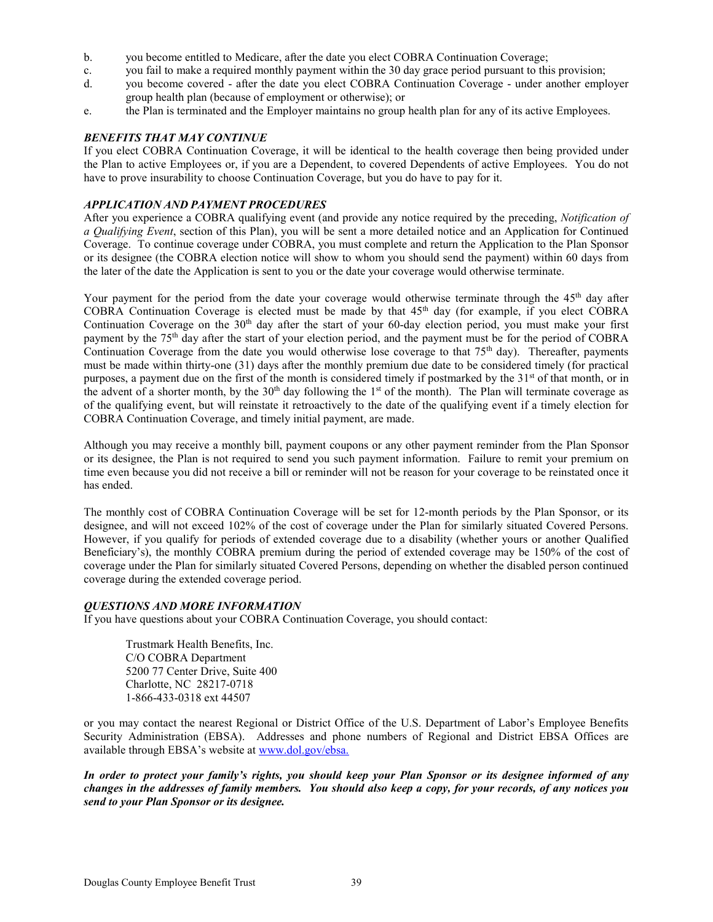b. you become entitled to Medicare, after the date you elect COBRA Continuation Coverage;
c. you fail to make a required monthly payment within the 30 day grace period pursuant to this provision;
d. you become covered - after the date you elect COBRA Continuation Coverage - under another employer group health plan (because of employment or otherwise); or
e. the Plan is terminated and the Employer maintains no group health plan for any of its active Employees.

***BENEFITS THAT MAY CONTINUE***

If you elect COBRA Continuation Coverage, it will be identical to the health coverage then being provided under the Plan to active Employees or, if you are a Dependent, to covered Dependents of active Employees. You do not have to prove insurability to choose Continuation Coverage, but you do have to pay for it.

***APPLICATION AND PAYMENT PROCEDURES***

After you experience a COBRA qualifying event (and provide any notice required by the preceding, *Notification of a Qualifying Event*, section of this Plan), you will be sent a more detailed notice and an Application for Continued Coverage. To continue coverage under COBRA, you must complete and return the Application to the Plan Sponsor or its designee (the COBRA election notice will show to whom you should send the payment) within 60 days from the later of the date the Application is sent to you or the date your coverage would otherwise terminate.

Your payment for the period from the date your coverage would otherwise terminate through the 45th day after COBRA Continuation Coverage is elected must be made by that 45th day (for example, if you elect COBRA Continuation Coverage on the 30th day after the start of your 60-day election period, you must make your first payment by the 75th day after the start of your election period, and the payment must be for the period of COBRA Continuation Coverage from the date you would otherwise lose coverage to that 75th day). Thereafter, payments must be made within thirty-one (31) days after the monthly premium due date to be considered timely (for practical purposes, a payment due on the first of the month is considered timely if postmarked by the 31st of that month, or in the advent of a shorter month, by the 30th day following the 1st of the month). The Plan will terminate coverage as of the qualifying event, but will reinstate it retroactively to the date of the qualifying event if a timely election for COBRA Continuation Coverage, and timely initial payment, are made.

Although you may receive a monthly bill, payment coupons or any other payment reminder from the Plan Sponsor or its designee, the Plan is not required to send you such payment information. Failure to remit your premium on time even because you did not receive a bill or reminder will not be reason for your coverage to be reinstated once it has ended.

The monthly cost of COBRA Continuation Coverage will be set for 12-month periods by the Plan Sponsor, or its designee, and will not exceed 102% of the cost of coverage under the Plan for similarly situated Covered Persons. However, if you qualify for periods of extended coverage due to a disability (whether yours or another Qualified Beneficiary's), the monthly COBRA premium during the period of extended coverage may be 150% of the cost of coverage under the Plan for similarly situated Covered Persons, depending on whether the disabled person continued coverage during the extended coverage period.

***QUESTIONS AND MORE INFORMATION***

If you have questions about your COBRA Continuation Coverage, you should contact:

Trustmark Health Benefits, Inc.
C/O COBRA Department
5200 77 Center Drive, Suite 400
Charlotte, NC 28217-0718
1-866-433-0318 ext 44507

or you may contact the nearest Regional or District Office of the U.S. Department of Labor's Employee Benefits Security Administration (EBSA). Addresses and phone numbers of Regional and District EBSA Offices are available through EBSA's website at www.dol.gov/ebsa.

***In order to protect your family's rights, you should keep your Plan Sponsor or its designee informed of any changes in the addresses of family members. You should also keep a copy, for your records, of any notices you send to your Plan Sponsor or its designee.***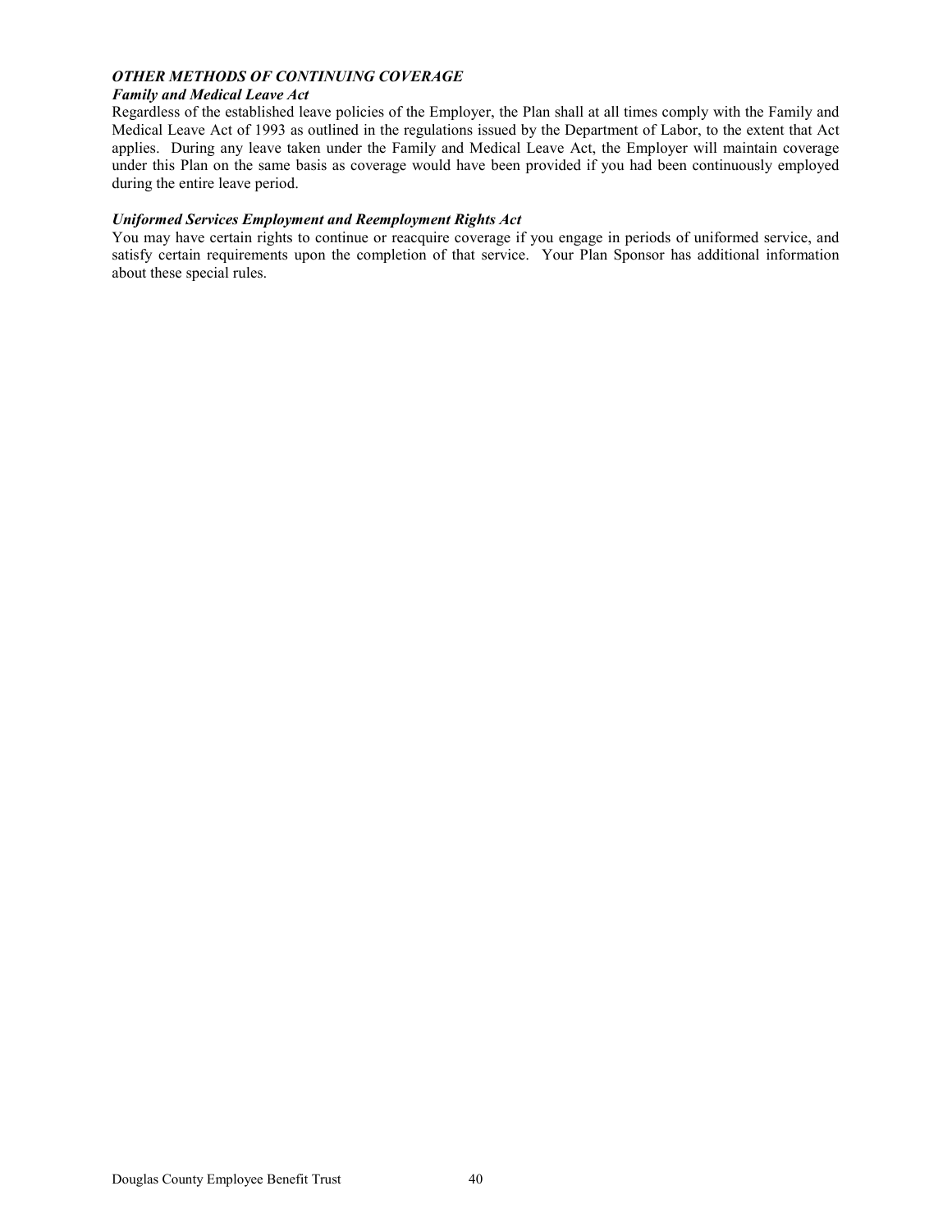### *OTHER METHODS OF CONTINUING COVERAGE*

#### *Family and Medical Leave Act*

Regardless of the established leave policies of the Employer, the Plan shall at all times comply with the Family and Medical Leave Act of 1993 as outlined in the regulations issued by the Department of Labor, to the extent that Act applies. During any leave taken under the Family and Medical Leave Act, the Employer will maintain coverage under this Plan on the same basis as coverage would have been provided if you had been continuously employed during the entire leave period.

#### *Uniformed Services Employment and Reemployment Rights Act*

You may have certain rights to continue or reacquire coverage if you engage in periods of uniformed service, and satisfy certain requirements upon the completion of that service. Your Plan Sponsor has additional information about these special rules.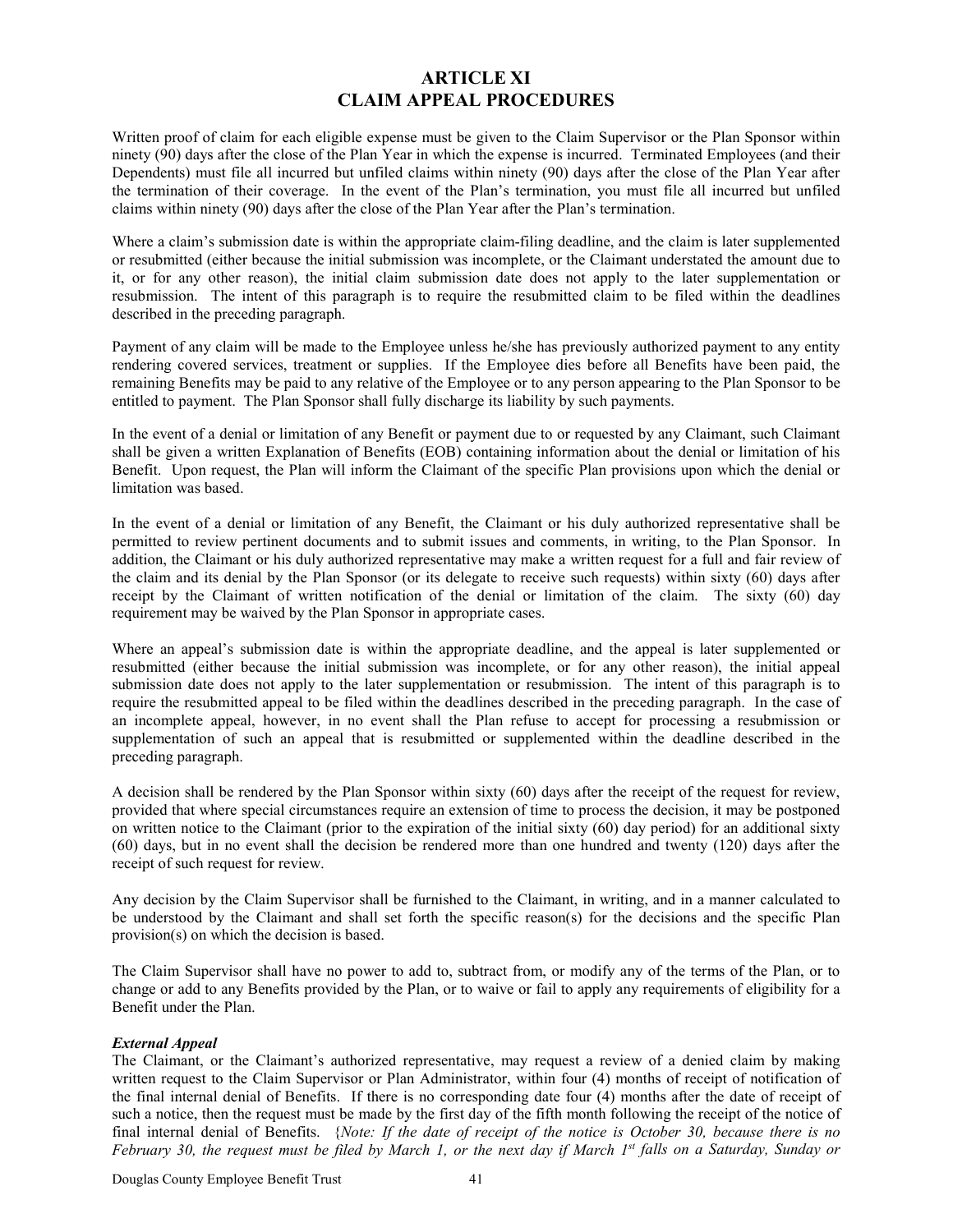# ARTICLE XI
# CLAIM APPEAL PROCEDURES

Written proof of claim for each eligible expense must be given to the Claim Supervisor or the Plan Sponsor within ninety (90) days after the close of the Plan Year in which the expense is incurred. Terminated Employees (and their Dependents) must file all incurred but unfiled claims within ninety (90) days after the close of the Plan Year after the termination of their coverage. In the event of the Plan's termination, you must file all incurred but unfiled claims within ninety (90) days after the close of the Plan Year after the Plan's termination.

Where a claim's submission date is within the appropriate claim-filing deadline, and the claim is later supplemented or resubmitted (either because the initial submission was incomplete, or the Claimant understated the amount due to it, or for any other reason), the initial claim submission date does not apply to the later supplementation or resubmission. The intent of this paragraph is to require the resubmitted claim to be filed within the deadlines described in the preceding paragraph.

Payment of any claim will be made to the Employee unless he/she has previously authorized payment to any entity rendering covered services, treatment or supplies. If the Employee dies before all Benefits have been paid, the remaining Benefits may be paid to any relative of the Employee or to any person appearing to the Plan Sponsor to be entitled to payment. The Plan Sponsor shall fully discharge its liability by such payments.

In the event of a denial or limitation of any Benefit or payment due to or requested by any Claimant, such Claimant shall be given a written Explanation of Benefits (EOB) containing information about the denial or limitation of his Benefit. Upon request, the Plan will inform the Claimant of the specific Plan provisions upon which the denial or limitation was based.

In the event of a denial or limitation of any Benefit, the Claimant or his duly authorized representative shall be permitted to review pertinent documents and to submit issues and comments, in writing, to the Plan Sponsor. In addition, the Claimant or his duly authorized representative may make a written request for a full and fair review of the claim and its denial by the Plan Sponsor (or its delegate to receive such requests) within sixty (60) days after receipt by the Claimant of written notification of the denial or limitation of the claim. The sixty (60) day requirement may be waived by the Plan Sponsor in appropriate cases.

Where an appeal's submission date is within the appropriate deadline, and the appeal is later supplemented or resubmitted (either because the initial submission was incomplete, or for any other reason), the initial appeal submission date does not apply to the later supplementation or resubmission. The intent of this paragraph is to require the resubmitted appeal to be filed within the deadlines described in the preceding paragraph. In the case of an incomplete appeal, however, in no event shall the Plan refuse to accept for processing a resubmission or supplementation of such an appeal that is resubmitted or supplemented within the deadline described in the preceding paragraph.

A decision shall be rendered by the Plan Sponsor within sixty (60) days after the receipt of the request for review, provided that where special circumstances require an extension of time to process the decision, it may be postponed on written notice to the Claimant (prior to the expiration of the initial sixty (60) day period) for an additional sixty (60) days, but in no event shall the decision be rendered more than one hundred and twenty (120) days after the receipt of such request for review.

Any decision by the Claim Supervisor shall be furnished to the Claimant, in writing, and in a manner calculated to be understood by the Claimant and shall set forth the specific reason(s) for the decisions and the specific Plan provision(s) on which the decision is based.

The Claim Supervisor shall have no power to add to, subtract from, or modify any of the terms of the Plan, or to change or add to any Benefits provided by the Plan, or to waive or fail to apply any requirements of eligibility for a Benefit under the Plan.

***External Appeal***

The Claimant, or the Claimant's authorized representative, may request a review of a denied claim by making written request to the Claim Supervisor or Plan Administrator, within four (4) months of receipt of notification of the final internal denial of Benefits. If there is no corresponding date four (4) months after the date of receipt of such a notice, then the request must be made by the first day of the fifth month following the receipt of the notice of final internal denial of Benefits. {*Note: If the date of receipt of the notice is October 30, because there is no February 30, the request must be filed by March 1, or the next day if March 1st falls on a Saturday, Sunday or*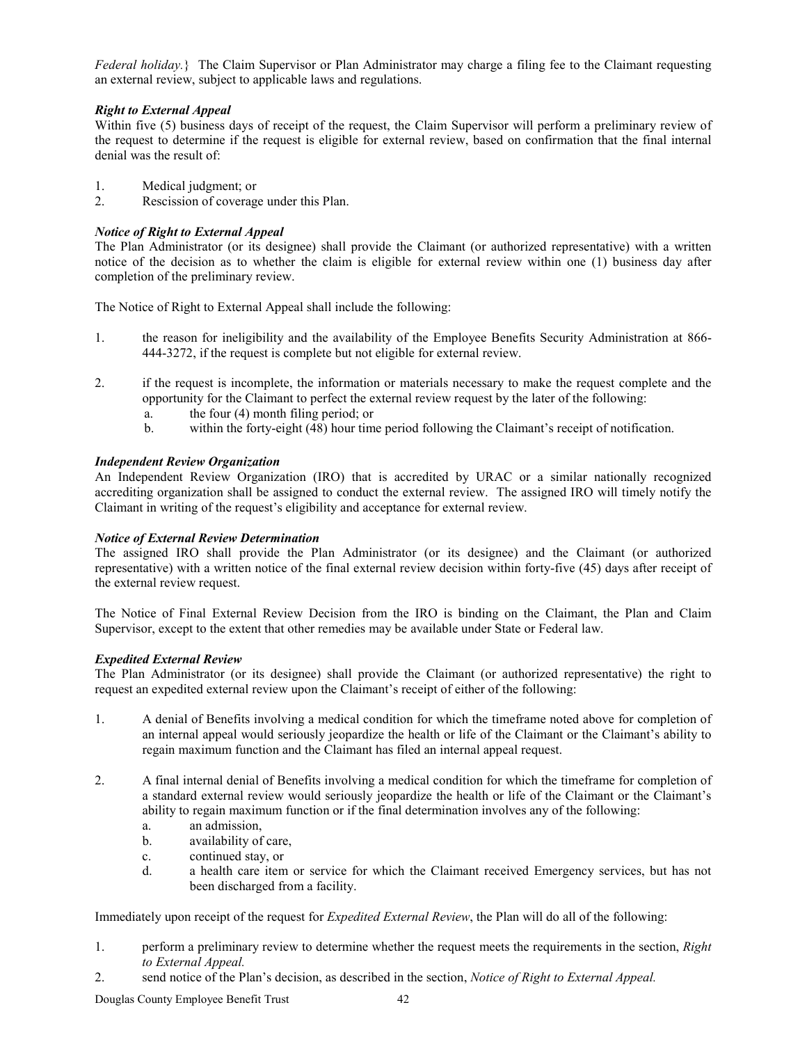*Federal holiday.*} The Claim Supervisor or Plan Administrator may charge a filing fee to the Claimant requesting an external review, subject to applicable laws and regulations.

***Right to External Appeal***

Within five (5) business days of receipt of the request, the Claim Supervisor will perform a preliminary review of the request to determine if the request is eligible for external review, based on confirmation that the final internal denial was the result of:

1. Medical judgment; or
2. Rescission of coverage under this Plan.

***Notice of Right to External Appeal***

The Plan Administrator (or its designee) shall provide the Claimant (or authorized representative) with a written notice of the decision as to whether the claim is eligible for external review within one (1) business day after completion of the preliminary review.

The Notice of Right to External Appeal shall include the following:

1. the reason for ineligibility and the availability of the Employee Benefits Security Administration at 866-444-3272, if the request is complete but not eligible for external review.

2. if the request is incomplete, the information or materials necessary to make the request complete and the opportunity for the Claimant to perfect the external review request by the later of the following:
   a. the four (4) month filing period; or
   b. within the forty-eight (48) hour time period following the Claimant's receipt of notification.

***Independent Review Organization***

An Independent Review Organization (IRO) that is accredited by URAC or a similar nationally recognized accrediting organization shall be assigned to conduct the external review. The assigned IRO will timely notify the Claimant in writing of the request's eligibility and acceptance for external review.

***Notice of External Review Determination***

The assigned IRO shall provide the Plan Administrator (or its designee) and the Claimant (or authorized representative) with a written notice of the final external review decision within forty-five (45) days after receipt of the external review request.

The Notice of Final External Review Decision from the IRO is binding on the Claimant, the Plan and Claim Supervisor, except to the extent that other remedies may be available under State or Federal law.

***Expedited External Review***

The Plan Administrator (or its designee) shall provide the Claimant (or authorized representative) the right to request an expedited external review upon the Claimant's receipt of either of the following:

1. A denial of Benefits involving a medical condition for which the timeframe noted above for completion of an internal appeal would seriously jeopardize the health or life of the Claimant or the Claimant's ability to regain maximum function and the Claimant has filed an internal appeal request.

2. A final internal denial of Benefits involving a medical condition for which the timeframe for completion of a standard external review would seriously jeopardize the health or life of the Claimant or the Claimant's ability to regain maximum function or if the final determination involves any of the following:
   a. an admission,
   b. availability of care,
   c. continued stay, or
   d. a health care item or service for which the Claimant received Emergency services, but has not been discharged from a facility.

Immediately upon receipt of the request for *Expedited External Review*, the Plan will do all of the following:

1. perform a preliminary review to determine whether the request meets the requirements in the section, *Right to External Appeal.*
2. send notice of the Plan's decision, as described in the section, *Notice of Right to External Appeal.*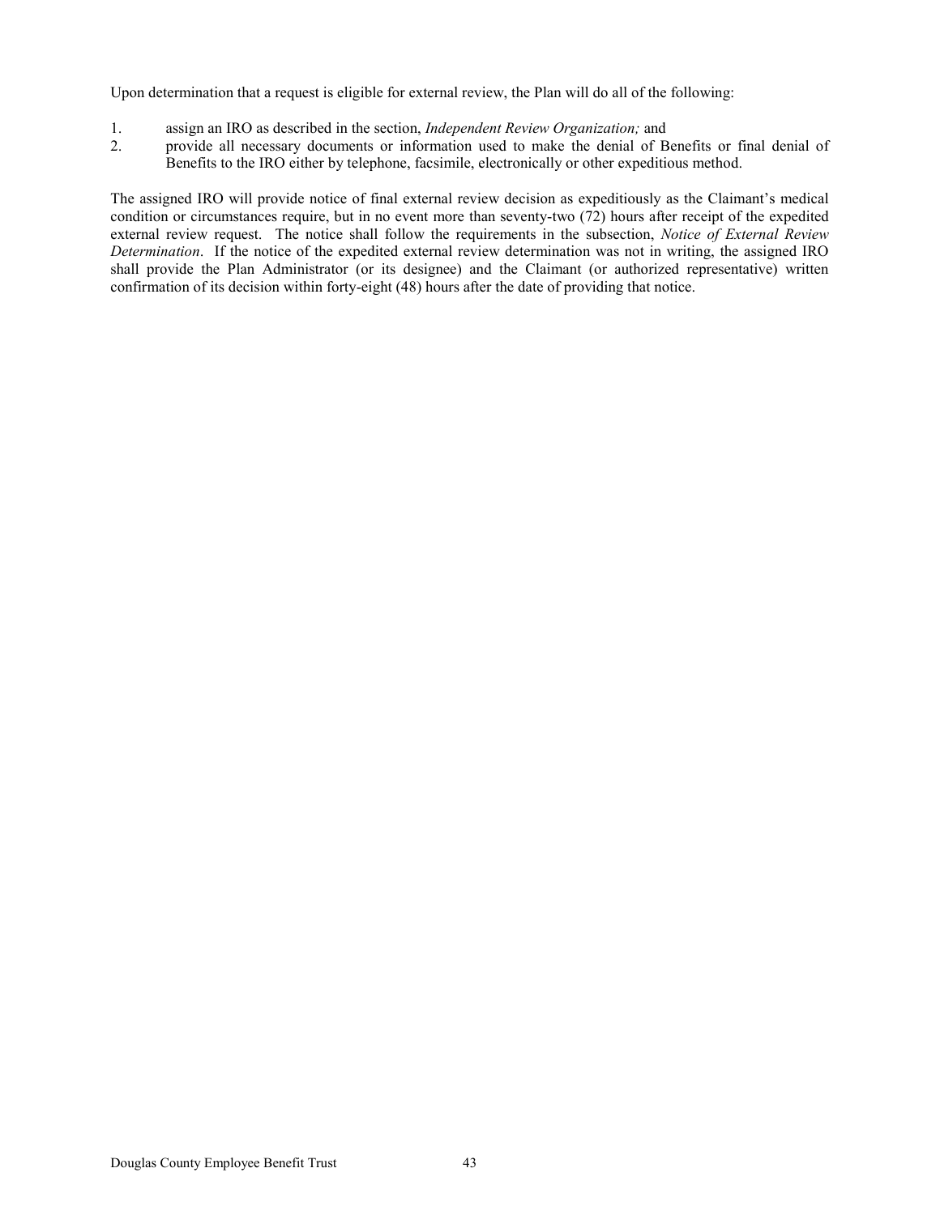Upon determination that a request is eligible for external review, the Plan will do all of the following:

1. assign an IRO as described in the section, *Independent Review Organization;* and
2. provide all necessary documents or information used to make the denial of Benefits or final denial of Benefits to the IRO either by telephone, facsimile, electronically or other expeditious method.

The assigned IRO will provide notice of final external review decision as expeditiously as the Claimant's medical condition or circumstances require, but in no event more than seventy-two (72) hours after receipt of the expedited external review request. The notice shall follow the requirements in the subsection, *Notice of External Review Determination*. If the notice of the expedited external review determination was not in writing, the assigned IRO shall provide the Plan Administrator (or its designee) and the Claimant (or authorized representative) written confirmation of its decision within forty-eight (48) hours after the date of providing that notice.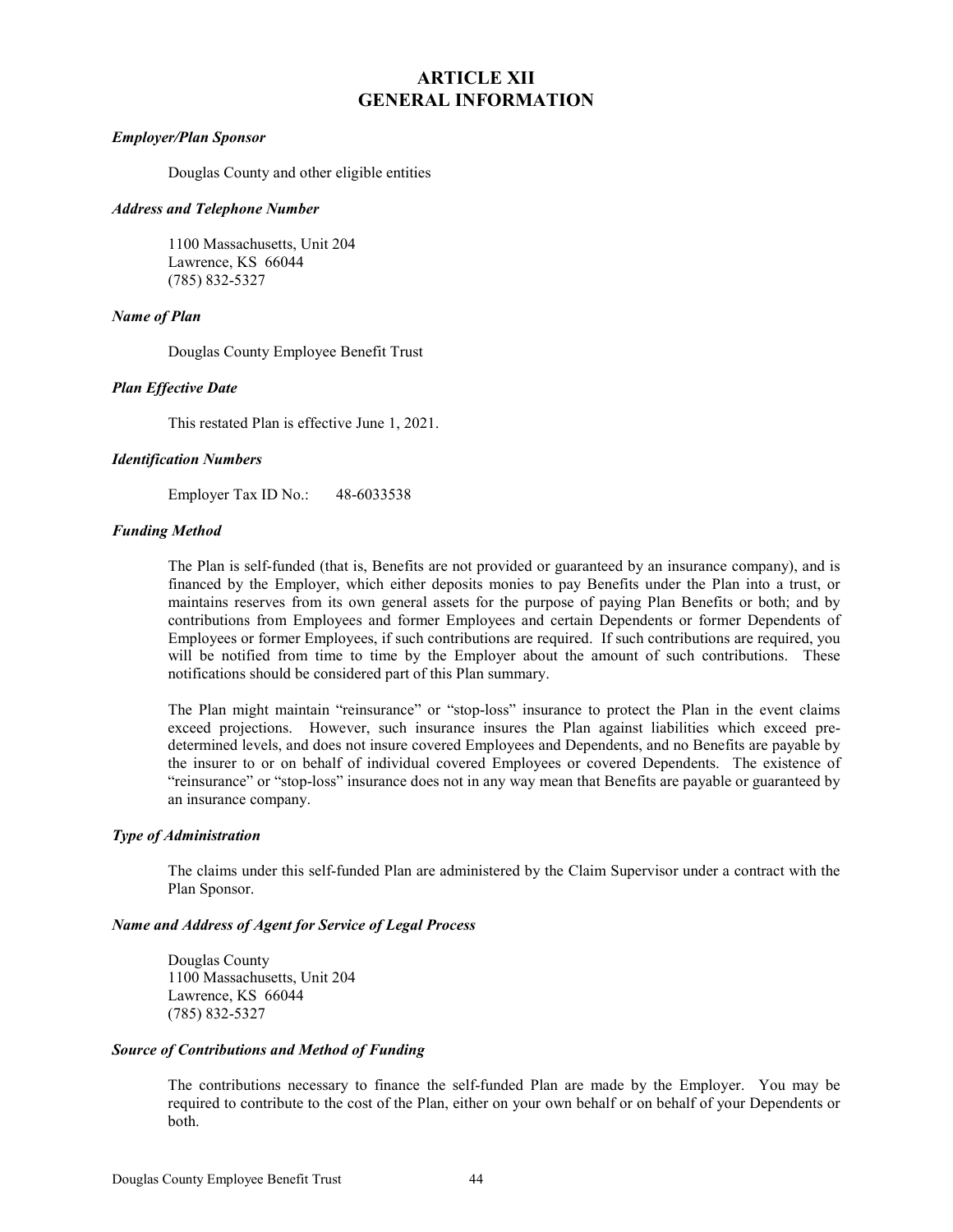# ARTICLE XII
# GENERAL INFORMATION

***Employer/Plan Sponsor***

Douglas County and other eligible entities

***Address and Telephone Number***

1100 Massachusetts, Unit 204
Lawrence, KS 66044
(785) 832-5327

***Name of Plan***

Douglas County Employee Benefit Trust

***Plan Effective Date***

This restated Plan is effective June 1, 2021.

***Identification Numbers***

Employer Tax ID No.: 48-6033538

***Funding Method***

The Plan is self-funded (that is, Benefits are not provided or guaranteed by an insurance company), and is financed by the Employer, which either deposits monies to pay Benefits under the Plan into a trust, or maintains reserves from its own general assets for the purpose of paying Plan Benefits or both; and by contributions from Employees and former Employees and certain Dependents or former Dependents of Employees or former Employees, if such contributions are required. If such contributions are required, you will be notified from time to time by the Employer about the amount of such contributions. These notifications should be considered part of this Plan summary.

The Plan might maintain "reinsurance" or "stop-loss" insurance to protect the Plan in the event claims exceed projections. However, such insurance insures the Plan against liabilities which exceed pre-determined levels, and does not insure covered Employees and Dependents, and no Benefits are payable by the insurer to or on behalf of individual covered Employees or covered Dependents. The existence of "reinsurance" or "stop-loss" insurance does not in any way mean that Benefits are payable or guaranteed by an insurance company.

***Type of Administration***

The claims under this self-funded Plan are administered by the Claim Supervisor under a contract with the Plan Sponsor.

***Name and Address of Agent for Service of Legal Process***

Douglas County
1100 Massachusetts, Unit 204
Lawrence, KS 66044
(785) 832-5327

***Source of Contributions and Method of Funding***

The contributions necessary to finance the self-funded Plan are made by the Employer. You may be required to contribute to the cost of the Plan, either on your own behalf or on behalf of your Dependents or both.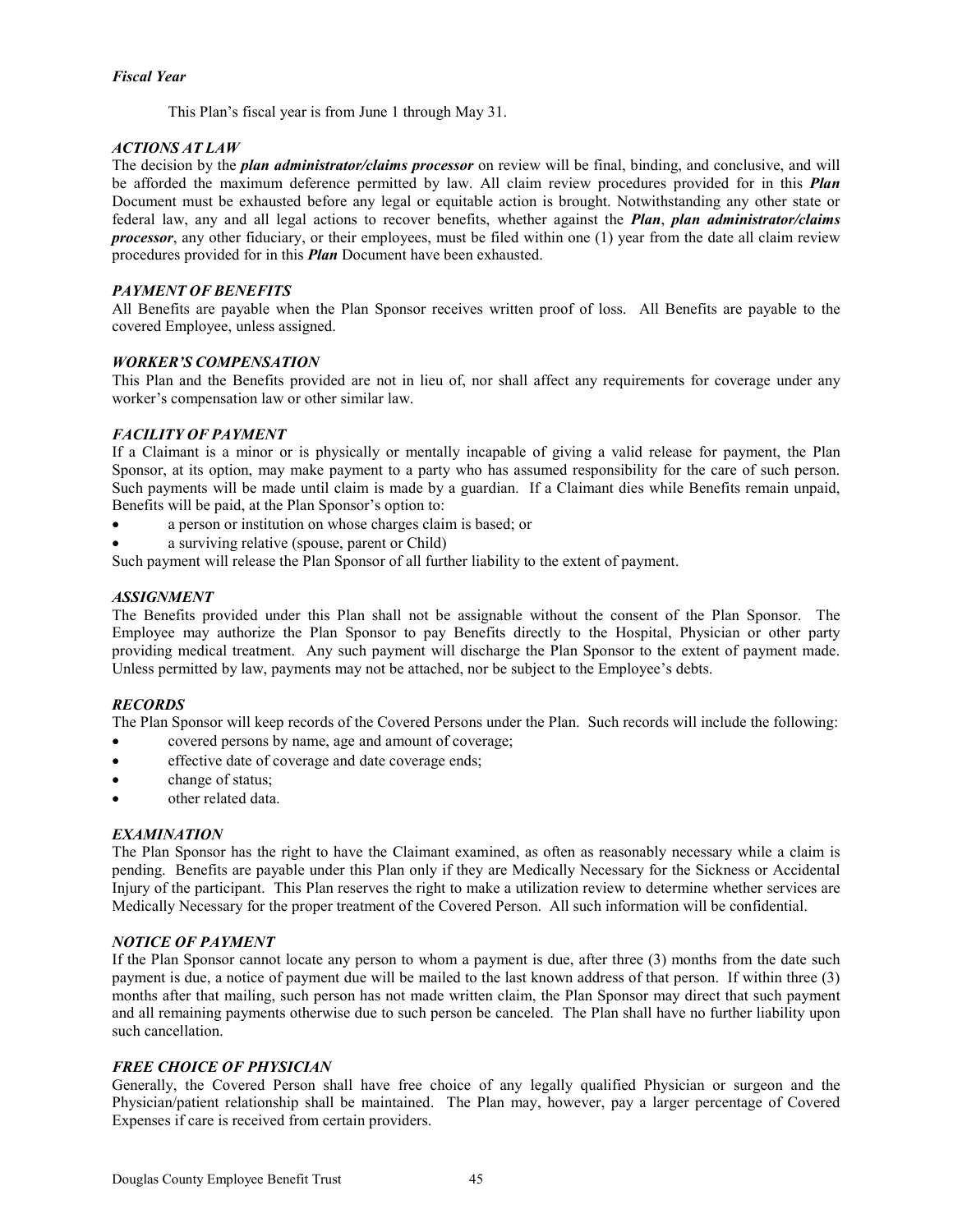### *Fiscal Year*

This Plan's fiscal year is from June 1 through May 31.

### *ACTIONS AT LAW*

The decision by the ***plan administrator/claims processor*** on review will be final, binding, and conclusive, and will be afforded the maximum deference permitted by law. All claim review procedures provided for in this ***Plan*** Document must be exhausted before any legal or equitable action is brought. Notwithstanding any other state or federal law, any and all legal actions to recover benefits, whether against the ***Plan***, ***plan administrator/claims processor***, any other fiduciary, or their employees, must be filed within one (1) year from the date all claim review procedures provided for in this ***Plan*** Document have been exhausted.

### *PAYMENT OF BENEFITS*

All Benefits are payable when the Plan Sponsor receives written proof of loss. All Benefits are payable to the covered Employee, unless assigned.

### *WORKER'S COMPENSATION*

This Plan and the Benefits provided are not in lieu of, nor shall affect any requirements for coverage under any worker's compensation law or other similar law.

### *FACILITY OF PAYMENT*

If a Claimant is a minor or is physically or mentally incapable of giving a valid release for payment, the Plan Sponsor, at its option, may make payment to a party who has assumed responsibility for the care of such person. Such payments will be made until claim is made by a guardian. If a Claimant dies while Benefits remain unpaid, Benefits will be paid, at the Plan Sponsor's option to:

- a person or institution on whose charges claim is based; or
- a surviving relative (spouse, parent or Child)

Such payment will release the Plan Sponsor of all further liability to the extent of payment.

### *ASSIGNMENT*

The Benefits provided under this Plan shall not be assignable without the consent of the Plan Sponsor. The Employee may authorize the Plan Sponsor to pay Benefits directly to the Hospital, Physician or other party providing medical treatment. Any such payment will discharge the Plan Sponsor to the extent of payment made. Unless permitted by law, payments may not be attached, nor be subject to the Employee's debts.

### *RECORDS*

The Plan Sponsor will keep records of the Covered Persons under the Plan. Such records will include the following:

- covered persons by name, age and amount of coverage;
- effective date of coverage and date coverage ends;
- change of status;
- other related data.

### *EXAMINATION*

The Plan Sponsor has the right to have the Claimant examined, as often as reasonably necessary while a claim is pending. Benefits are payable under this Plan only if they are Medically Necessary for the Sickness or Accidental Injury of the participant. This Plan reserves the right to make a utilization review to determine whether services are Medically Necessary for the proper treatment of the Covered Person. All such information will be confidential.

### *NOTICE OF PAYMENT*

If the Plan Sponsor cannot locate any person to whom a payment is due, after three (3) months from the date such payment is due, a notice of payment due will be mailed to the last known address of that person. If within three (3) months after that mailing, such person has not made written claim, the Plan Sponsor may direct that such payment and all remaining payments otherwise due to such person be canceled. The Plan shall have no further liability upon such cancellation.

### *FREE CHOICE OF PHYSICIAN*

Generally, the Covered Person shall have free choice of any legally qualified Physician or surgeon and the Physician/patient relationship shall be maintained. The Plan may, however, pay a larger percentage of Covered Expenses if care is received from certain providers.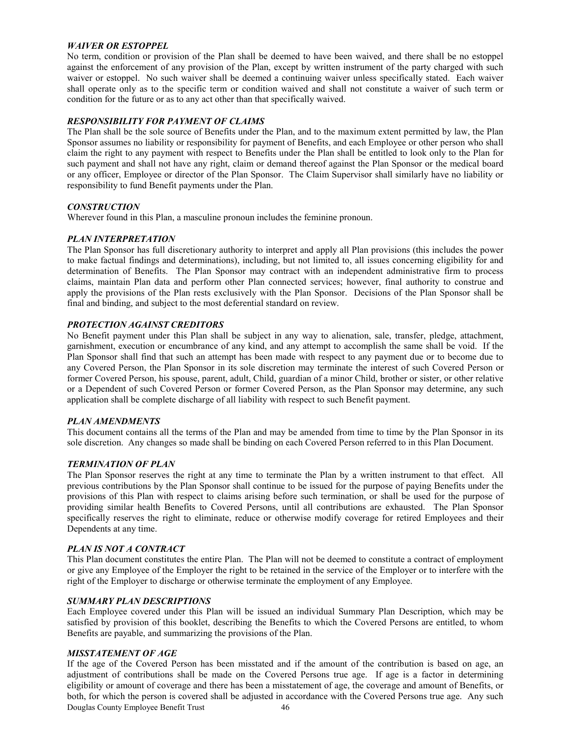### *WAIVER OR ESTOPPEL*

No term, condition or provision of the Plan shall be deemed to have been waived, and there shall be no estoppel against the enforcement of any provision of the Plan, except by written instrument of the party charged with such waiver or estoppel. No such waiver shall be deemed a continuing waiver unless specifically stated. Each waiver shall operate only as to the specific term or condition waived and shall not constitute a waiver of such term or condition for the future or as to any act other than that specifically waived.

### *RESPONSIBILITY FOR PAYMENT OF CLAIMS*

The Plan shall be the sole source of Benefits under the Plan, and to the maximum extent permitted by law, the Plan Sponsor assumes no liability or responsibility for payment of Benefits, and each Employee or other person who shall claim the right to any payment with respect to Benefits under the Plan shall be entitled to look only to the Plan for such payment and shall not have any right, claim or demand thereof against the Plan Sponsor or the medical board or any officer, Employee or director of the Plan Sponsor. The Claim Supervisor shall similarly have no liability or responsibility to fund Benefit payments under the Plan.

### *CONSTRUCTION*

Wherever found in this Plan, a masculine pronoun includes the feminine pronoun.

### *PLAN INTERPRETATION*

The Plan Sponsor has full discretionary authority to interpret and apply all Plan provisions (this includes the power to make factual findings and determinations), including, but not limited to, all issues concerning eligibility for and determination of Benefits. The Plan Sponsor may contract with an independent administrative firm to process claims, maintain Plan data and perform other Plan connected services; however, final authority to construe and apply the provisions of the Plan rests exclusively with the Plan Sponsor. Decisions of the Plan Sponsor shall be final and binding, and subject to the most deferential standard on review.

### *PROTECTION AGAINST CREDITORS*

No Benefit payment under this Plan shall be subject in any way to alienation, sale, transfer, pledge, attachment, garnishment, execution or encumbrance of any kind, and any attempt to accomplish the same shall be void. If the Plan Sponsor shall find that such an attempt has been made with respect to any payment due or to become due to any Covered Person, the Plan Sponsor in its sole discretion may terminate the interest of such Covered Person or former Covered Person, his spouse, parent, adult, Child, guardian of a minor Child, brother or sister, or other relative or a Dependent of such Covered Person or former Covered Person, as the Plan Sponsor may determine, any such application shall be complete discharge of all liability with respect to such Benefit payment.

### *PLAN AMENDMENTS*

This document contains all the terms of the Plan and may be amended from time to time by the Plan Sponsor in its sole discretion. Any changes so made shall be binding on each Covered Person referred to in this Plan Document.

### *TERMINATION OF PLAN*

The Plan Sponsor reserves the right at any time to terminate the Plan by a written instrument to that effect. All previous contributions by the Plan Sponsor shall continue to be issued for the purpose of paying Benefits under the provisions of this Plan with respect to claims arising before such termination, or shall be used for the purpose of providing similar health Benefits to Covered Persons, until all contributions are exhausted. The Plan Sponsor specifically reserves the right to eliminate, reduce or otherwise modify coverage for retired Employees and their Dependents at any time.

### *PLAN IS NOT A CONTRACT*

This Plan document constitutes the entire Plan. The Plan will not be deemed to constitute a contract of employment or give any Employee of the Employer the right to be retained in the service of the Employer or to interfere with the right of the Employer to discharge or otherwise terminate the employment of any Employee.

### *SUMMARY PLAN DESCRIPTIONS*

Each Employee covered under this Plan will be issued an individual Summary Plan Description, which may be satisfied by provision of this booklet, describing the Benefits to which the Covered Persons are entitled, to whom Benefits are payable, and summarizing the provisions of the Plan.

### *MISSTATEMENT OF AGE*

If the age of the Covered Person has been misstated and if the amount of the contribution is based on age, an adjustment of contributions shall be made on the Covered Persons true age. If age is a factor in determining eligibility or amount of coverage and there has been a misstatement of age, the coverage and amount of Benefits, or both, for which the person is covered shall be adjusted in accordance with the Covered Persons true age. Any such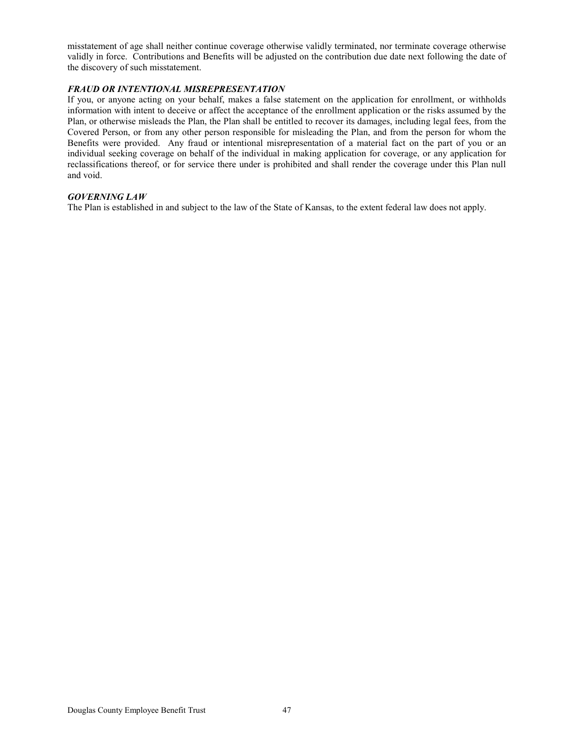misstatement of age shall neither continue coverage otherwise validly terminated, nor terminate coverage otherwise validly in force. Contributions and Benefits will be adjusted on the contribution due date next following the date of the discovery of such misstatement.

***FRAUD OR INTENTIONAL MISREPRESENTATION***

If you, or anyone acting on your behalf, makes a false statement on the application for enrollment, or withholds information with intent to deceive or affect the acceptance of the enrollment application or the risks assumed by the Plan, or otherwise misleads the Plan, the Plan shall be entitled to recover its damages, including legal fees, from the Covered Person, or from any other person responsible for misleading the Plan, and from the person for whom the Benefits were provided. Any fraud or intentional misrepresentation of a material fact on the part of you or an individual seeking coverage on behalf of the individual in making application for coverage, or any application for reclassifications thereof, or for service there under is prohibited and shall render the coverage under this Plan null and void.

***GOVERNING LAW***

The Plan is established in and subject to the law of the State of Kansas, to the extent federal law does not apply.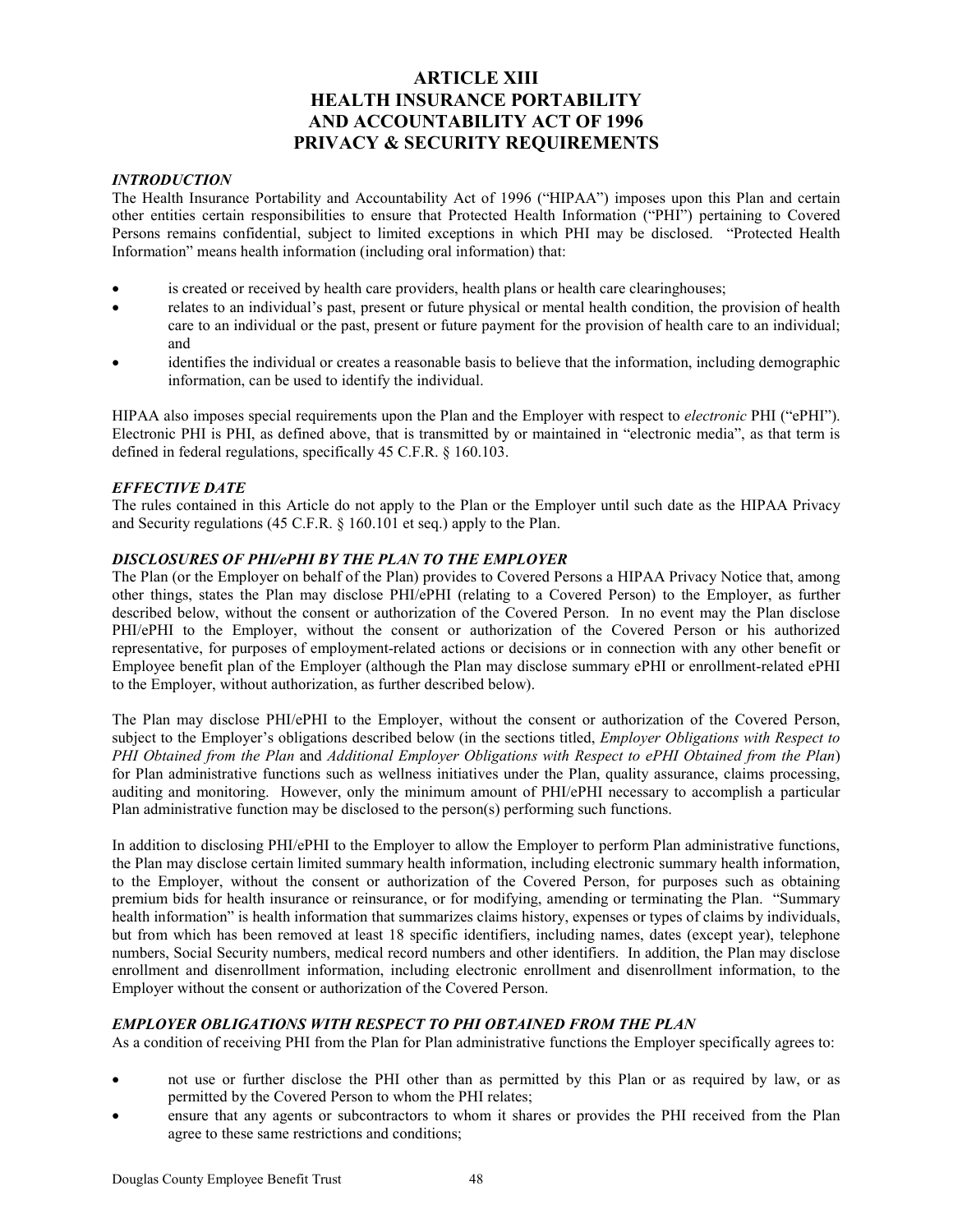# ARTICLE XIII
# HEALTH INSURANCE PORTABILITY AND ACCOUNTABILITY ACT OF 1996 PRIVACY & SECURITY REQUIREMENTS

***INTRODUCTION***

The Health Insurance Portability and Accountability Act of 1996 ("HIPAA") imposes upon this Plan and certain other entities certain responsibilities to ensure that Protected Health Information ("PHI") pertaining to Covered Persons remains confidential, subject to limited exceptions in which PHI may be disclosed. "Protected Health Information" means health information (including oral information) that:

- is created or received by health care providers, health plans or health care clearinghouses;
- relates to an individual's past, present or future physical or mental health condition, the provision of health care to an individual or the past, present or future payment for the provision of health care to an individual; and
- identifies the individual or creates a reasonable basis to believe that the information, including demographic information, can be used to identify the individual.

HIPAA also imposes special requirements upon the Plan and the Employer with respect to *electronic* PHI ("ePHI"). Electronic PHI is PHI, as defined above, that is transmitted by or maintained in "electronic media", as that term is defined in federal regulations, specifically 45 C.F.R. § 160.103.

***EFFECTIVE DATE***

The rules contained in this Article do not apply to the Plan or the Employer until such date as the HIPAA Privacy and Security regulations (45 C.F.R. § 160.101 et seq.) apply to the Plan.

***DISCLOSURES OF PHI/ePHI BY THE PLAN TO THE EMPLOYER***

The Plan (or the Employer on behalf of the Plan) provides to Covered Persons a HIPAA Privacy Notice that, among other things, states the Plan may disclose PHI/ePHI (relating to a Covered Person) to the Employer, as further described below, without the consent or authorization of the Covered Person. In no event may the Plan disclose PHI/ePHI to the Employer, without the consent or authorization of the Covered Person or his authorized representative, for purposes of employment-related actions or decisions or in connection with any other benefit or Employee benefit plan of the Employer (although the Plan may disclose summary ePHI or enrollment-related ePHI to the Employer, without authorization, as further described below).

The Plan may disclose PHI/ePHI to the Employer, without the consent or authorization of the Covered Person, subject to the Employer's obligations described below (in the sections titled, *Employer Obligations with Respect to PHI Obtained from the Plan* and *Additional Employer Obligations with Respect to ePHI Obtained from the Plan*) for Plan administrative functions such as wellness initiatives under the Plan, quality assurance, claims processing, auditing and monitoring. However, only the minimum amount of PHI/ePHI necessary to accomplish a particular Plan administrative function may be disclosed to the person(s) performing such functions.

In addition to disclosing PHI/ePHI to the Employer to allow the Employer to perform Plan administrative functions, the Plan may disclose certain limited summary health information, including electronic summary health information, to the Employer, without the consent or authorization of the Covered Person, for purposes such as obtaining premium bids for health insurance or reinsurance, or for modifying, amending or terminating the Plan. "Summary health information" is health information that summarizes claims history, expenses or types of claims by individuals, but from which has been removed at least 18 specific identifiers, including names, dates (except year), telephone numbers, Social Security numbers, medical record numbers and other identifiers. In addition, the Plan may disclose enrollment and disenrollment information, including electronic enrollment and disenrollment information, to the Employer without the consent or authorization of the Covered Person.

***EMPLOYER OBLIGATIONS WITH RESPECT TO PHI OBTAINED FROM THE PLAN***

As a condition of receiving PHI from the Plan for Plan administrative functions the Employer specifically agrees to:

- not use or further disclose the PHI other than as permitted by this Plan or as required by law, or as permitted by the Covered Person to whom the PHI relates;
- ensure that any agents or subcontractors to whom it shares or provides the PHI received from the Plan agree to these same restrictions and conditions;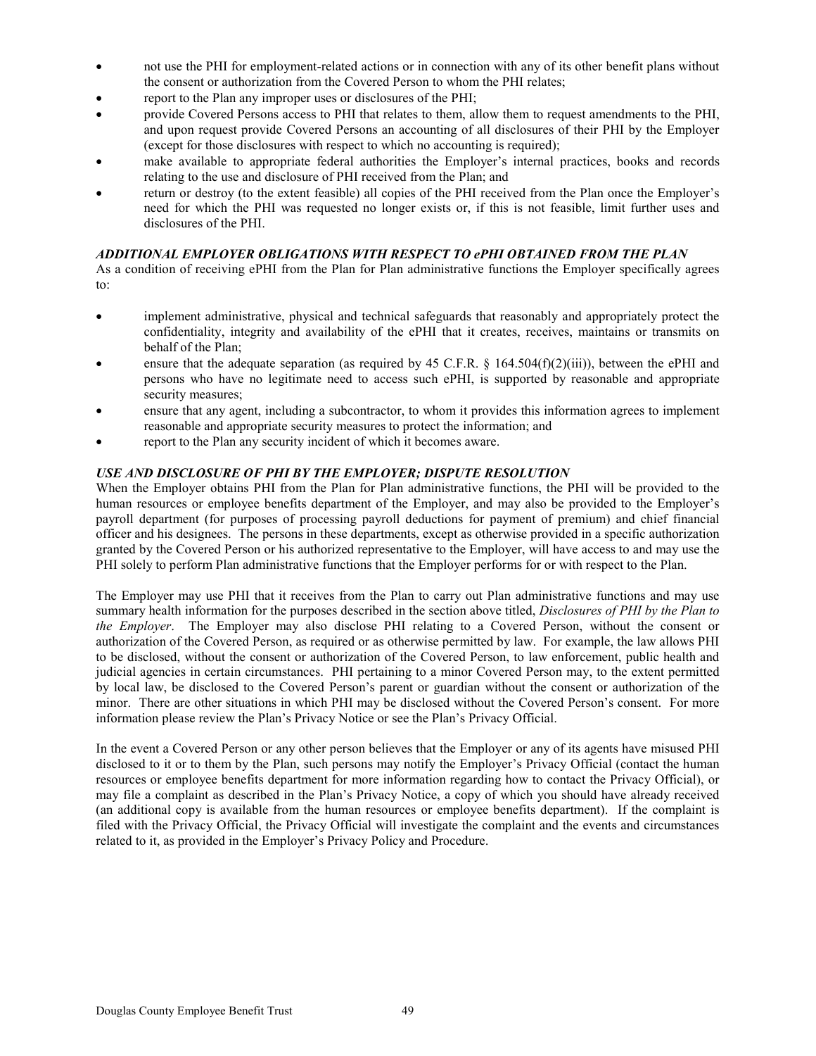- not use the PHI for employment-related actions or in connection with any of its other benefit plans without the consent or authorization from the Covered Person to whom the PHI relates;
- report to the Plan any improper uses or disclosures of the PHI;
- provide Covered Persons access to PHI that relates to them, allow them to request amendments to the PHI, and upon request provide Covered Persons an accounting of all disclosures of their PHI by the Employer (except for those disclosures with respect to which no accounting is required);
- make available to appropriate federal authorities the Employer's internal practices, books and records relating to the use and disclosure of PHI received from the Plan; and
- return or destroy (to the extent feasible) all copies of the PHI received from the Plan once the Employer's need for which the PHI was requested no longer exists or, if this is not feasible, limit further uses and disclosures of the PHI.

### *ADDITIONAL EMPLOYER OBLIGATIONS WITH RESPECT TO ePHI OBTAINED FROM THE PLAN*

As a condition of receiving ePHI from the Plan for Plan administrative functions the Employer specifically agrees to:

- implement administrative, physical and technical safeguards that reasonably and appropriately protect the confidentiality, integrity and availability of the ePHI that it creates, receives, maintains or transmits on behalf of the Plan;
- ensure that the adequate separation (as required by 45 C.F.R. § 164.504(f)(2)(iii)), between the ePHI and persons who have no legitimate need to access such ePHI, is supported by reasonable and appropriate security measures;
- ensure that any agent, including a subcontractor, to whom it provides this information agrees to implement reasonable and appropriate security measures to protect the information; and
- report to the Plan any security incident of which it becomes aware.

### *USE AND DISCLOSURE OF PHI BY THE EMPLOYER; DISPUTE RESOLUTION*

When the Employer obtains PHI from the Plan for Plan administrative functions, the PHI will be provided to the human resources or employee benefits department of the Employer, and may also be provided to the Employer's payroll department (for purposes of processing payroll deductions for payment of premium) and chief financial officer and his designees. The persons in these departments, except as otherwise provided in a specific authorization granted by the Covered Person or his authorized representative to the Employer, will have access to and may use the PHI solely to perform Plan administrative functions that the Employer performs for or with respect to the Plan.

The Employer may use PHI that it receives from the Plan to carry out Plan administrative functions and may use summary health information for the purposes described in the section above titled, *Disclosures of PHI by the Plan to the Employer*. The Employer may also disclose PHI relating to a Covered Person, without the consent or authorization of the Covered Person, as required or as otherwise permitted by law. For example, the law allows PHI to be disclosed, without the consent or authorization of the Covered Person, to law enforcement, public health and judicial agencies in certain circumstances. PHI pertaining to a minor Covered Person may, to the extent permitted by local law, be disclosed to the Covered Person's parent or guardian without the consent or authorization of the minor. There are other situations in which PHI may be disclosed without the Covered Person's consent. For more information please review the Plan's Privacy Notice or see the Plan's Privacy Official.

In the event a Covered Person or any other person believes that the Employer or any of its agents have misused PHI disclosed to it or to them by the Plan, such persons may notify the Employer's Privacy Official (contact the human resources or employee benefits department for more information regarding how to contact the Privacy Official), or may file a complaint as described in the Plan's Privacy Notice, a copy of which you should have already received (an additional copy is available from the human resources or employee benefits department). If the complaint is filed with the Privacy Official, the Privacy Official will investigate the complaint and the events and circumstances related to it, as provided in the Employer's Privacy Policy and Procedure.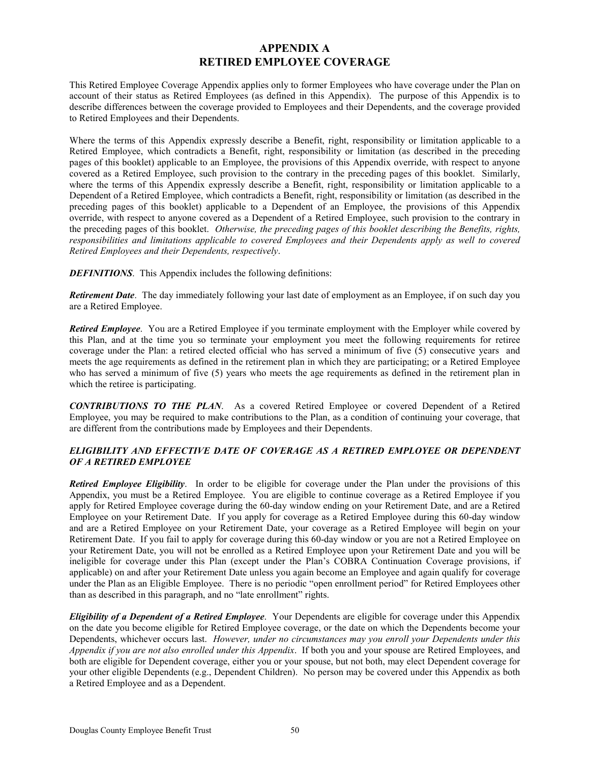# APPENDIX A
# RETIRED EMPLOYEE COVERAGE

This Retired Employee Coverage Appendix applies only to former Employees who have coverage under the Plan on account of their status as Retired Employees (as defined in this Appendix). The purpose of this Appendix is to describe differences between the coverage provided to Employees and their Dependents, and the coverage provided to Retired Employees and their Dependents.

Where the terms of this Appendix expressly describe a Benefit, right, responsibility or limitation applicable to a Retired Employee, which contradicts a Benefit, right, responsibility or limitation (as described in the preceding pages of this booklet) applicable to an Employee, the provisions of this Appendix override, with respect to anyone covered as a Retired Employee, such provision to the contrary in the preceding pages of this booklet. Similarly, where the terms of this Appendix expressly describe a Benefit, right, responsibility or limitation applicable to a Dependent of a Retired Employee, which contradicts a Benefit, right, responsibility or limitation (as described in the preceding pages of this booklet) applicable to a Dependent of an Employee, the provisions of this Appendix override, with respect to anyone covered as a Dependent of a Retired Employee, such provision to the contrary in the preceding pages of this booklet. *Otherwise, the preceding pages of this booklet describing the Benefits, rights, responsibilities and limitations applicable to covered Employees and their Dependents apply as well to covered Retired Employees and their Dependents, respectively*.

***DEFINITIONS***. This Appendix includes the following definitions:

***Retirement Date***. The day immediately following your last date of employment as an Employee, if on such day you are a Retired Employee.

***Retired Employee***. You are a Retired Employee if you terminate employment with the Employer while covered by this Plan, and at the time you so terminate your employment you meet the following requirements for retiree coverage under the Plan: a retired elected official who has served a minimum of five (5) consecutive years and meets the age requirements as defined in the retirement plan in which they are participating; or a Retired Employee who has served a minimum of five (5) years who meets the age requirements as defined in the retirement plan in which the retiree is participating.

***CONTRIBUTIONS TO THE PLAN***. As a covered Retired Employee or covered Dependent of a Retired Employee, you may be required to make contributions to the Plan, as a condition of continuing your coverage, that are different from the contributions made by Employees and their Dependents.

### *ELIGIBILITY AND EFFECTIVE DATE OF COVERAGE AS A RETIRED EMPLOYEE OR DEPENDENT OF A RETIRED EMPLOYEE*

***Retired Employee Eligibility***. In order to be eligible for coverage under the Plan under the provisions of this Appendix, you must be a Retired Employee. You are eligible to continue coverage as a Retired Employee if you apply for Retired Employee coverage during the 60-day window ending on your Retirement Date, and are a Retired Employee on your Retirement Date. If you apply for coverage as a Retired Employee during this 60-day window and are a Retired Employee on your Retirement Date, your coverage as a Retired Employee will begin on your Retirement Date. If you fail to apply for coverage during this 60-day window or you are not a Retired Employee on your Retirement Date, you will not be enrolled as a Retired Employee upon your Retirement Date and you will be ineligible for coverage under this Plan (except under the Plan's COBRA Continuation Coverage provisions, if applicable) on and after your Retirement Date unless you again become an Employee and again qualify for coverage under the Plan as an Eligible Employee. There is no periodic "open enrollment period" for Retired Employees other than as described in this paragraph, and no "late enrollment" rights.

***Eligibility of a Dependent of a Retired Employee***. Your Dependents are eligible for coverage under this Appendix on the date you become eligible for Retired Employee coverage, or the date on which the Dependents become your Dependents, whichever occurs last. *However, under no circumstances may you enroll your Dependents under this Appendix if you are not also enrolled under this Appendix*. If both you and your spouse are Retired Employees, and both are eligible for Dependent coverage, either you or your spouse, but not both, may elect Dependent coverage for your other eligible Dependents (e.g., Dependent Children). No person may be covered under this Appendix as both a Retired Employee and as a Dependent.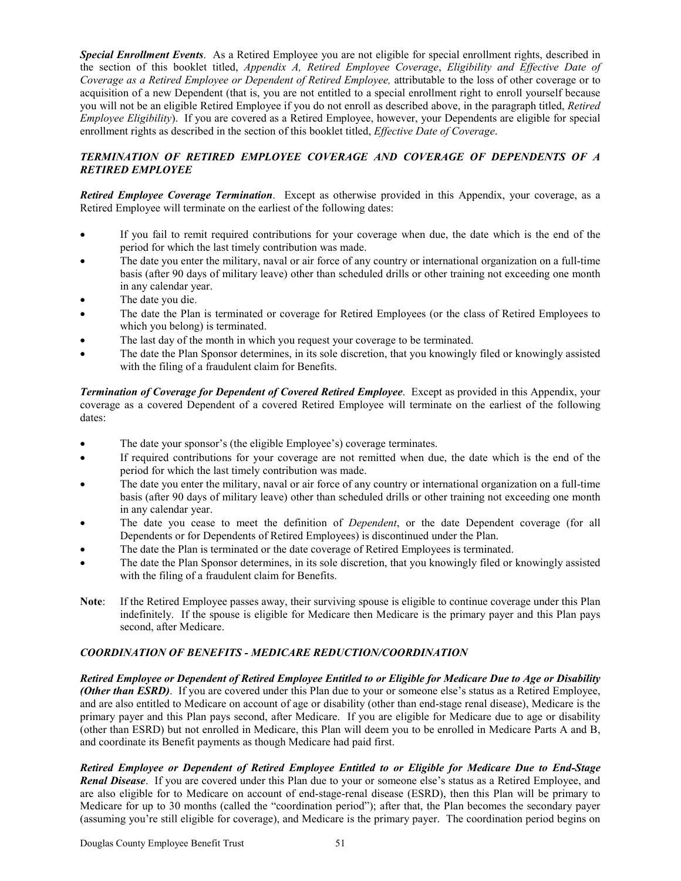***Special Enrollment Events***. As a Retired Employee you are not eligible for special enrollment rights, described in the section of this booklet titled, *Appendix A, Retired Employee Coverage*, *Eligibility and Effective Date of Coverage as a Retired Employee or Dependent of Retired Employee,* attributable to the loss of other coverage or to acquisition of a new Dependent (that is, you are not entitled to a special enrollment right to enroll yourself because you will not be an eligible Retired Employee if you do not enroll as described above, in the paragraph titled, *Retired Employee Eligibility*). If you are covered as a Retired Employee, however, your Dependents are eligible for special enrollment rights as described in the section of this booklet titled, *Effective Date of Coverage*.

### *TERMINATION OF RETIRED EMPLOYEE COVERAGE AND COVERAGE OF DEPENDENTS OF A RETIRED EMPLOYEE*

***Retired Employee Coverage Termination***. Except as otherwise provided in this Appendix, your coverage, as a Retired Employee will terminate on the earliest of the following dates:

- If you fail to remit required contributions for your coverage when due, the date which is the end of the period for which the last timely contribution was made.
- The date you enter the military, naval or air force of any country or international organization on a full-time basis (after 90 days of military leave) other than scheduled drills or other training not exceeding one month in any calendar year.
- The date you die.
- The date the Plan is terminated or coverage for Retired Employees (or the class of Retired Employees to which you belong) is terminated.
- The last day of the month in which you request your coverage to be terminated.
- The date the Plan Sponsor determines, in its sole discretion, that you knowingly filed or knowingly assisted with the filing of a fraudulent claim for Benefits.

***Termination of Coverage for Dependent of Covered Retired Employee***. Except as provided in this Appendix, your coverage as a covered Dependent of a covered Retired Employee will terminate on the earliest of the following dates:

- The date your sponsor's (the eligible Employee's) coverage terminates.
- If required contributions for your coverage are not remitted when due, the date which is the end of the period for which the last timely contribution was made.
- The date you enter the military, naval or air force of any country or international organization on a full-time basis (after 90 days of military leave) other than scheduled drills or other training not exceeding one month in any calendar year.
- The date you cease to meet the definition of *Dependent*, or the date Dependent coverage (for all Dependents or for Dependents of Retired Employees) is discontinued under the Plan.
- The date the Plan is terminated or the date coverage of Retired Employees is terminated.
- The date the Plan Sponsor determines, in its sole discretion, that you knowingly filed or knowingly assisted with the filing of a fraudulent claim for Benefits.

**Note**: If the Retired Employee passes away, their surviving spouse is eligible to continue coverage under this Plan indefinitely. If the spouse is eligible for Medicare then Medicare is the primary payer and this Plan pays second, after Medicare.

### *COORDINATION OF BENEFITS - MEDICARE REDUCTION/COORDINATION*

***Retired Employee or Dependent of Retired Employee Entitled to or Eligible for Medicare Due to Age or Disability (Other than ESRD)***. If you are covered under this Plan due to your or someone else's status as a Retired Employee, and are also entitled to Medicare on account of age or disability (other than end-stage renal disease), Medicare is the primary payer and this Plan pays second, after Medicare. If you are eligible for Medicare due to age or disability (other than ESRD) but not enrolled in Medicare, this Plan will deem you to be enrolled in Medicare Parts A and B, and coordinate its Benefit payments as though Medicare had paid first.

***Retired Employee or Dependent of Retired Employee Entitled to or Eligible for Medicare Due to End-Stage Renal Disease***. If you are covered under this Plan due to your or someone else's status as a Retired Employee, and are also eligible for to Medicare on account of end-stage-renal disease (ESRD), then this Plan will be primary to Medicare for up to 30 months (called the "coordination period"); after that, the Plan becomes the secondary payer (assuming you're still eligible for coverage), and Medicare is the primary payer. The coordination period begins on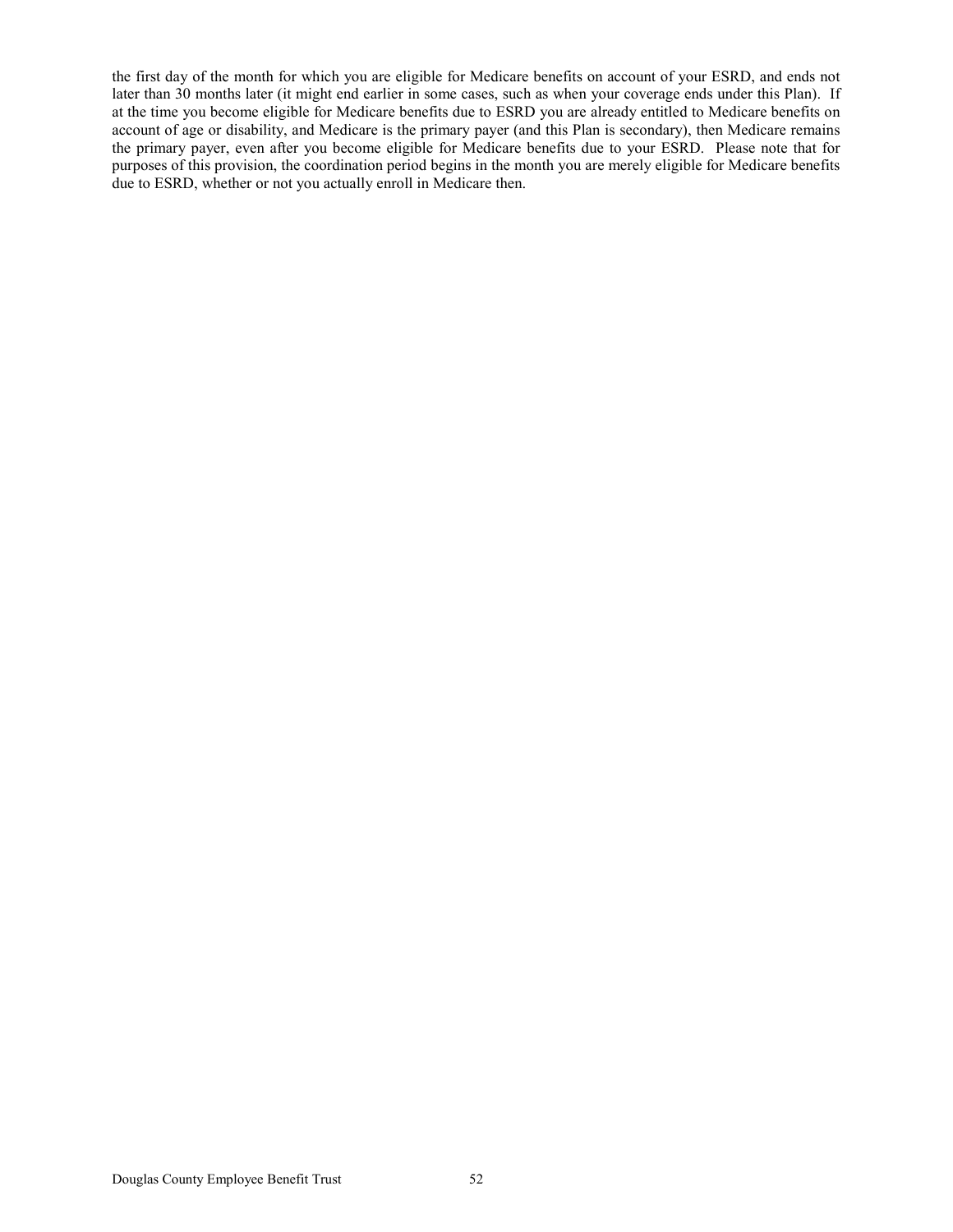the first day of the month for which you are eligible for Medicare benefits on account of your ESRD, and ends not later than 30 months later (it might end earlier in some cases, such as when your coverage ends under this Plan). If at the time you become eligible for Medicare benefits due to ESRD you are already entitled to Medicare benefits on account of age or disability, and Medicare is the primary payer (and this Plan is secondary), then Medicare remains the primary payer, even after you become eligible for Medicare benefits due to your ESRD. Please note that for purposes of this provision, the coordination period begins in the month you are merely eligible for Medicare benefits due to ESRD, whether or not you actually enroll in Medicare then.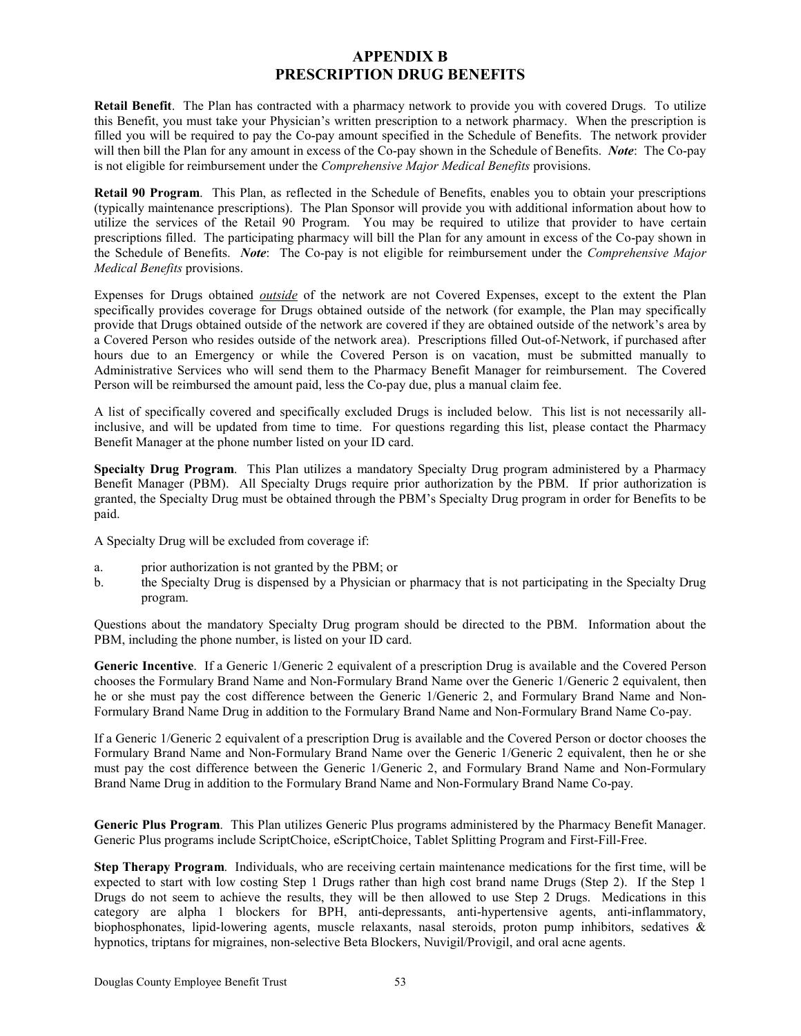# APPENDIX B
# PRESCRIPTION DRUG BENEFITS

**Retail Benefit**. The Plan has contracted with a pharmacy network to provide you with covered Drugs. To utilize this Benefit, you must take your Physician's written prescription to a network pharmacy. When the prescription is filled you will be required to pay the Co-pay amount specified in the Schedule of Benefits. The network provider will then bill the Plan for any amount in excess of the Co-pay shown in the Schedule of Benefits. ***Note***: The Co-pay is not eligible for reimbursement under the *Comprehensive Major Medical Benefits* provisions.

**Retail 90 Program**. This Plan, as reflected in the Schedule of Benefits, enables you to obtain your prescriptions (typically maintenance prescriptions). The Plan Sponsor will provide you with additional information about how to utilize the services of the Retail 90 Program. You may be required to utilize that provider to have certain prescriptions filled. The participating pharmacy will bill the Plan for any amount in excess of the Co-pay shown in the Schedule of Benefits. ***Note***: The Co-pay is not eligible for reimbursement under the *Comprehensive Major Medical Benefits* provisions.

Expenses for Drugs obtained ***outside*** of the network are not Covered Expenses, except to the extent the Plan specifically provides coverage for Drugs obtained outside of the network (for example, the Plan may specifically provide that Drugs obtained outside of the network are covered if they are obtained outside of the network's area by a Covered Person who resides outside of the network area). Prescriptions filled Out-of-Network, if purchased after hours due to an Emergency or while the Covered Person is on vacation, must be submitted manually to Administrative Services who will send them to the Pharmacy Benefit Manager for reimbursement. The Covered Person will be reimbursed the amount paid, less the Co-pay due, plus a manual claim fee.

A list of specifically covered and specifically excluded Drugs is included below. This list is not necessarily all-inclusive, and will be updated from time to time. For questions regarding this list, please contact the Pharmacy Benefit Manager at the phone number listed on your ID card.

**Specialty Drug Program**. This Plan utilizes a mandatory Specialty Drug program administered by a Pharmacy Benefit Manager (PBM). All Specialty Drugs require prior authorization by the PBM. If prior authorization is granted, the Specialty Drug must be obtained through the PBM's Specialty Drug program in order for Benefits to be paid.

A Specialty Drug will be excluded from coverage if:

a. prior authorization is not granted by the PBM; or
b. the Specialty Drug is dispensed by a Physician or pharmacy that is not participating in the Specialty Drug program.

Questions about the mandatory Specialty Drug program should be directed to the PBM. Information about the PBM, including the phone number, is listed on your ID card.

**Generic Incentive**. If a Generic 1/Generic 2 equivalent of a prescription Drug is available and the Covered Person chooses the Formulary Brand Name and Non-Formulary Brand Name over the Generic 1/Generic 2 equivalent, then he or she must pay the cost difference between the Generic 1/Generic 2, and Formulary Brand Name and Non-Formulary Brand Name Drug in addition to the Formulary Brand Name and Non-Formulary Brand Name Co-pay.

If a Generic 1/Generic 2 equivalent of a prescription Drug is available and the Covered Person or doctor chooses the Formulary Brand Name and Non-Formulary Brand Name over the Generic 1/Generic 2 equivalent, then he or she must pay the cost difference between the Generic 1/Generic 2, and Formulary Brand Name and Non-Formulary Brand Name Drug in addition to the Formulary Brand Name and Non-Formulary Brand Name Co-pay.

**Generic Plus Program**. This Plan utilizes Generic Plus programs administered by the Pharmacy Benefit Manager. Generic Plus programs include ScriptChoice, eScriptChoice, Tablet Splitting Program and First-Fill-Free.

**Step Therapy Program**. Individuals, who are receiving certain maintenance medications for the first time, will be expected to start with low costing Step 1 Drugs rather than high cost brand name Drugs (Step 2). If the Step 1 Drugs do not seem to achieve the results, they will be then allowed to use Step 2 Drugs. Medications in this category are alpha 1 blockers for BPH, anti-depressants, anti-hypertensive agents, anti-inflammatory, biophosphonates, lipid-lowering agents, muscle relaxants, nasal steroids, proton pump inhibitors, sedatives & hypnotics, triptans for migraines, non-selective Beta Blockers, Nuvigil/Provigil, and oral acne agents.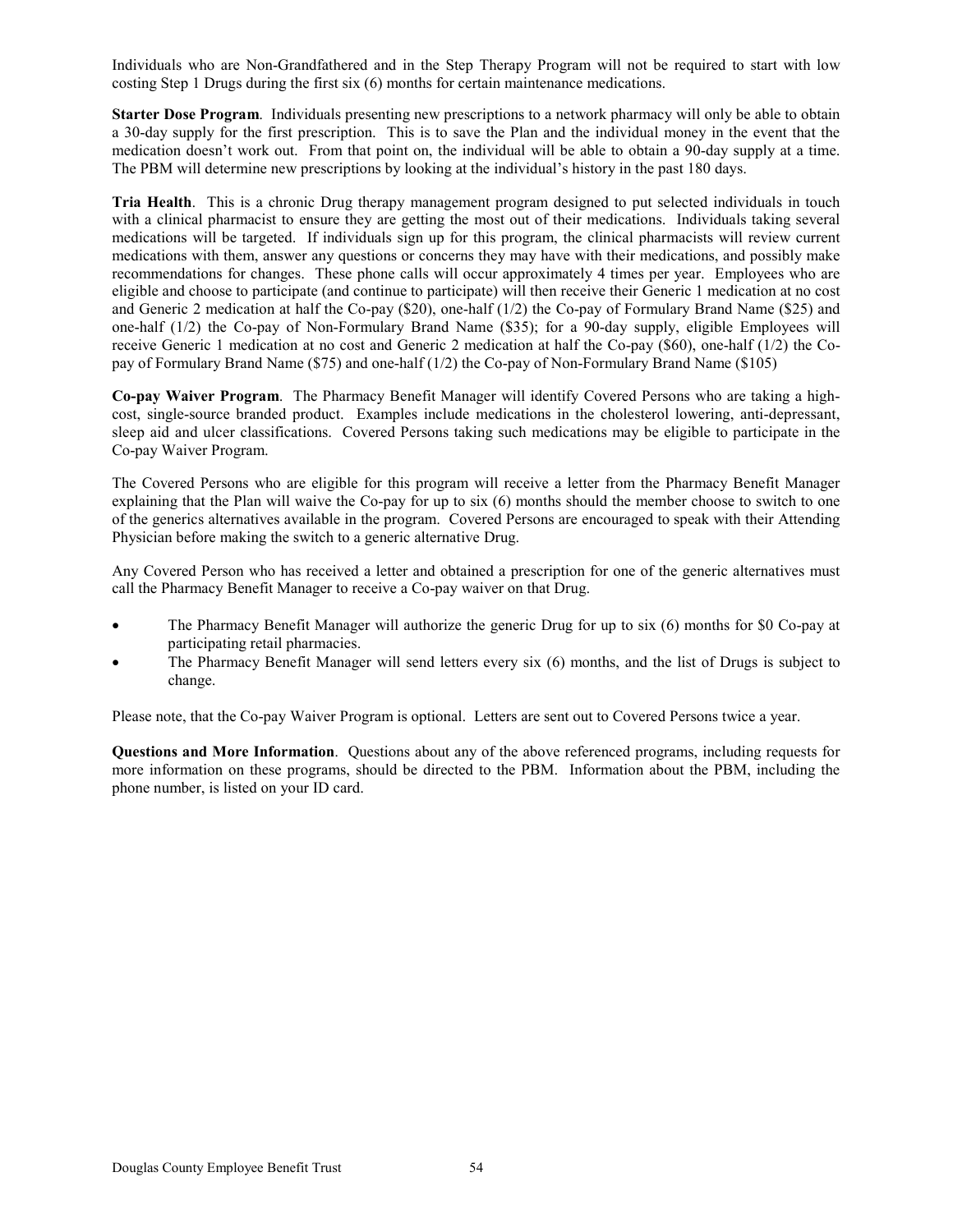Individuals who are Non-Grandfathered and in the Step Therapy Program will not be required to start with low costing Step 1 Drugs during the first six (6) months for certain maintenance medications.

**Starter Dose Program**. Individuals presenting new prescriptions to a network pharmacy will only be able to obtain a 30-day supply for the first prescription. This is to save the Plan and the individual money in the event that the medication doesn't work out. From that point on, the individual will be able to obtain a 90-day supply at a time. The PBM will determine new prescriptions by looking at the individual's history in the past 180 days.

**Tria Health**. This is a chronic Drug therapy management program designed to put selected individuals in touch with a clinical pharmacist to ensure they are getting the most out of their medications. Individuals taking several medications will be targeted. If individuals sign up for this program, the clinical pharmacists will review current medications with them, answer any questions or concerns they may have with their medications, and possibly make recommendations for changes. These phone calls will occur approximately 4 times per year. Employees who are eligible and choose to participate (and continue to participate) will then receive their Generic 1 medication at no cost and Generic 2 medication at half the Co-pay ($20), one-half (1/2) the Co-pay of Formulary Brand Name ($25) and one-half (1/2) the Co-pay of Non-Formulary Brand Name ($35); for a 90-day supply, eligible Employees will receive Generic 1 medication at no cost and Generic 2 medication at half the Co-pay ($60), one-half (1/2) the Co-pay of Formulary Brand Name ($75) and one-half (1/2) the Co-pay of Non-Formulary Brand Name ($105)

**Co-pay Waiver Program**. The Pharmacy Benefit Manager will identify Covered Persons who are taking a high-cost, single-source branded product. Examples include medications in the cholesterol lowering, anti-depressant, sleep aid and ulcer classifications. Covered Persons taking such medications may be eligible to participate in the Co-pay Waiver Program.

The Covered Persons who are eligible for this program will receive a letter from the Pharmacy Benefit Manager explaining that the Plan will waive the Co-pay for up to six (6) months should the member choose to switch to one of the generics alternatives available in the program. Covered Persons are encouraged to speak with their Attending Physician before making the switch to a generic alternative Drug.

Any Covered Person who has received a letter and obtained a prescription for one of the generic alternatives must call the Pharmacy Benefit Manager to receive a Co-pay waiver on that Drug.

- The Pharmacy Benefit Manager will authorize the generic Drug for up to six (6) months for $0 Co-pay at participating retail pharmacies.
- The Pharmacy Benefit Manager will send letters every six (6) months, and the list of Drugs is subject to change.

Please note, that the Co-pay Waiver Program is optional. Letters are sent out to Covered Persons twice a year.

**Questions and More Information**. Questions about any of the above referenced programs, including requests for more information on these programs, should be directed to the PBM. Information about the PBM, including the phone number, is listed on your ID card.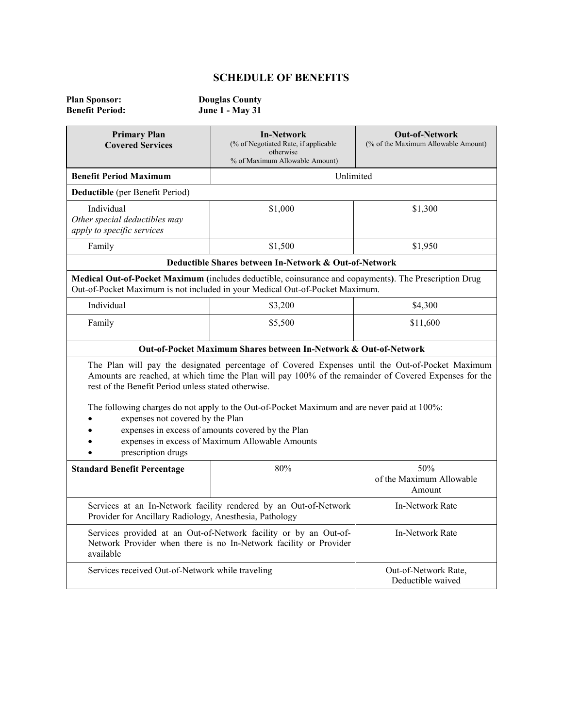## SCHEDULE OF BENEFITS

**Plan Sponsor:** **Douglas County**
**Benefit Period:** **June 1 - May 31**

| Primary Plan Covered Services | In-Network (% of Negotiated Rate, if applicable otherwise % of Maximum Allowable Amount) | Out-of-Network (% of the Maximum Allowable Amount) |
|---|---|---|
| **Benefit Period Maximum** | Unlimited | |
| **Deductible** (per Benefit Period) | | |
| Individual *Other special deductibles may apply to specific services* | $1,000 | $1,300 |
| Family | $1,500 | $1,950 |
| **Deductible Shares between In-Network & Out-of-Network** | | |
| **Medical Out-of-Pocket Maximum (**includes deductible, coinsurance and copayments**)**. The Prescription Drug Out-of-Pocket Maximum is not included in your Medical Out-of-Pocket Maximum. | | |
| Individual | $3,200 | $4,300 |
| Family | $5,500 | $11,600 |
| **Out-of-Pocket Maximum Shares between In-Network & Out-of-Network** | | |
| The Plan will pay the designated percentage of Covered Expenses until the Out-of-Pocket Maximum Amounts are reached, at which time the Plan will pay 100% of the remainder of Covered Expenses for the rest of the Benefit Period unless stated otherwise. The following charges do not apply to the Out-of-Pocket Maximum and are never paid at 100%: • expenses not covered by the Plan • expenses in excess of amounts covered by the Plan • expenses in excess of Maximum Allowable Amounts • prescription drugs | | |
| **Standard Benefit Percentage** | 80% | 50% of the Maximum Allowable Amount |
| Services at an In-Network facility rendered by an Out-of-Network Provider for Ancillary Radiology, Anesthesia, Pathology | | In-Network Rate |
| Services provided at an Out-of-Network facility or by an Out-of-Network Provider when there is no In-Network facility or Provider available | | In-Network Rate |
| Services received Out-of-Network while traveling | | Out-of-Network Rate, Deductible waived |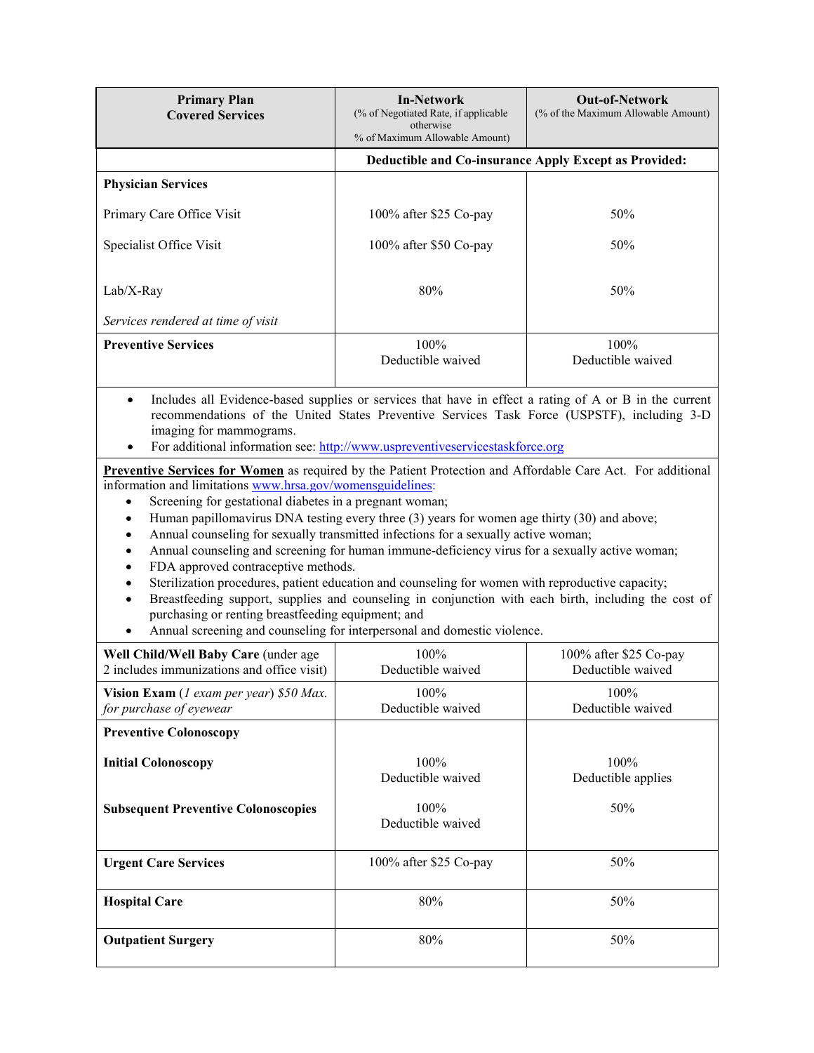| Primary Plan Covered Services | In-Network (% of Negotiated Rate, if applicable otherwise % of Maximum Allowable Amount) | Out-of-Network (% of the Maximum Allowable Amount) |
|---|---|---|
| | **Deductible and Co-insurance Apply Except as Provided:** | |
| **Physician Services** | | |
| Primary Care Office Visit | 100% after $25 Co-pay | 50% |
| Specialist Office Visit | 100% after $50 Co-pay | 50% |
| Lab/X-Ray<br><br>*Services rendered at time of visit* | 80% | 50% |
| **Preventive Services** | 100%<br>Deductible waived | 100%<br>Deductible waived |
| • Includes all Evidence-based supplies or services that have in effect a rating of A or B in the current recommendations of the United States Preventive Services Task Force (USPSTF), including 3-D imaging for mammograms.<br>• For additional information see: http://www.uspreventiveservicestaskforce.org | | |
| **Preventive Services for Women** as required by the Patient Protection and Affordable Care Act. For additional information and limitations www.hrsa.gov/womensguidelines:<br>• Screening for gestational diabetes in a pregnant woman;<br>• Human papillomavirus DNA testing every three (3) years for women age thirty (30) and above;<br>• Annual counseling for sexually transmitted infections for a sexually active woman;<br>• Annual counseling and screening for human immune-deficiency virus for a sexually active woman;<br>• FDA approved contraceptive methods.<br>• Sterilization procedures, patient education and counseling for women with reproductive capacity;<br>• Breastfeeding support, supplies and counseling in conjunction with each birth, including the cost of purchasing or renting breastfeeding equipment; and<br>• Annual screening and counseling for interpersonal and domestic violence. | | |
| **Well Child/Well Baby Care** (under age 2 includes immunizations and office visit) | 100%<br>Deductible waived | 100% after $25 Co-pay<br>Deductible waived |
| **Vision Exam** (*1 exam per year*) *$50 Max. for purchase of eyewear* | 100%<br>Deductible waived | 100%<br>Deductible waived |
| **Preventive Colonoscopy** | | |
| **Initial Colonoscopy** | 100%<br>Deductible waived | 100%<br>Deductible applies |
| **Subsequent Preventive Colonoscopies** | 100%<br>Deductible waived | 50% |
| **Urgent Care Services** | 100% after $25 Co-pay | 50% |
| **Hospital Care** | 80% | 50% |
| **Outpatient Surgery** | 80% | 50% |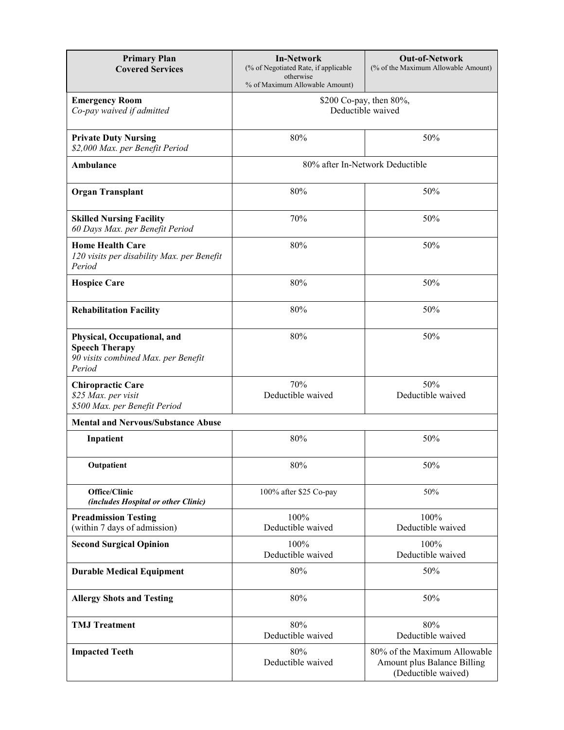| **Primary Plan Covered Services** | **In-Network** (% of Negotiated Rate, if applicable otherwise % of Maximum Allowable Amount) | **Out-of-Network** (% of the Maximum Allowable Amount) |
|---|---|---|
| **Emergency Room** *Co-pay waived if admitted* | $200 Co-pay, then 80%, Deductible waived | |
| **Private Duty Nursing** *$2,000 Max. per Benefit Period* | 80% | 50% |
| **Ambulance** | 80% after In-Network Deductible | |
| **Organ Transplant** | 80% | 50% |
| **Skilled Nursing Facility** *60 Days Max. per Benefit Period* | 70% | 50% |
| **Home Health Care** *120 visits per disability Max. per Benefit Period* | 80% | 50% |
| **Hospice Care** | 80% | 50% |
| **Rehabilitation Facility** | 80% | 50% |
| **Physical, Occupational, and Speech Therapy** *90 visits combined Max. per Benefit Period* | 80% | 50% |
| **Chiropractic Care** *$25 Max. per visit* *$500 Max. per Benefit Period* | 70% Deductible waived | 50% Deductible waived |
| **Mental and Nervous/Substance Abuse** | | |
| **Inpatient** | 80% | 50% |
| **Outpatient** | 80% | 50% |
| **Office/Clinic** ***(includes Hospital or other Clinic)*** | 100% after $25 Co-pay | 50% |
| **Preadmission Testing** (within 7 days of admission) | 100% Deductible waived | 100% Deductible waived |
| **Second Surgical Opinion** | 100% Deductible waived | 100% Deductible waived |
| **Durable Medical Equipment** | 80% | 50% |
| **Allergy Shots and Testing** | 80% | 50% |
| **TMJ Treatment** | 80% Deductible waived | 80% Deductible waived |
| **Impacted Teeth** | 80% Deductible waived | 80% of the Maximum Allowable Amount plus Balance Billing (Deductible waived) |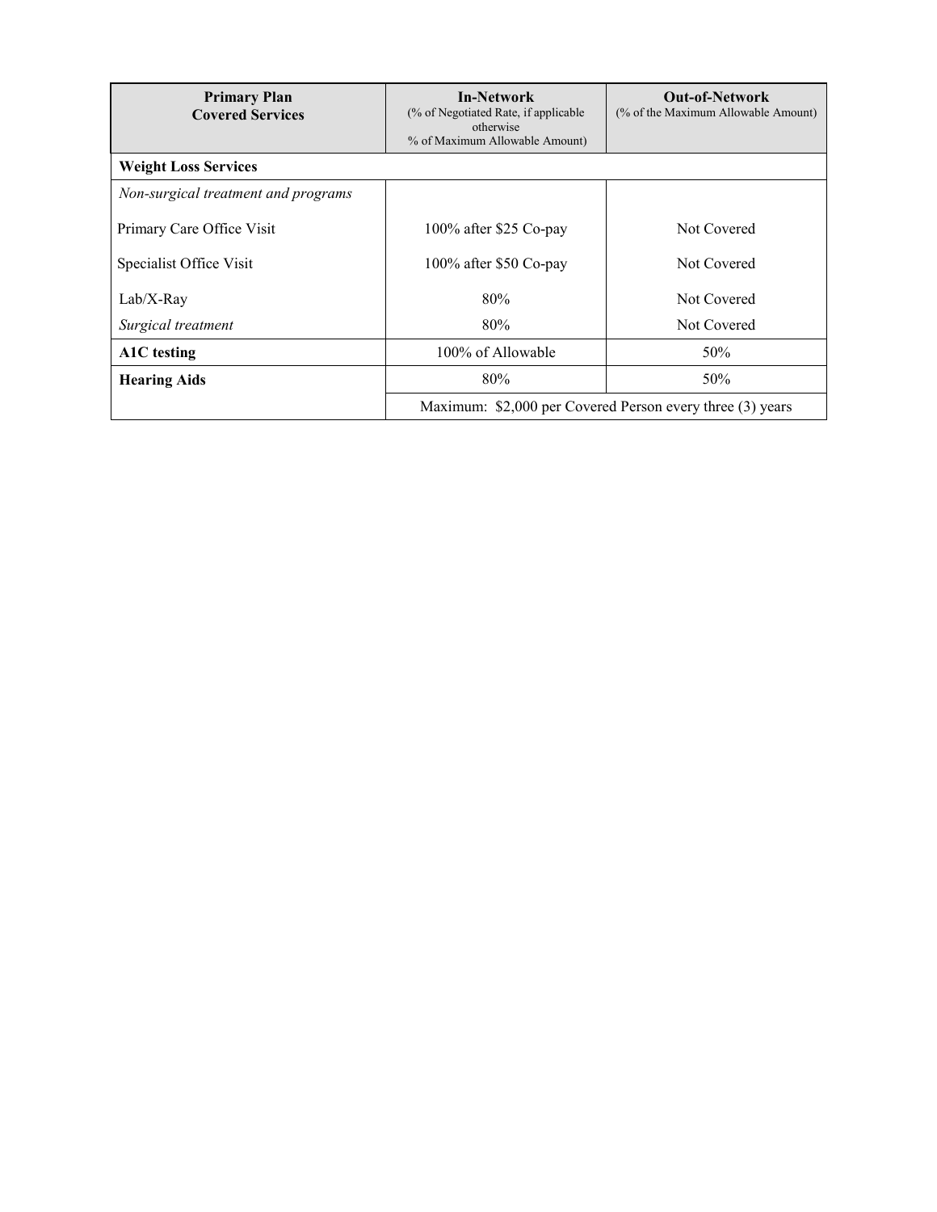| **Primary Plan Covered Services** | **In-Network** (% of Negotiated Rate, if applicable otherwise % of Maximum Allowable Amount) | **Out-of-Network** (% of the Maximum Allowable Amount) |
|---|---|---|
| **Weight Loss Services** | | |
| *Non-surgical treatment and programs* | | |
| Primary Care Office Visit | 100% after $25 Co-pay | Not Covered |
| Specialist Office Visit | 100% after $50 Co-pay | Not Covered |
| Lab/X-Ray | 80% | Not Covered |
| *Surgical treatment* | 80% | Not Covered |
| **A1C testing** | 100% of Allowable | 50% |
| **Hearing Aids** | 80% | 50% |
| | Maximum: $2,000 per Covered Person every three (3) years | |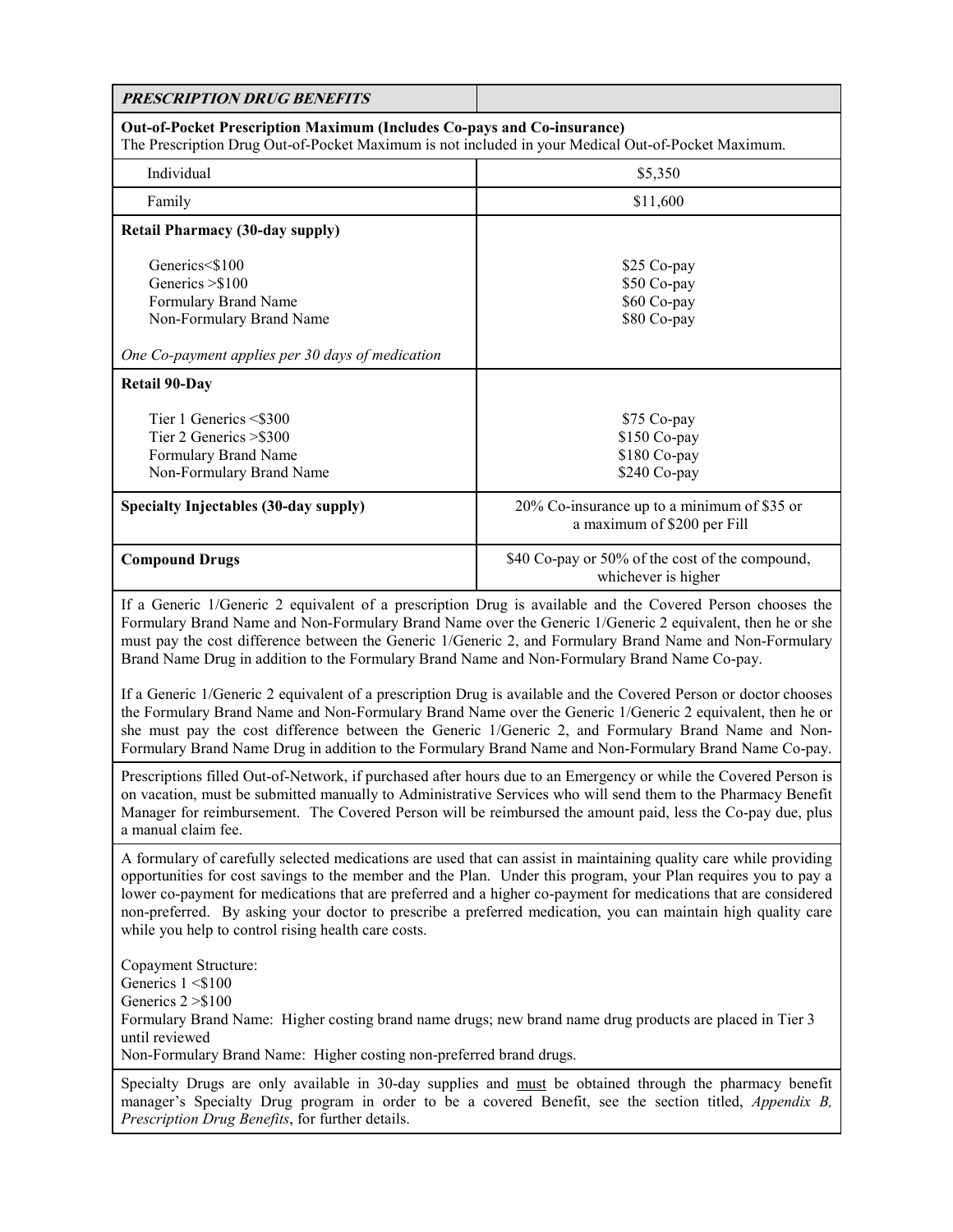| ***PRESCRIPTION DRUG BENEFITS*** | |
|---|---|
| **Out-of-Pocket Prescription Maximum (Includes Co-pays and Co-insurance)** The Prescription Drug Out-of-Pocket Maximum is not included in your Medical Out-of-Pocket Maximum. | |
| Individual | $5,350 |
| Family | $11,600 |
| **Retail Pharmacy (30-day supply)** | |
| Generics<$100 | $25 Co-pay |
| Generics >$100 | $50 Co-pay |
| Formulary Brand Name | $60 Co-pay |
| Non-Formulary Brand Name | $80 Co-pay |
| *One Co-payment applies per 30 days of medication* | |
| **Retail 90-Day** | |
| Tier 1 Generics <$300 | $75 Co-pay |
| Tier 2 Generics >$300 | $150 Co-pay |
| Formulary Brand Name | $180 Co-pay |
| Non-Formulary Brand Name | $240 Co-pay |
| **Specialty Injectables (30-day supply)** | 20% Co-insurance up to a minimum of $35 or a maximum of $200 per Fill |
| **Compound Drugs** | $40 Co-pay or 50% of the cost of the compound, whichever is higher |

If a Generic 1/Generic 2 equivalent of a prescription Drug is available and the Covered Person chooses the Formulary Brand Name and Non-Formulary Brand Name over the Generic 1/Generic 2 equivalent, then he or she must pay the cost difference between the Generic 1/Generic 2, and Formulary Brand Name and Non-Formulary Brand Name Drug in addition to the Formulary Brand Name and Non-Formulary Brand Name Co-pay.

If a Generic 1/Generic 2 equivalent of a prescription Drug is available and the Covered Person or doctor chooses the Formulary Brand Name and Non-Formulary Brand Name over the Generic 1/Generic 2 equivalent, then he or she must pay the cost difference between the Generic 1/Generic 2, and Formulary Brand Name and Non-Formulary Brand Name Drug in addition to the Formulary Brand Name and Non-Formulary Brand Name Co-pay.

Prescriptions filled Out-of-Network, if purchased after hours due to an Emergency or while the Covered Person is on vacation, must be submitted manually to Administrative Services who will send them to the Pharmacy Benefit Manager for reimbursement. The Covered Person will be reimbursed the amount paid, less the Co-pay due, plus a manual claim fee.

A formulary of carefully selected medications are used that can assist in maintaining quality care while providing opportunities for cost savings to the member and the Plan. Under this program, your Plan requires you to pay a lower co-payment for medications that are preferred and a higher co-payment for medications that are considered non-preferred. By asking your doctor to prescribe a preferred medication, you can maintain high quality care while you help to control rising health care costs.

Copayment Structure:
Generics 1 <$100
Generics 2 >$100
Formulary Brand Name: Higher costing brand name drugs; new brand name drug products are placed in Tier 3 until reviewed
Non-Formulary Brand Name: Higher costing non-preferred brand drugs.

Specialty Drugs are only available in 30-day supplies and <u>must</u> be obtained through the pharmacy benefit manager's Specialty Drug program in order to be a covered Benefit, see the section titled, *Appendix B, Prescription Drug Benefits*, for further details.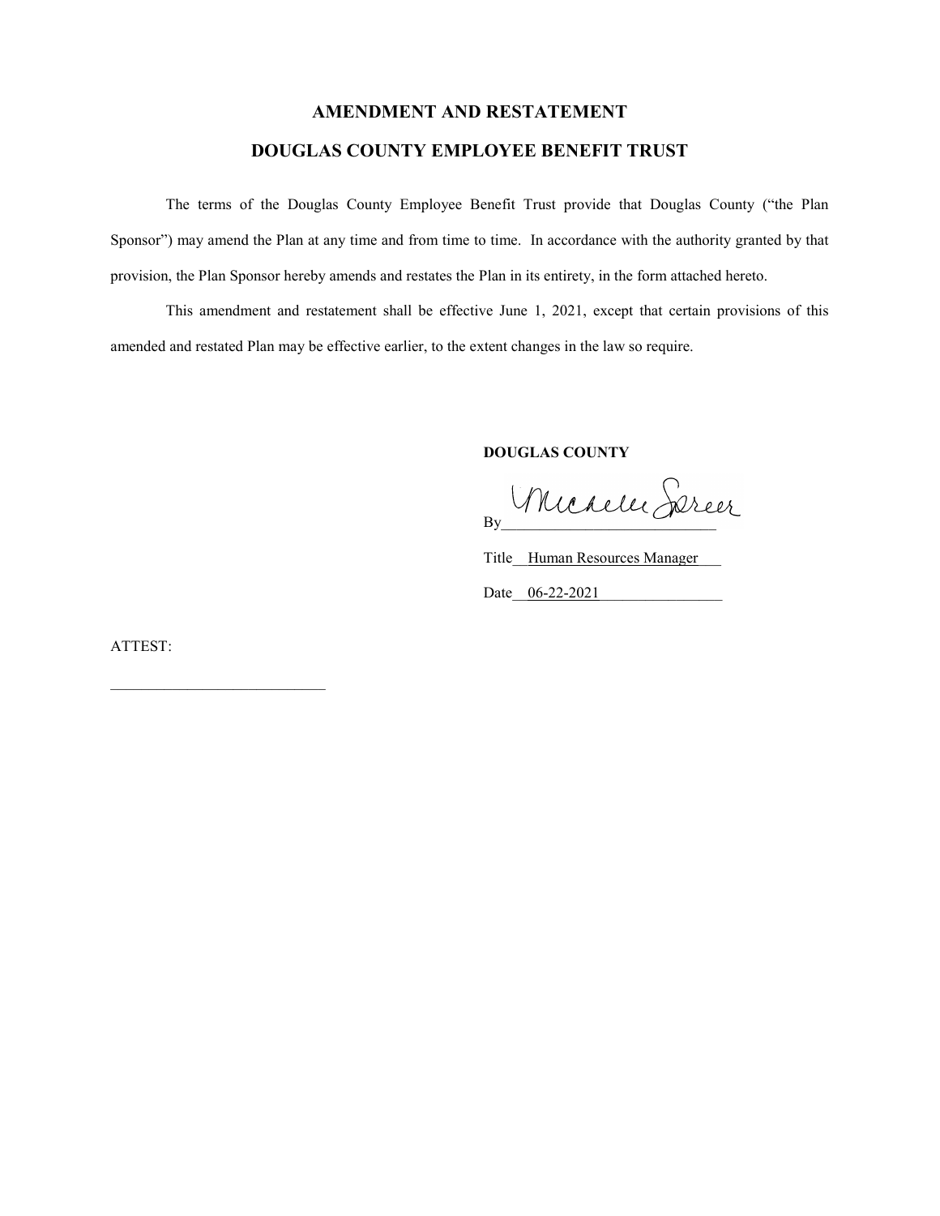# AMENDMENT AND RESTATEMENT

# DOUGLAS COUNTY EMPLOYEE BENEFIT TRUST

The terms of the Douglas County Employee Benefit Trust provide that Douglas County ("the Plan Sponsor") may amend the Plan at any time and from time to time. In accordance with the authority granted by that provision, the Plan Sponsor hereby amends and restates the Plan in its entirety, in the form attached hereto.

This amendment and restatement shall be effective June 1, 2021, except that certain provisions of this amended and restated Plan may be effective earlier, to the extent changes in the law so require.

**DOUGLAS COUNTY**

By Michelle Spreer

Title Human Resources Manager

Date 06-22-2021

ATTEST:

\_\_\_\_\_\_\_\_\_\_\_\_\_\_\_\_\_\_\_\_\_\_\_\_\_\_\_\_